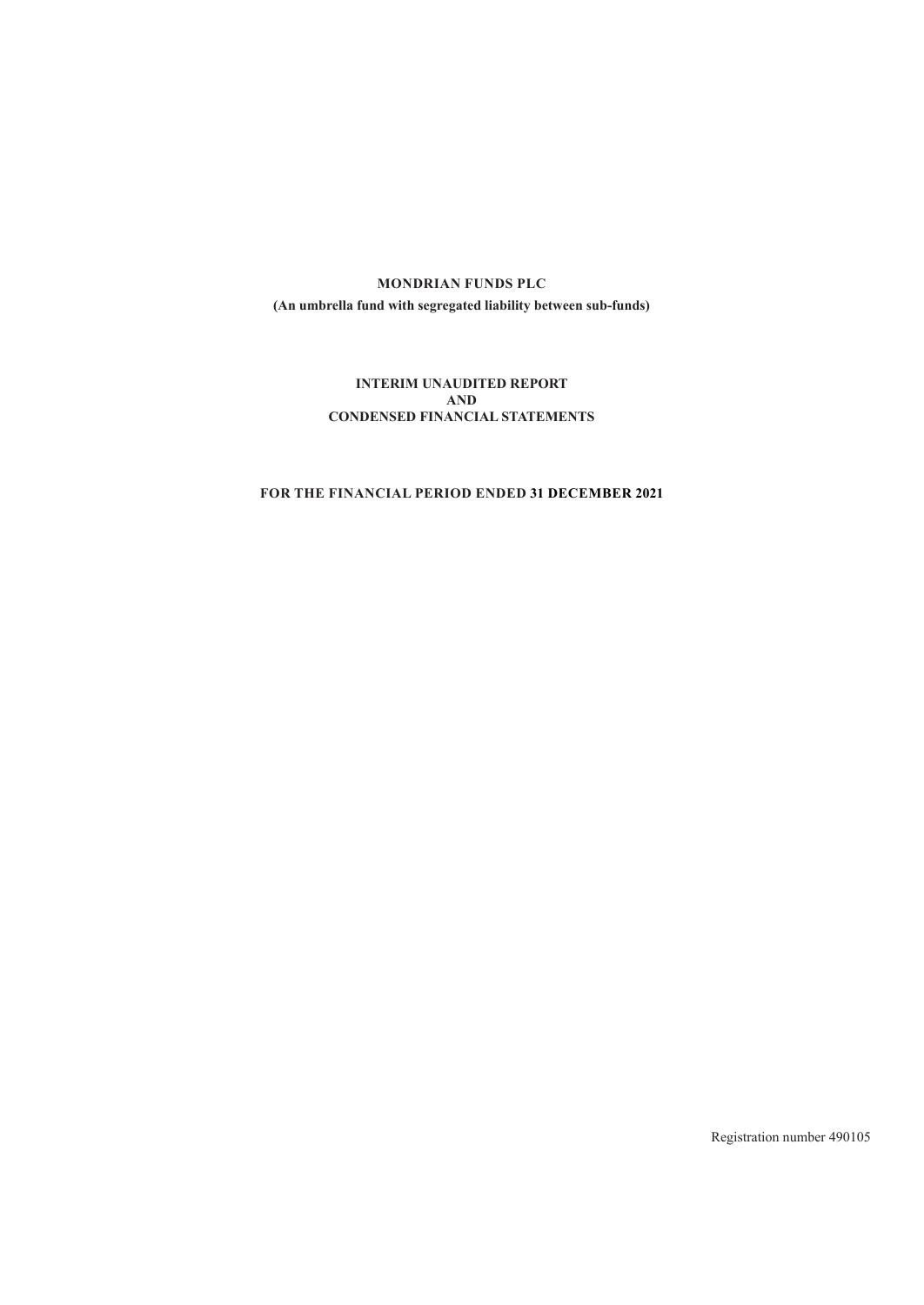# MONDRIAN FUNDS PLC

**(An umbrella fund with segregated liability between sub-funds)**

**INTERIM UNAUDITED REPORT**
**AND**
**CONDENSED FINANCIAL STATEMENTS**

**FOR THE FINANCIAL PERIOD ENDED 31 DECEMBER 2021**

Registration number 490105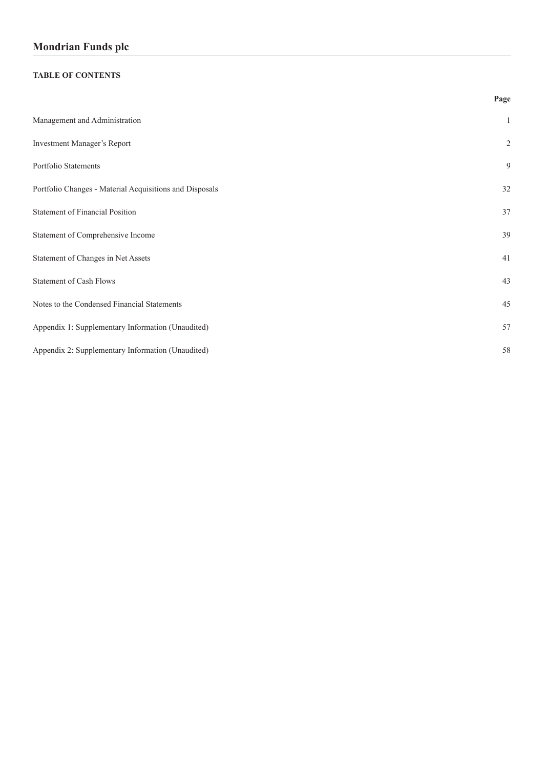# Mondrian Funds plc

## TABLE OF CONTENTS

| | Page |
|---|---|
| Management and Administration | 1 |
| Investment Manager's Report | 2 |
| Portfolio Statements | 9 |
| Portfolio Changes - Material Acquisitions and Disposals | 32 |
| Statement of Financial Position | 37 |
| Statement of Comprehensive Income | 39 |
| Statement of Changes in Net Assets | 41 |
| Statement of Cash Flows | 43 |
| Notes to the Condensed Financial Statements | 45 |
| Appendix 1: Supplementary Information (Unaudited) | 57 |
| Appendix 2: Supplementary Information (Unaudited) | 58 |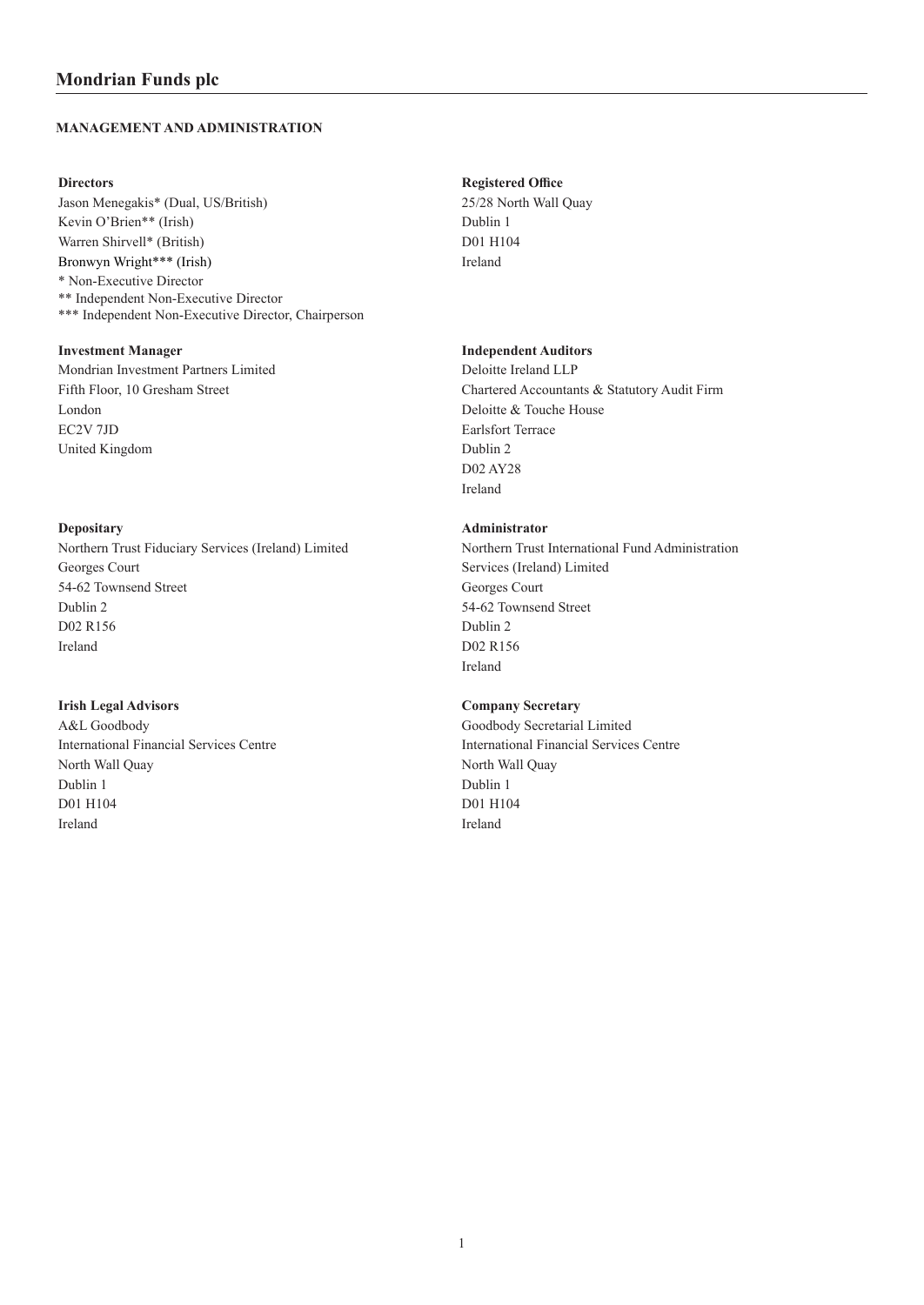# Mondrian Funds plc

## MANAGEMENT AND ADMINISTRATION

**Directors**
Jason Menegakis* (Dual, US/British)
Kevin O'Brien** (Irish)
Warren Shirvell* (British)
Bronwyn Wright*** (Irish)
* Non-Executive Director
** Independent Non-Executive Director
*** Independent Non-Executive Director, Chairperson

**Registered Office**
25/28 North Wall Quay
Dublin 1
D01 H104
Ireland

**Investment Manager**
Mondrian Investment Partners Limited
Fifth Floor, 10 Gresham Street
London
EC2V 7JD
United Kingdom

**Independent Auditors**
Deloitte Ireland LLP
Chartered Accountants & Statutory Audit Firm
Deloitte & Touche House
Earlsfort Terrace
Dublin 2
D02 AY28
Ireland

**Depositary**
Northern Trust Fiduciary Services (Ireland) Limited
Georges Court
54-62 Townsend Street
Dublin 2
D02 R156
Ireland

**Administrator**
Northern Trust International Fund Administration Services (Ireland) Limited
Georges Court
54-62 Townsend Street
Dublin 2
D02 R156
Ireland

**Irish Legal Advisors**
A&L Goodbody
International Financial Services Centre
North Wall Quay
Dublin 1
D01 H104
Ireland

**Company Secretary**
Goodbody Secretarial Limited
International Financial Services Centre
North Wall Quay
Dublin 1
D01 H104
Ireland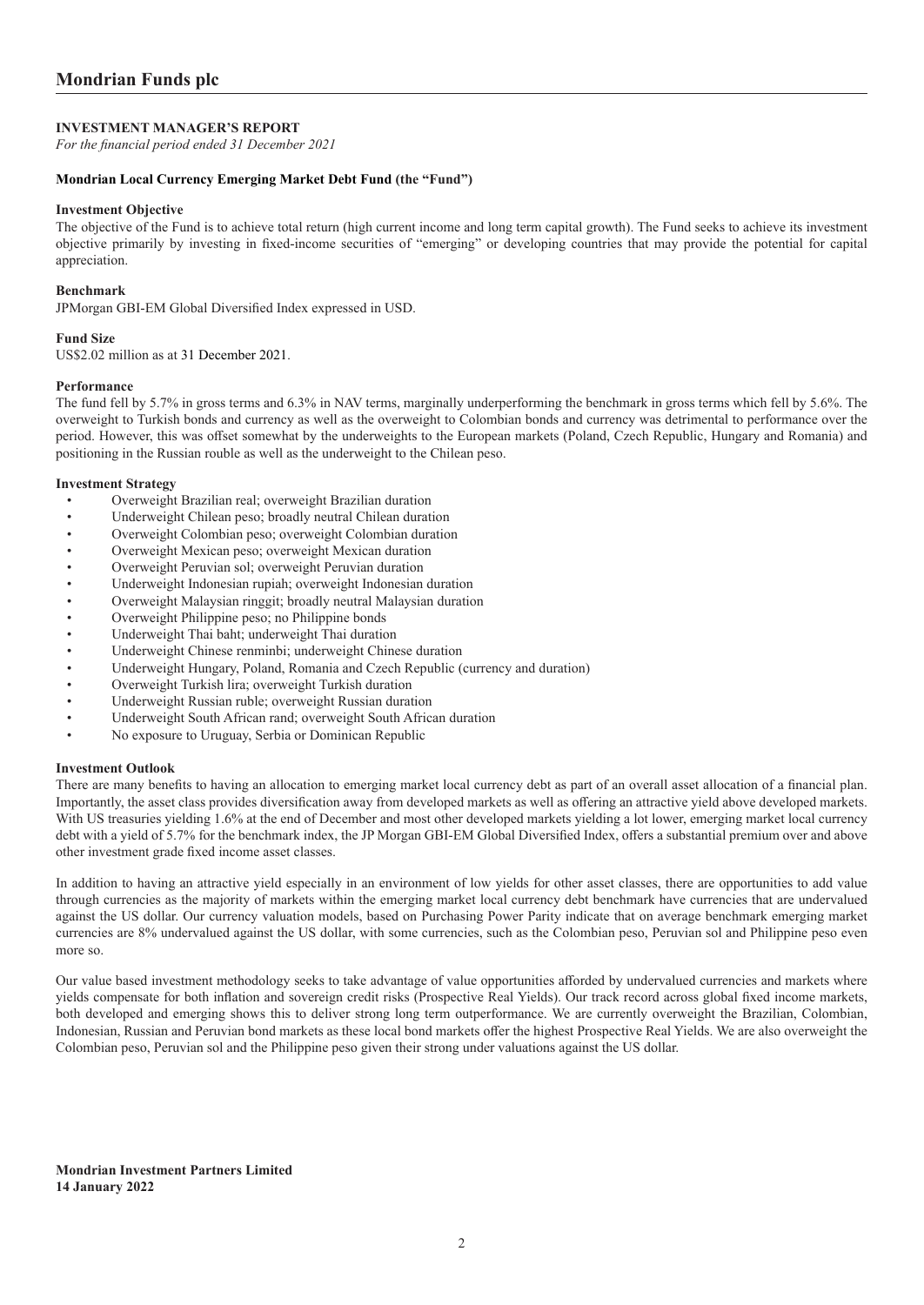# Mondrian Funds plc

**INVESTMENT MANAGER'S REPORT**

*For the financial period ended 31 December 2021*

**Mondrian Local Currency Emerging Market Debt Fund (the "Fund")**

**Investment Objective**

The objective of the Fund is to achieve total return (high current income and long term capital growth). The Fund seeks to achieve its investment objective primarily by investing in fixed-income securities of "emerging" or developing countries that may provide the potential for capital appreciation.

**Benchmark**

JPMorgan GBI-EM Global Diversified Index expressed in USD.

**Fund Size**

US$2.02 million as at 31 December 2021.

**Performance**

The fund fell by 5.7% in gross terms and 6.3% in NAV terms, marginally underperforming the benchmark in gross terms which fell by 5.6%. The overweight to Turkish bonds and currency as well as the overweight to Colombian bonds and currency was detrimental to performance over the period. However, this was offset somewhat by the underweights to the European markets (Poland, Czech Republic, Hungary and Romania) and positioning in the Russian rouble as well as the underweight to the Chilean peso.

**Investment Strategy**

- Overweight Brazilian real; overweight Brazilian duration
- Underweight Chilean peso; broadly neutral Chilean duration
- Overweight Colombian peso; overweight Colombian duration
- Overweight Mexican peso; overweight Mexican duration
- Overweight Peruvian sol; overweight Peruvian duration
- Underweight Indonesian rupiah; overweight Indonesian duration
- Overweight Malaysian ringgit; broadly neutral Malaysian duration
- Overweight Philippine peso; no Philippine bonds
- Underweight Thai baht; underweight Thai duration
- Underweight Chinese renminbi; underweight Chinese duration
- Underweight Hungary, Poland, Romania and Czech Republic (currency and duration)
- Overweight Turkish lira; overweight Turkish duration
- Underweight Russian ruble; overweight Russian duration
- Underweight South African rand; overweight South African duration
- No exposure to Uruguay, Serbia or Dominican Republic

**Investment Outlook**

There are many benefits to having an allocation to emerging market local currency debt as part of an overall asset allocation of a financial plan. Importantly, the asset class provides diversification away from developed markets as well as offering an attractive yield above developed markets. With US treasuries yielding 1.6% at the end of December and most other developed markets yielding a lot lower, emerging market local currency debt with a yield of 5.7% for the benchmark index, the JP Morgan GBI-EM Global Diversified Index, offers a substantial premium over and above other investment grade fixed income asset classes.

In addition to having an attractive yield especially in an environment of low yields for other asset classes, there are opportunities to add value through currencies as the majority of markets within the emerging market local currency debt benchmark have currencies that are undervalued against the US dollar. Our currency valuation models, based on Purchasing Power Parity indicate that on average benchmark emerging market currencies are 8% undervalued against the US dollar, with some currencies, such as the Colombian peso, Peruvian sol and Philippine peso even more so.

Our value based investment methodology seeks to take advantage of value opportunities afforded by undervalued currencies and markets where yields compensate for both inflation and sovereign credit risks (Prospective Real Yields). Our track record across global fixed income markets, both developed and emerging shows this to deliver strong long term outperformance. We are currently overweight the Brazilian, Colombian, Indonesian, Russian and Peruvian bond markets as these local bond markets offer the highest Prospective Real Yields. We are also overweight the Colombian peso, Peruvian sol and the Philippine peso given their strong under valuations against the US dollar.

**Mondrian Investment Partners Limited**
**14 January 2022**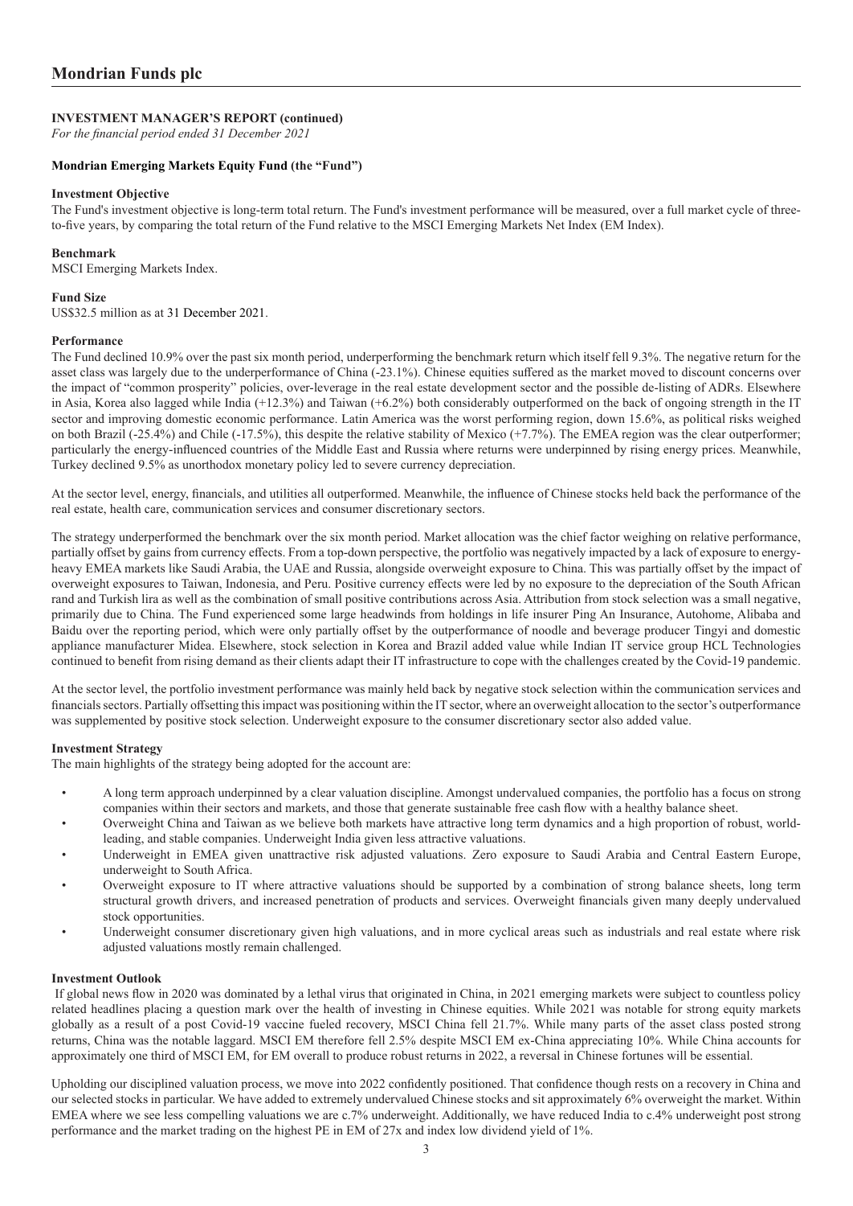# Mondrian Funds plc

**INVESTMENT MANAGER'S REPORT (continued)**

*For the financial period ended 31 December 2021*

**Mondrian Emerging Markets Equity Fund (the "Fund")**

**Investment Objective**

The Fund's investment objective is long-term total return. The Fund's investment performance will be measured, over a full market cycle of three-to-five years, by comparing the total return of the Fund relative to the MSCI Emerging Markets Net Index (EM Index).

**Benchmark**

MSCI Emerging Markets Index.

**Fund Size**

US$32.5 million as at 31 December 2021.

**Performance**

The Fund declined 10.9% over the past six month period, underperforming the benchmark return which itself fell 9.3%. The negative return for the asset class was largely due to the underperformance of China (-23.1%). Chinese equities suffered as the market moved to discount concerns over the impact of "common prosperity" policies, over-leverage in the real estate development sector and the possible de-listing of ADRs. Elsewhere in Asia, Korea also lagged while India (+12.3%) and Taiwan (+6.2%) both considerably outperformed on the back of ongoing strength in the IT sector and improving domestic economic performance. Latin America was the worst performing region, down 15.6%, as political risks weighed on both Brazil (-25.4%) and Chile (-17.5%), this despite the relative stability of Mexico (+7.7%). The EMEA region was the clear outperformer; particularly the energy-influenced countries of the Middle East and Russia where returns were underpinned by rising energy prices. Meanwhile, Turkey declined 9.5% as unorthodox monetary policy led to severe currency depreciation.

At the sector level, energy, financials, and utilities all outperformed. Meanwhile, the influence of Chinese stocks held back the performance of the real estate, health care, communication services and consumer discretionary sectors.

The strategy underperformed the benchmark over the six month period. Market allocation was the chief factor weighing on relative performance, partially offset by gains from currency effects. From a top-down perspective, the portfolio was negatively impacted by a lack of exposure to energy-heavy EMEA markets like Saudi Arabia, the UAE and Russia, alongside overweight exposure to China. This was partially offset by the impact of overweight exposures to Taiwan, Indonesia, and Peru. Positive currency effects were led by no exposure to the depreciation of the South African rand and Turkish lira as well as the combination of small positive contributions across Asia. Attribution from stock selection was a small negative, primarily due to China. The Fund experienced some large headwinds from holdings in life insurer Ping An Insurance, Autohome, Alibaba and Baidu over the reporting period, which were only partially offset by the outperformance of noodle and beverage producer Tingyi and domestic appliance manufacturer Midea. Elsewhere, stock selection in Korea and Brazil added value while Indian IT service group HCL Technologies continued to benefit from rising demand as their clients adapt their IT infrastructure to cope with the challenges created by the Covid-19 pandemic.

At the sector level, the portfolio investment performance was mainly held back by negative stock selection within the communication services and financials sectors. Partially offsetting this impact was positioning within the IT sector, where an overweight allocation to the sector's outperformance was supplemented by positive stock selection. Underweight exposure to the consumer discretionary sector also added value.

**Investment Strategy**

The main highlights of the strategy being adopted for the account are:

- A long term approach underpinned by a clear valuation discipline. Amongst undervalued companies, the portfolio has a focus on strong companies within their sectors and markets, and those that generate sustainable free cash flow with a healthy balance sheet.
- Overweight China and Taiwan as we believe both markets have attractive long term dynamics and a high proportion of robust, world-leading, and stable companies. Underweight India given less attractive valuations.
- Underweight in EMEA given unattractive risk adjusted valuations. Zero exposure to Saudi Arabia and Central Eastern Europe, underweight to South Africa.
- Overweight exposure to IT where attractive valuations should be supported by a combination of strong balance sheets, long term structural growth drivers, and increased penetration of products and services. Overweight financials given many deeply undervalued stock opportunities.
- Underweight consumer discretionary given high valuations, and in more cyclical areas such as industrials and real estate where risk adjusted valuations mostly remain challenged.

**Investment Outlook**

If global news flow in 2020 was dominated by a lethal virus that originated in China, in 2021 emerging markets were subject to countless policy related headlines placing a question mark over the health of investing in Chinese equities. While 2021 was notable for strong equity markets globally as a result of a post Covid-19 vaccine fueled recovery, MSCI China fell 21.7%. While many parts of the asset class posted strong returns, China was the notable laggard. MSCI EM therefore fell 2.5% despite MSCI EM ex-China appreciating 10%. While China accounts for approximately one third of MSCI EM, for EM overall to produce robust returns in 2022, a reversal in Chinese fortunes will be essential.

Upholding our disciplined valuation process, we move into 2022 confidently positioned. That confidence though rests on a recovery in China and our selected stocks in particular. We have added to extremely undervalued Chinese stocks and sit approximately 6% overweight the market. Within EMEA where we see less compelling valuations we are c.7% underweight. Additionally, we have reduced India to c.4% underweight post strong performance and the market trading on the highest PE in EM of 27x and index low dividend yield of 1%.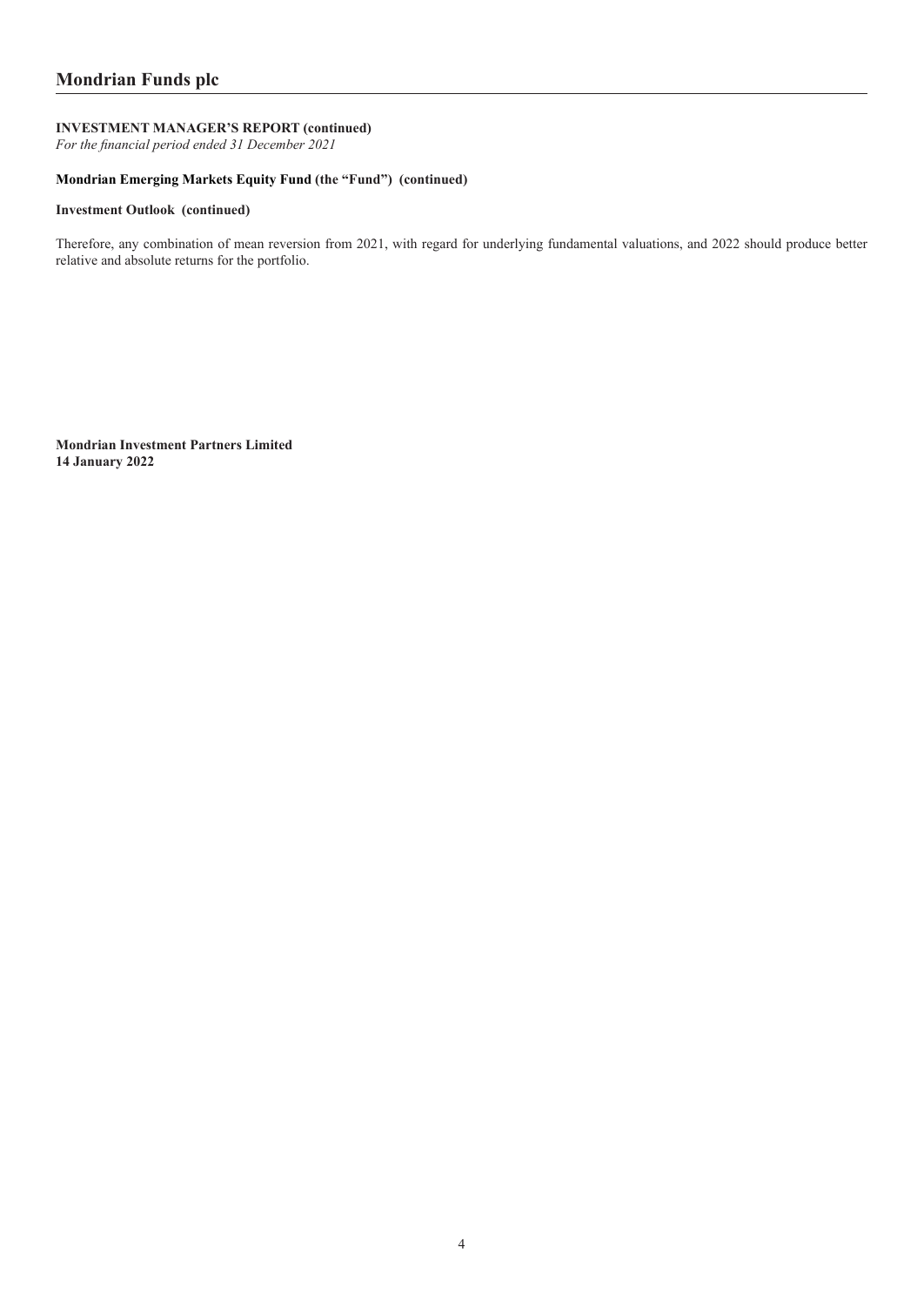**INVESTMENT MANAGER'S REPORT (continued)**

*For the financial period ended 31 December 2021*

**Mondrian Emerging Markets Equity Fund (the "Fund") (continued)**

**Investment Outlook (continued)**

Therefore, any combination of mean reversion from 2021, with regard for underlying fundamental valuations, and 2022 should produce better relative and absolute returns for the portfolio.

**Mondrian Investment Partners Limited**
**14 January 2022**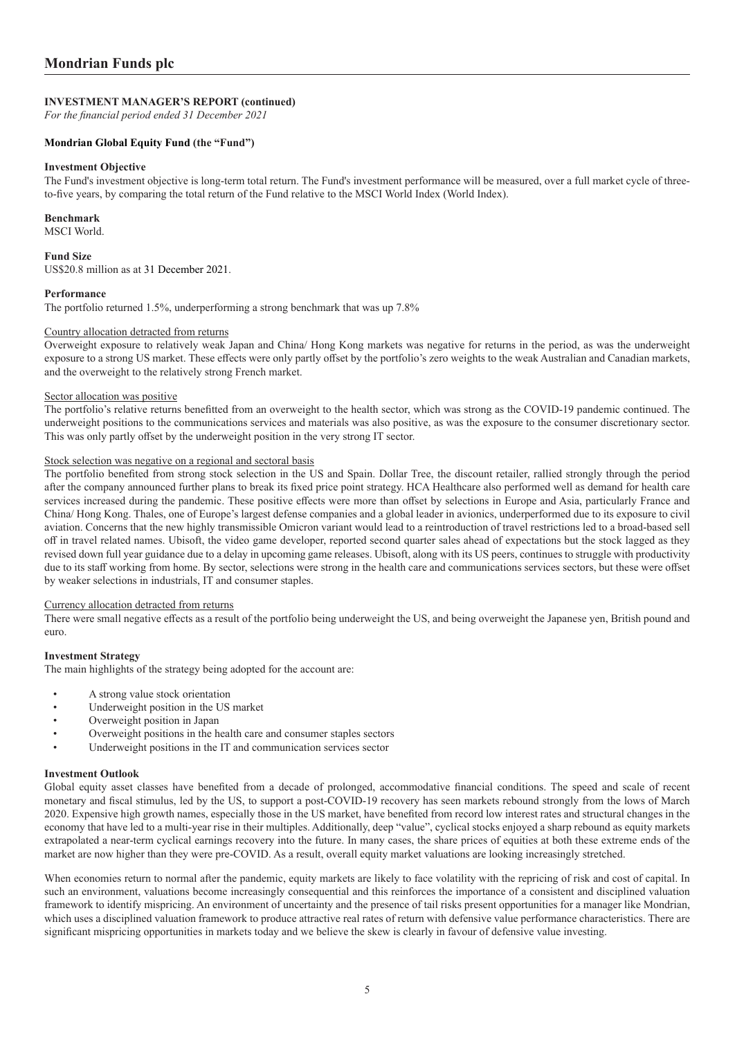## INVESTMENT MANAGER'S REPORT (continued)

*For the financial period ended 31 December 2021*

### Mondrian Global Equity Fund (the "Fund")

**Investment Objective**

The Fund's investment objective is long-term total return. The Fund's investment performance will be measured, over a full market cycle of three-to-five years, by comparing the total return of the Fund relative to the MSCI World Index (World Index).

**Benchmark**

MSCI World.

**Fund Size**

US$20.8 million as at 31 December 2021.

**Performance**

The portfolio returned 1.5%, underperforming a strong benchmark that was up 7.8%

Country allocation detracted from returns

Overweight exposure to relatively weak Japan and China/ Hong Kong markets was negative for returns in the period, as was the underweight exposure to a strong US market. These effects were only partly offset by the portfolio's zero weights to the weak Australian and Canadian markets, and the overweight to the relatively strong French market.

Sector allocation was positive

The portfolio's relative returns benefitted from an overweight to the health sector, which was strong as the COVID-19 pandemic continued. The underweight positions to the communications services and materials was also positive, as was the exposure to the consumer discretionary sector. This was only partly offset by the underweight position in the very strong IT sector.

Stock selection was negative on a regional and sectoral basis

The portfolio benefited from strong stock selection in the US and Spain. Dollar Tree, the discount retailer, rallied strongly through the period after the company announced further plans to break its fixed price point strategy. HCA Healthcare also performed well as demand for health care services increased during the pandemic. These positive effects were more than offset by selections in Europe and Asia, particularly France and China/ Hong Kong. Thales, one of Europe's largest defense companies and a global leader in avionics, underperformed due to its exposure to civil aviation. Concerns that the new highly transmissible Omicron variant would lead to a reintroduction of travel restrictions led to a broad-based sell off in travel related names. Ubisoft, the video game developer, reported second quarter sales ahead of expectations but the stock lagged as they revised down full year guidance due to a delay in upcoming game releases. Ubisoft, along with its US peers, continues to struggle with productivity due to its staff working from home. By sector, selections were strong in the health care and communications services sectors, but these were offset by weaker selections in industrials, IT and consumer staples.

Currency allocation detracted from returns

There were small negative effects as a result of the portfolio being underweight the US, and being overweight the Japanese yen, British pound and euro.

**Investment Strategy**

The main highlights of the strategy being adopted for the account are:

- A strong value stock orientation
- Underweight position in the US market
- Overweight position in Japan
- Overweight positions in the health care and consumer staples sectors
- Underweight positions in the IT and communication services sector

**Investment Outlook**

Global equity asset classes have benefited from a decade of prolonged, accommodative financial conditions. The speed and scale of recent monetary and fiscal stimulus, led by the US, to support a post-COVID-19 recovery has seen markets rebound strongly from the lows of March 2020. Expensive high growth names, especially those in the US market, have benefited from record low interest rates and structural changes in the economy that have led to a multi-year rise in their multiples. Additionally, deep "value", cyclical stocks enjoyed a sharp rebound as equity markets extrapolated a near-term cyclical earnings recovery into the future. In many cases, the share prices of equities at both these extreme ends of the market are now higher than they were pre-COVID. As a result, overall equity market valuations are looking increasingly stretched.

When economies return to normal after the pandemic, equity markets are likely to face volatility with the repricing of risk and cost of capital. In such an environment, valuations become increasingly consequential and this reinforces the importance of a consistent and disciplined valuation framework to identify mispricing. An environment of uncertainty and the presence of tail risks present opportunities for a manager like Mondrian, which uses a disciplined valuation framework to produce attractive real rates of return with defensive value performance characteristics. There are significant mispricing opportunities in markets today and we believe the skew is clearly in favour of defensive value investing.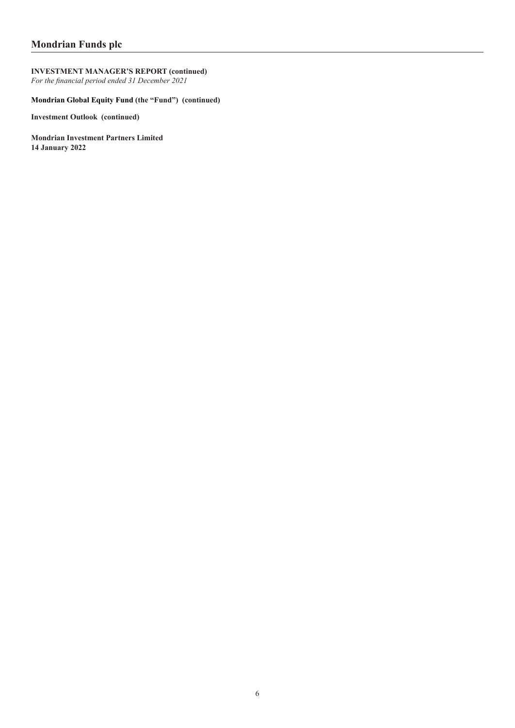**INVESTMENT MANAGER'S REPORT (continued)**
*For the financial period ended 31 December 2021*

**Mondrian Global Equity Fund (the "Fund") (continued)**

**Investment Outlook (continued)**

**Mondrian Investment Partners Limited**
**14 January 2022**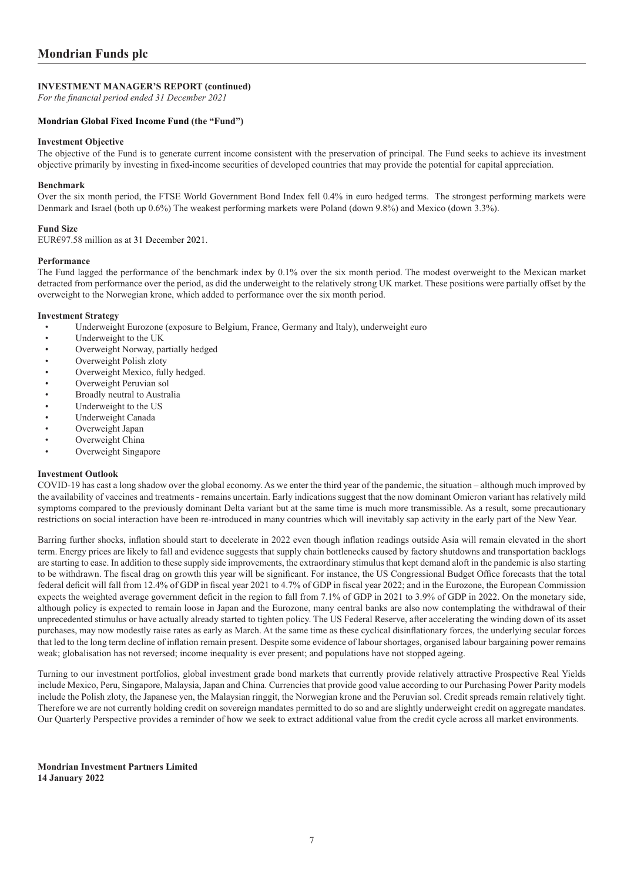## INVESTMENT MANAGER'S REPORT (continued)

*For the financial period ended 31 December 2021*

### Mondrian Global Fixed Income Fund (the "Fund")

**Investment Objective**

The objective of the Fund is to generate current income consistent with the preservation of principal. The Fund seeks to achieve its investment objective primarily by investing in fixed-income securities of developed countries that may provide the potential for capital appreciation.

**Benchmark**

Over the six month period, the FTSE World Government Bond Index fell 0.4% in euro hedged terms. The strongest performing markets were Denmark and Israel (both up 0.6%) The weakest performing markets were Poland (down 9.8%) and Mexico (down 3.3%).

**Fund Size**

EUR€97.58 million as at 31 December 2021.

**Performance**

The Fund lagged the performance of the benchmark index by 0.1% over the six month period. The modest overweight to the Mexican market detracted from performance over the period, as did the underweight to the relatively strong UK market. These positions were partially offset by the overweight to the Norwegian krone, which added to performance over the six month period.

**Investment Strategy**

- Underweight Eurozone (exposure to Belgium, France, Germany and Italy), underweight euro
- Underweight to the UK
- Overweight Norway, partially hedged
- Overweight Polish zloty
- Overweight Mexico, fully hedged.
- Overweight Peruvian sol
- Broadly neutral to Australia
- Underweight to the US
- Underweight Canada
- Overweight Japan
- Overweight China
- Overweight Singapore

**Investment Outlook**

COVID-19 has cast a long shadow over the global economy. As we enter the third year of the pandemic, the situation – although much improved by the availability of vaccines and treatments - remains uncertain. Early indications suggest that the now dominant Omicron variant has relatively mild symptoms compared to the previously dominant Delta variant but at the same time is much more transmissible. As a result, some precautionary restrictions on social interaction have been re-introduced in many countries which will inevitably sap activity in the early part of the New Year.

Barring further shocks, inflation should start to decelerate in 2022 even though inflation readings outside Asia will remain elevated in the short term. Energy prices are likely to fall and evidence suggests that supply chain bottlenecks caused by factory shutdowns and transportation backlogs are starting to ease. In addition to these supply side improvements, the extraordinary stimulus that kept demand aloft in the pandemic is also starting to be withdrawn. The fiscal drag on growth this year will be significant. For instance, the US Congressional Budget Office forecasts that the total federal deficit will fall from 12.4% of GDP in fiscal year 2021 to 4.7% of GDP in fiscal year 2022; and in the Eurozone, the European Commission expects the weighted average government deficit in the region to fall from 7.1% of GDP in 2021 to 3.9% of GDP in 2022. On the monetary side, although policy is expected to remain loose in Japan and the Eurozone, many central banks are also now contemplating the withdrawal of their unprecedented stimulus or have actually already started to tighten policy. The US Federal Reserve, after accelerating the winding down of its asset purchases, may now modestly raise rates as early as March. At the same time as these cyclical disinflationary forces, the underlying secular forces that led to the long term decline of inflation remain present. Despite some evidence of labour shortages, organised labour bargaining power remains weak; globalisation has not reversed; income inequality is ever present; and populations have not stopped ageing.

Turning to our investment portfolios, global investment grade bond markets that currently provide relatively attractive Prospective Real Yields include Mexico, Peru, Singapore, Malaysia, Japan and China. Currencies that provide good value according to our Purchasing Power Parity models include the Polish zloty, the Japanese yen, the Malaysian ringgit, the Norwegian krone and the Peruvian sol. Credit spreads remain relatively tight. Therefore we are not currently holding credit on sovereign mandates permitted to do so and are slightly underweight credit on aggregate mandates. Our Quarterly Perspective provides a reminder of how we seek to extract additional value from the credit cycle across all market environments.

**Mondrian Investment Partners Limited**
**14 January 2022**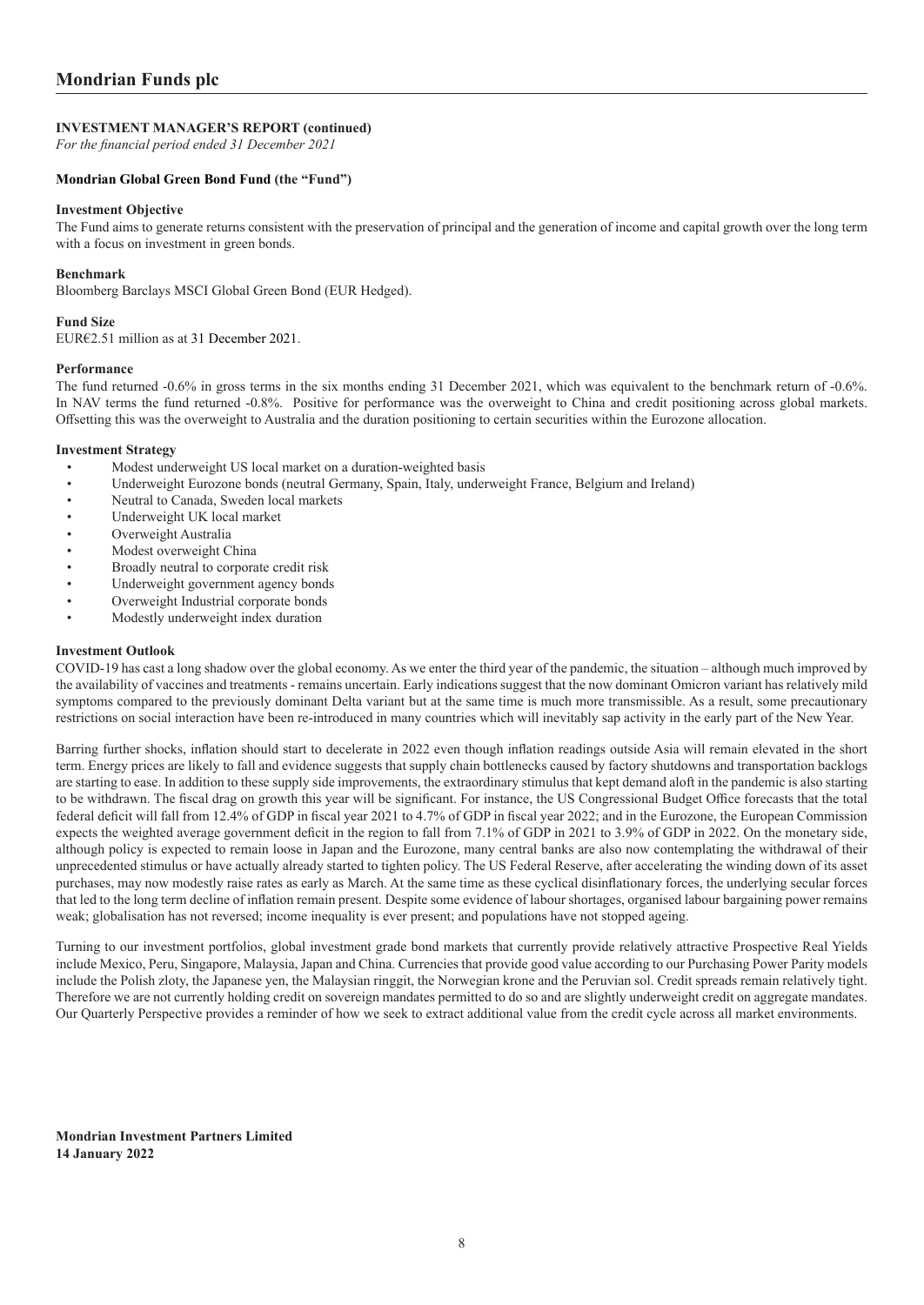## INVESTMENT MANAGER'S REPORT (continued)

*For the financial period ended 31 December 2021*

### Mondrian Global Green Bond Fund (the "Fund")

**Investment Objective**

The Fund aims to generate returns consistent with the preservation of principal and the generation of income and capital growth over the long term with a focus on investment in green bonds.

**Benchmark**

Bloomberg Barclays MSCI Global Green Bond (EUR Hedged).

**Fund Size**

EUR€2.51 million as at 31 December 2021.

**Performance**

The fund returned -0.6% in gross terms in the six months ending 31 December 2021, which was equivalent to the benchmark return of -0.6%. In NAV terms the fund returned -0.8%. Positive for performance was the overweight to China and credit positioning across global markets. Offsetting this was the overweight to Australia and the duration positioning to certain securities within the Eurozone allocation.

**Investment Strategy**

- Modest underweight US local market on a duration-weighted basis
- Underweight Eurozone bonds (neutral Germany, Spain, Italy, underweight France, Belgium and Ireland)
- Neutral to Canada, Sweden local markets
- Underweight UK local market
- Overweight Australia
- Modest overweight China
- Broadly neutral to corporate credit risk
- Underweight government agency bonds
- Overweight Industrial corporate bonds
- Modestly underweight index duration

**Investment Outlook**

COVID-19 has cast a long shadow over the global economy. As we enter the third year of the pandemic, the situation – although much improved by the availability of vaccines and treatments - remains uncertain. Early indications suggest that the now dominant Omicron variant has relatively mild symptoms compared to the previously dominant Delta variant but at the same time is much more transmissible. As a result, some precautionary restrictions on social interaction have been re-introduced in many countries which will inevitably sap activity in the early part of the New Year.

Barring further shocks, inflation should start to decelerate in 2022 even though inflation readings outside Asia will remain elevated in the short term. Energy prices are likely to fall and evidence suggests that supply chain bottlenecks caused by factory shutdowns and transportation backlogs are starting to ease. In addition to these supply side improvements, the extraordinary stimulus that kept demand aloft in the pandemic is also starting to be withdrawn. The fiscal drag on growth this year will be significant. For instance, the US Congressional Budget Office forecasts that the total federal deficit will fall from 12.4% of GDP in fiscal year 2021 to 4.7% of GDP in fiscal year 2022; and in the Eurozone, the European Commission expects the weighted average government deficit in the region to fall from 7.1% of GDP in 2021 to 3.9% of GDP in 2022. On the monetary side, although policy is expected to remain loose in Japan and the Eurozone, many central banks are also now contemplating the withdrawal of their unprecedented stimulus or have actually already started to tighten policy. The US Federal Reserve, after accelerating the winding down of its asset purchases, may now modestly raise rates as early as March. At the same time as these cyclical disinflationary forces, the underlying secular forces that led to the long term decline of inflation remain present. Despite some evidence of labour shortages, organised labour bargaining power remains weak; globalisation has not reversed; income inequality is ever present; and populations have not stopped ageing.

Turning to our investment portfolios, global investment grade bond markets that currently provide relatively attractive Prospective Real Yields include Mexico, Peru, Singapore, Malaysia, Japan and China. Currencies that provide good value according to our Purchasing Power Parity models include the Polish zloty, the Japanese yen, the Malaysian ringgit, the Norwegian krone and the Peruvian sol. Credit spreads remain relatively tight. Therefore we are not currently holding credit on sovereign mandates permitted to do so and are slightly underweight credit on aggregate mandates. Our Quarterly Perspective provides a reminder of how we seek to extract additional value from the credit cycle across all market environments.

**Mondrian Investment Partners Limited**
**14 January 2022**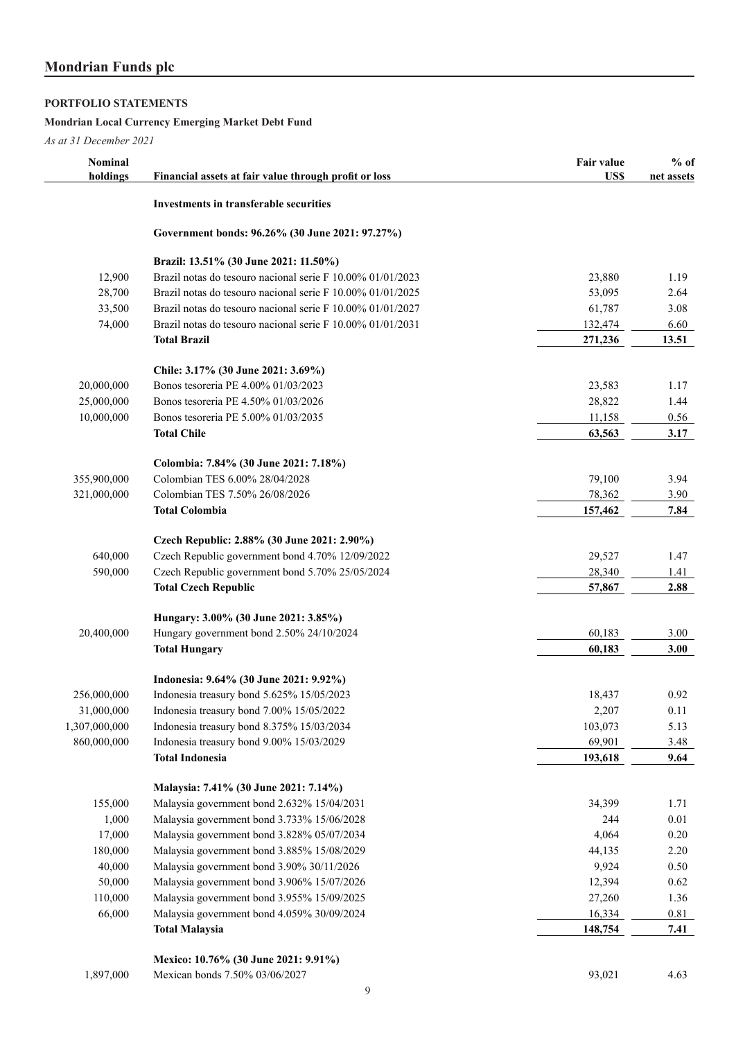## PORTFOLIO STATEMENTS

**Mondrian Local Currency Emerging Market Debt Fund**

*As at 31 December 2021*

| Nominal holdings | Financial assets at fair value through profit or loss | Fair value US$ | % of net assets |
|---|---|---|---|
| | **Investments in transferable securities** | | |
| | **Government bonds: 96.26% (30 June 2021: 97.27%)** | | |
| | **Brazil: 13.51% (30 June 2021: 11.50%)** | | |
| 12,900 | Brazil notas do tesouro nacional serie F 10.00% 01/01/2023 | 23,880 | 1.19 |
| 28,700 | Brazil notas do tesouro nacional serie F 10.00% 01/01/2025 | 53,095 | 2.64 |
| 33,500 | Brazil notas do tesouro nacional serie F 10.00% 01/01/2027 | 61,787 | 3.08 |
| 74,000 | Brazil notas do tesouro nacional serie F 10.00% 01/01/2031 | 132,474 | 6.60 |
| | **Total Brazil** | **271,236** | **13.51** |
| | **Chile: 3.17% (30 June 2021: 3.69%)** | | |
| 20,000,000 | Bonos tesoreria PE 4.00% 01/03/2023 | 23,583 | 1.17 |
| 25,000,000 | Bonos tesoreria PE 4.50% 01/03/2026 | 28,822 | 1.44 |
| 10,000,000 | Bonos tesoreria PE 5.00% 01/03/2035 | 11,158 | 0.56 |
| | **Total Chile** | **63,563** | **3.17** |
| | **Colombia: 7.84% (30 June 2021: 7.18%)** | | |
| 355,900,000 | Colombian TES 6.00% 28/04/2028 | 79,100 | 3.94 |
| 321,000,000 | Colombian TES 7.50% 26/08/2026 | 78,362 | 3.90 |
| | **Total Colombia** | **157,462** | **7.84** |
| | **Czech Republic: 2.88% (30 June 2021: 2.90%)** | | |
| 640,000 | Czech Republic government bond 4.70% 12/09/2022 | 29,527 | 1.47 |
| 590,000 | Czech Republic government bond 5.70% 25/05/2024 | 28,340 | 1.41 |
| | **Total Czech Republic** | **57,867** | **2.88** |
| | **Hungary: 3.00% (30 June 2021: 3.85%)** | | |
| 20,400,000 | Hungary government bond 2.50% 24/10/2024 | 60,183 | 3.00 |
| | **Total Hungary** | **60,183** | **3.00** |
| | **Indonesia: 9.64% (30 June 2021: 9.92%)** | | |
| 256,000,000 | Indonesia treasury bond 5.625% 15/05/2023 | 18,437 | 0.92 |
| 31,000,000 | Indonesia treasury bond 7.00% 15/05/2022 | 2,207 | 0.11 |
| 1,307,000,000 | Indonesia treasury bond 8.375% 15/03/2034 | 103,073 | 5.13 |
| 860,000,000 | Indonesia treasury bond 9.00% 15/03/2029 | 69,901 | 3.48 |
| | **Total Indonesia** | **193,618** | **9.64** |
| | **Malaysia: 7.41% (30 June 2021: 7.14%)** | | |
| 155,000 | Malaysia government bond 2.632% 15/04/2031 | 34,399 | 1.71 |
| 1,000 | Malaysia government bond 3.733% 15/06/2028 | 244 | 0.01 |
| 17,000 | Malaysia government bond 3.828% 05/07/2034 | 4,064 | 0.20 |
| 180,000 | Malaysia government bond 3.885% 15/08/2029 | 44,135 | 2.20 |
| 40,000 | Malaysia government bond 3.90% 30/11/2026 | 9,924 | 0.50 |
| 50,000 | Malaysia government bond 3.906% 15/07/2026 | 12,394 | 0.62 |
| 110,000 | Malaysia government bond 3.955% 15/09/2025 | 27,260 | 1.36 |
| 66,000 | Malaysia government bond 4.059% 30/09/2024 | 16,334 | 0.81 |
| | **Total Malaysia** | **148,754** | **7.41** |
| | **Mexico: 10.76% (30 June 2021: 9.91%)** | | |
| 1,897,000 | Mexican bonds 7.50% 03/06/2027 | 93,021 | 4.63 |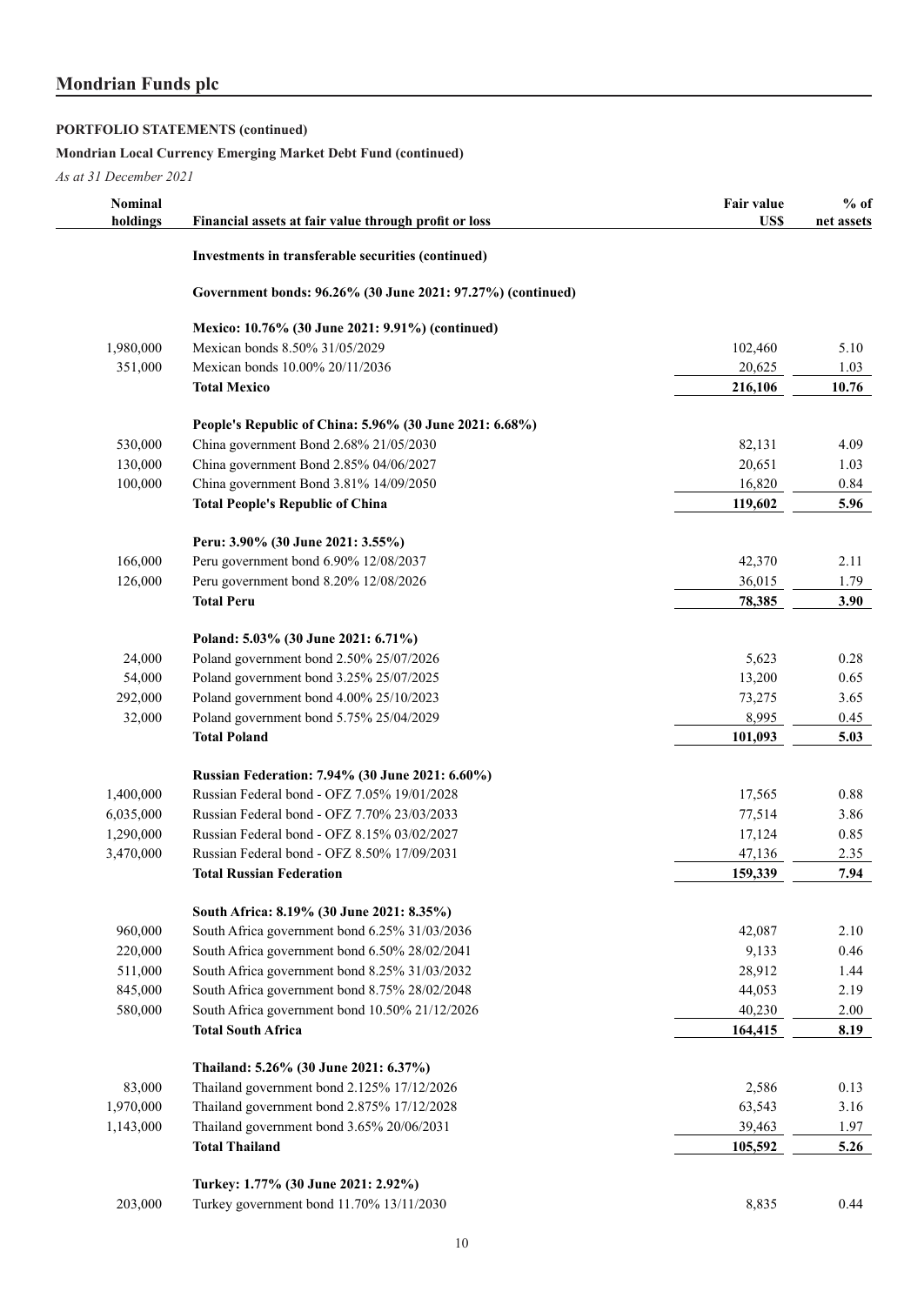# Mondrian Funds plc

**PORTFOLIO STATEMENTS (continued)**

**Mondrian Local Currency Emerging Market Debt Fund (continued)**

*As at 31 December 2021*

| Nominal holdings | Financial assets at fair value through profit or loss | Fair value US$ | % of net assets |
|---|---|---|---|
| | **Investments in transferable securities (continued)** | | |
| | **Government bonds: 96.26% (30 June 2021: 97.27%) (continued)** | | |
| | **Mexico: 10.76% (30 June 2021: 9.91%) (continued)** | | |
| 1,980,000 | Mexican bonds 8.50% 31/05/2029 | 102,460 | 5.10 |
| 351,000 | Mexican bonds 10.00% 20/11/2036 | 20,625 | 1.03 |
| | **Total Mexico** | **216,106** | **10.76** |
| | **People's Republic of China: 5.96% (30 June 2021: 6.68%)** | | |
| 530,000 | China government Bond 2.68% 21/05/2030 | 82,131 | 4.09 |
| 130,000 | China government Bond 2.85% 04/06/2027 | 20,651 | 1.03 |
| 100,000 | China government Bond 3.81% 14/09/2050 | 16,820 | 0.84 |
| | **Total People's Republic of China** | **119,602** | **5.96** |
| | **Peru: 3.90% (30 June 2021: 3.55%)** | | |
| 166,000 | Peru government bond 6.90% 12/08/2037 | 42,370 | 2.11 |
| 126,000 | Peru government bond 8.20% 12/08/2026 | 36,015 | 1.79 |
| | **Total Peru** | **78,385** | **3.90** |
| | **Poland: 5.03% (30 June 2021: 6.71%)** | | |
| 24,000 | Poland government bond 2.50% 25/07/2026 | 5,623 | 0.28 |
| 54,000 | Poland government bond 3.25% 25/07/2025 | 13,200 | 0.65 |
| 292,000 | Poland government bond 4.00% 25/10/2023 | 73,275 | 3.65 |
| 32,000 | Poland government bond 5.75% 25/04/2029 | 8,995 | 0.45 |
| | **Total Poland** | **101,093** | **5.03** |
| | **Russian Federation: 7.94% (30 June 2021: 6.60%)** | | |
| 1,400,000 | Russian Federal bond - OFZ 7.05% 19/01/2028 | 17,565 | 0.88 |
| 6,035,000 | Russian Federal bond - OFZ 7.70% 23/03/2033 | 77,514 | 3.86 |
| 1,290,000 | Russian Federal bond - OFZ 8.15% 03/02/2027 | 17,124 | 0.85 |
| 3,470,000 | Russian Federal bond - OFZ 8.50% 17/09/2031 | 47,136 | 2.35 |
| | **Total Russian Federation** | **159,339** | **7.94** |
| | **South Africa: 8.19% (30 June 2021: 8.35%)** | | |
| 960,000 | South Africa government bond 6.25% 31/03/2036 | 42,087 | 2.10 |
| 220,000 | South Africa government bond 6.50% 28/02/2041 | 9,133 | 0.46 |
| 511,000 | South Africa government bond 8.25% 31/03/2032 | 28,912 | 1.44 |
| 845,000 | South Africa government bond 8.75% 28/02/2048 | 44,053 | 2.19 |
| 580,000 | South Africa government bond 10.50% 21/12/2026 | 40,230 | 2.00 |
| | **Total South Africa** | **164,415** | **8.19** |
| | **Thailand: 5.26% (30 June 2021: 6.37%)** | | |
| 83,000 | Thailand government bond 2.125% 17/12/2026 | 2,586 | 0.13 |
| 1,970,000 | Thailand government bond 2.875% 17/12/2028 | 63,543 | 3.16 |
| 1,143,000 | Thailand government bond 3.65% 20/06/2031 | 39,463 | 1.97 |
| | **Total Thailand** | **105,592** | **5.26** |
| | **Turkey: 1.77% (30 June 2021: 2.92%)** | | |
| 203,000 | Turkey government bond 11.70% 13/11/2030 | 8,835 | 0.44 |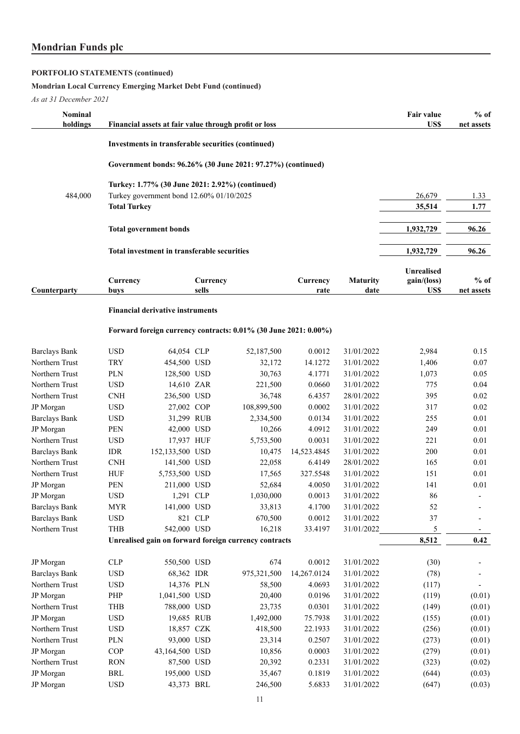## Mondrian Funds plc

### PORTFOLIO STATEMENTS (continued)

**Mondrian Local Currency Emerging Market Debt Fund (continued)**

*As at 31 December 2021*

| Nominal holdings | Financial assets at fair value through profit or loss | Fair value US$ | % of net assets |
|---|---|---|---|
| | **Investments in transferable securities (continued)** | | |
| | **Government bonds: 96.26% (30 June 2021: 97.27%) (continued)** | | |
| | **Turkey: 1.77% (30 June 2021: 2.92%) (continued)** | | |
| 484,000 | Turkey government bond 12.60% 01/10/2025 | 26,679 | 1.33 |
| | **Total Turkey** | **35,514** | **1.77** |
| | **Total government bonds** | **1,932,729** | **96.26** |
| | **Total investment in transferable securities** | **1,932,729** | **96.26** |

| Counterparty | Currency buys | | Currency sells | | Currency rate | Maturity date | Unrealised gain/(loss) US$ | % of net assets |
|---|---|---|---|---|---|---|---|---|
| | **Financial derivative instruments** | | | | | | | |
| | **Forward foreign currency contracts: 0.01% (30 June 2021: 0.00%)** | | | | | | | |
| Barclays Bank | USD | 64,054 | CLP | 52,187,500 | 0.0012 | 31/01/2022 | 2,984 | 0.15 |
| Northern Trust | TRY | 454,500 | USD | 32,172 | 14.1272 | 31/01/2022 | 1,406 | 0.07 |
| Northern Trust | PLN | 128,500 | USD | 30,763 | 4.1771 | 31/01/2022 | 1,073 | 0.05 |
| Northern Trust | USD | 14,610 | ZAR | 221,500 | 0.0660 | 31/01/2022 | 775 | 0.04 |
| Northern Trust | CNH | 236,500 | USD | 36,748 | 6.4357 | 28/01/2022 | 395 | 0.02 |
| JP Morgan | USD | 27,002 | COP | 108,899,500 | 0.0002 | 31/01/2022 | 317 | 0.02 |
| Barclays Bank | USD | 31,299 | RUB | 2,334,500 | 0.0134 | 31/01/2022 | 255 | 0.01 |
| JP Morgan | PEN | 42,000 | USD | 10,266 | 4.0912 | 31/01/2022 | 249 | 0.01 |
| Northern Trust | USD | 17,937 | HUF | 5,753,500 | 0.0031 | 31/01/2022 | 221 | 0.01 |
| Barclays Bank | IDR | 152,133,500 | USD | 10,475 | 14,523.4845 | 31/01/2022 | 200 | 0.01 |
| Northern Trust | CNH | 141,500 | USD | 22,058 | 6.4149 | 28/01/2022 | 165 | 0.01 |
| Northern Trust | HUF | 5,753,500 | USD | 17,565 | 327.5548 | 31/01/2022 | 151 | 0.01 |
| JP Morgan | PEN | 211,000 | USD | 52,684 | 4.0050 | 31/01/2022 | 141 | 0.01 |
| JP Morgan | USD | 1,291 | CLP | 1,030,000 | 0.0013 | 31/01/2022 | 86 | - |
| Barclays Bank | MYR | 141,000 | USD | 33,813 | 4.1700 | 31/01/2022 | 52 | - |
| Barclays Bank | USD | 821 | CLP | 670,500 | 0.0012 | 31/01/2022 | 37 | - |
| Northern Trust | THB | 542,000 | USD | 16,218 | 33.4197 | 31/01/2022 | 5 | - |
| | **Unrealised gain on forward foreign currency contracts** | | | | | | **8,512** | **0.42** |
| JP Morgan | CLP | 550,500 | USD | 674 | 0.0012 | 31/01/2022 | (30) | - |
| Barclays Bank | USD | 68,362 | IDR | 975,321,500 | 14,267.0124 | 31/01/2022 | (78) | - |
| Northern Trust | USD | 14,376 | PLN | 58,500 | 4.0693 | 31/01/2022 | (117) | - |
| JP Morgan | PHP | 1,041,500 | USD | 20,400 | 0.0196 | 31/01/2022 | (119) | (0.01) |
| Northern Trust | THB | 788,000 | USD | 23,735 | 0.0301 | 31/01/2022 | (149) | (0.01) |
| JP Morgan | USD | 19,685 | RUB | 1,492,000 | 75.7938 | 31/01/2022 | (155) | (0.01) |
| Northern Trust | USD | 18,857 | CZK | 418,500 | 22.1933 | 31/01/2022 | (256) | (0.01) |
| Northern Trust | PLN | 93,000 | USD | 23,314 | 0.2507 | 31/01/2022 | (273) | (0.01) |
| JP Morgan | COP | 43,164,500 | USD | 10,856 | 0.0003 | 31/01/2022 | (279) | (0.01) |
| Northern Trust | RON | 87,500 | USD | 20,392 | 0.2331 | 31/01/2022 | (323) | (0.02) |
| JP Morgan | BRL | 195,000 | USD | 35,467 | 0.1819 | 31/01/2022 | (644) | (0.03) |
| JP Morgan | USD | 43,373 | BRL | 246,500 | 5.6833 | 31/01/2022 | (647) | (0.03) |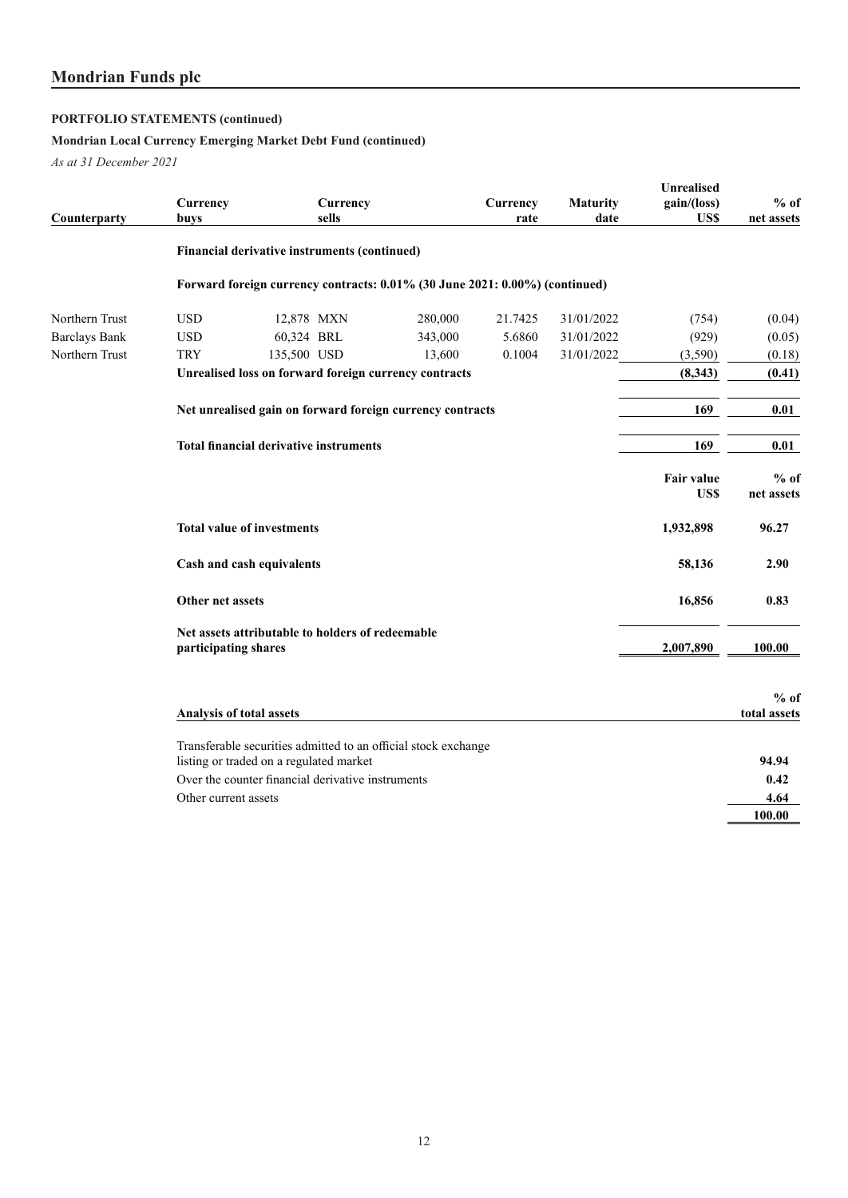## Mondrian Funds plc

### PORTFOLIO STATEMENTS (continued)

**Mondrian Local Currency Emerging Market Debt Fund (continued)**

*As at 31 December 2021*

| Counterparty | Currency buys | | Currency sells | | Currency rate | Maturity date | Unrealised gain/(loss) US$ | % of net assets |
|---|---|---|---|---|---|---|---|---|
| | **Financial derivative instruments (continued)** | | | | | | | |
| | **Forward foreign currency contracts: 0.01% (30 June 2021: 0.00%) (continued)** | | | | | | | |
| Northern Trust | USD | 12,878 | MXN | 280,000 | 21.7425 | 31/01/2022 | (754) | (0.04) |
| Barclays Bank | USD | 60,324 | BRL | 343,000 | 5.6860 | 31/01/2022 | (929) | (0.05) |
| Northern Trust | TRY | 135,500 | USD | 13,600 | 0.1004 | 31/01/2022 | (3,590) | (0.18) |
| | **Unrealised loss on forward foreign currency contracts** | | | | | | **(8,343)** | **(0.41)** |
| | **Net unrealised gain on forward foreign currency contracts** | | | | | | **169** | **0.01** |
| | **Total financial derivative instruments** | | | | | | **169** | **0.01** |

| | Fair value US$ | % of net assets |
|---|---|---|
| **Total value of investments** | **1,932,898** | **96.27** |
| **Cash and cash equivalents** | **58,136** | **2.90** |
| **Other net assets** | **16,856** | **0.83** |
| **Net assets attributable to holders of redeemable participating shares** | **2,007,890** | **100.00** |

| Analysis of total assets | % of total assets |
|---|---|
| Transferable securities admitted to an official stock exchange listing or traded on a regulated market | **94.94** |
| Over the counter financial derivative instruments | **0.42** |
| Other current assets | **4.64** |
| | **100.00** |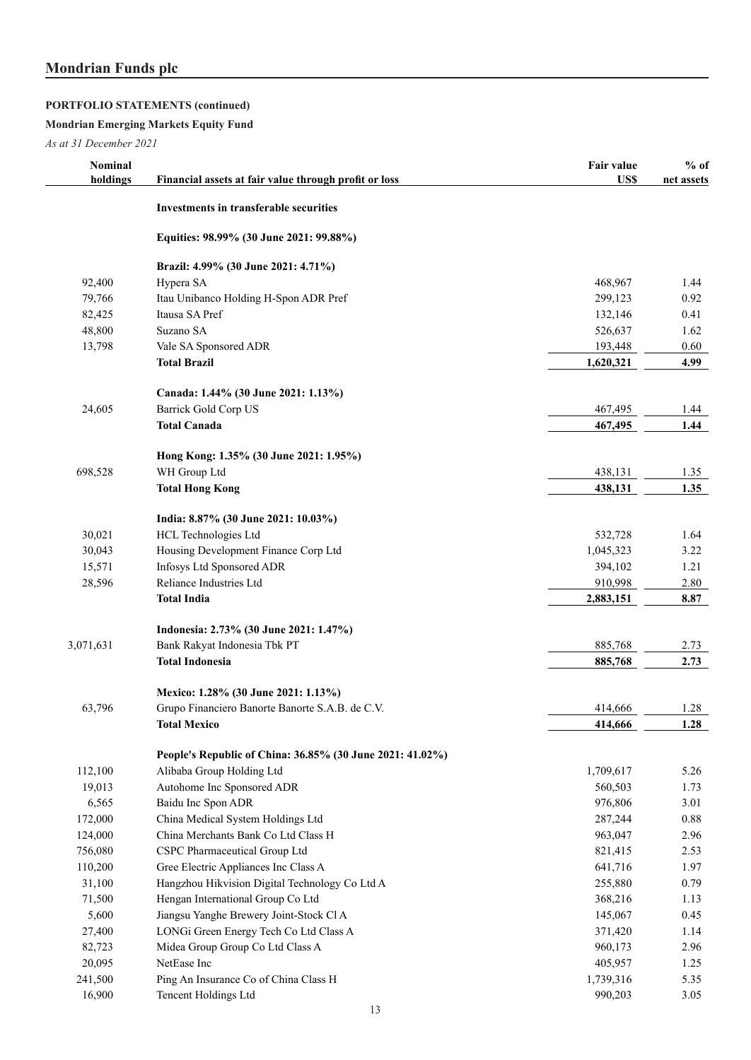# Mondrian Funds plc

**PORTFOLIO STATEMENTS (continued)**

**Mondrian Emerging Markets Equity Fund**

*As at 31 December 2021*

| Nominal holdings | Financial assets at fair value through profit or loss | Fair value US$ | % of net assets |
|---|---|---|---|
| | **Investments in transferable securities** | | |
| | **Equities: 98.99% (30 June 2021: 99.88%)** | | |
| | **Brazil: 4.99% (30 June 2021: 4.71%)** | | |
| 92,400 | Hypera SA | 468,967 | 1.44 |
| 79,766 | Itau Unibanco Holding H-Spon ADR Pref | 299,123 | 0.92 |
| 82,425 | Itausa SA Pref | 132,146 | 0.41 |
| 48,800 | Suzano SA | 526,637 | 1.62 |
| 13,798 | Vale SA Sponsored ADR | 193,448 | 0.60 |
| | **Total Brazil** | **1,620,321** | **4.99** |
| | **Canada: 1.44% (30 June 2021: 1.13%)** | | |
| 24,605 | Barrick Gold Corp US | 467,495 | 1.44 |
| | **Total Canada** | **467,495** | **1.44** |
| | **Hong Kong: 1.35% (30 June 2021: 1.95%)** | | |
| 698,528 | WH Group Ltd | 438,131 | 1.35 |
| | **Total Hong Kong** | **438,131** | **1.35** |
| | **India: 8.87% (30 June 2021: 10.03%)** | | |
| 30,021 | HCL Technologies Ltd | 532,728 | 1.64 |
| 30,043 | Housing Development Finance Corp Ltd | 1,045,323 | 3.22 |
| 15,571 | Infosys Ltd Sponsored ADR | 394,102 | 1.21 |
| 28,596 | Reliance Industries Ltd | 910,998 | 2.80 |
| | **Total India** | **2,883,151** | **8.87** |
| | **Indonesia: 2.73% (30 June 2021: 1.47%)** | | |
| 3,071,631 | Bank Rakyat Indonesia Tbk PT | 885,768 | 2.73 |
| | **Total Indonesia** | **885,768** | **2.73** |
| | **Mexico: 1.28% (30 June 2021: 1.13%)** | | |
| 63,796 | Grupo Financiero Banorte Banorte S.A.B. de C.V. | 414,666 | 1.28 |
| | **Total Mexico** | **414,666** | **1.28** |
| | **People's Republic of China: 36.85% (30 June 2021: 41.02%)** | | |
| 112,100 | Alibaba Group Holding Ltd | 1,709,617 | 5.26 |
| 19,013 | Autohome Inc Sponsored ADR | 560,503 | 1.73 |
| 6,565 | Baidu Inc Spon ADR | 976,806 | 3.01 |
| 172,000 | China Medical System Holdings Ltd | 287,244 | 0.88 |
| 124,000 | China Merchants Bank Co Ltd Class H | 963,047 | 2.96 |
| 756,080 | CSPC Pharmaceutical Group Ltd | 821,415 | 2.53 |
| 110,200 | Gree Electric Appliances Inc Class A | 641,716 | 1.97 |
| 31,100 | Hangzhou Hikvision Digital Technology Co Ltd A | 255,880 | 0.79 |
| 71,500 | Hengan International Group Co Ltd | 368,216 | 1.13 |
| 5,600 | Jiangsu Yanghe Brewery Joint-Stock Cl A | 145,067 | 0.45 |
| 27,400 | LONGi Green Energy Tech Co Ltd Class A | 371,420 | 1.14 |
| 82,723 | Midea Group Group Co Ltd Class A | 960,173 | 2.96 |
| 20,095 | NetEase Inc | 405,957 | 1.25 |
| 241,500 | Ping An Insurance Co of China Class H | 1,739,316 | 5.35 |
| 16,900 | Tencent Holdings Ltd | 990,203 | 3.05 |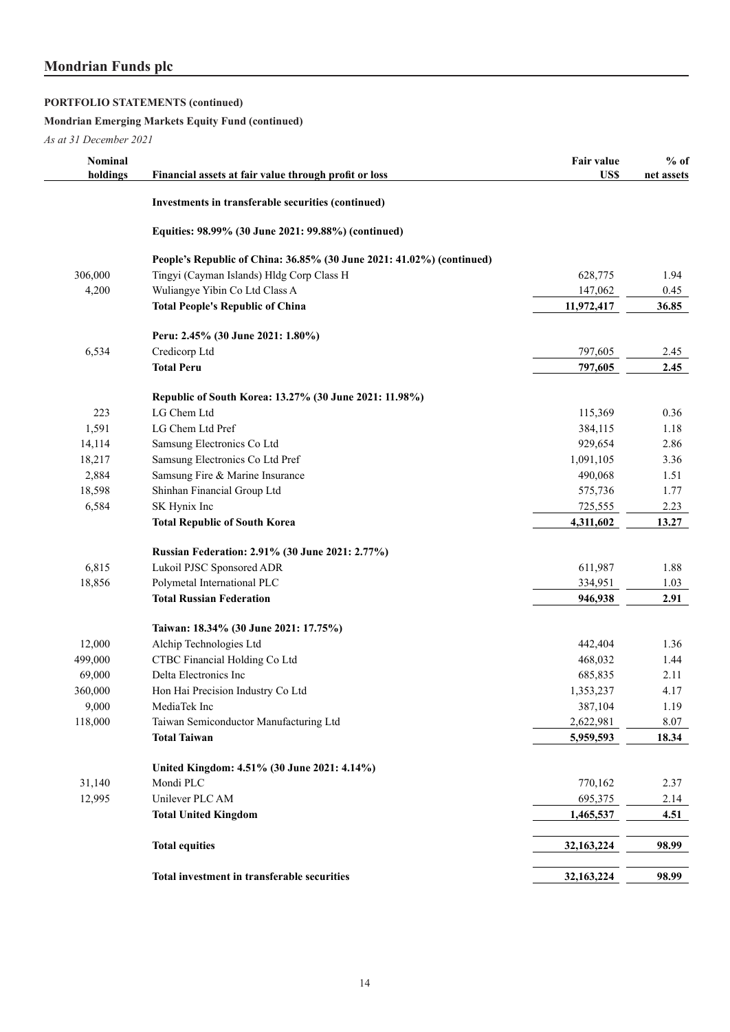# Mondrian Funds plc

**PORTFOLIO STATEMENTS (continued)**

**Mondrian Emerging Markets Equity Fund (continued)**

*As at 31 December 2021*

| Nominal holdings | Financial assets at fair value through profit or loss | Fair value US$ | % of net assets |
|---|---|---|---|
| | **Investments in transferable securities (continued)** | | |
| | **Equities: 98.99% (30 June 2021: 99.88%) (continued)** | | |
| | **People's Republic of China: 36.85% (30 June 2021: 41.02%) (continued)** | | |
| 306,000 | Tingyi (Cayman Islands) Hldg Corp Class H | 628,775 | 1.94 |
| 4,200 | Wuliangye Yibin Co Ltd Class A | 147,062 | 0.45 |
| | **Total People's Republic of China** | **11,972,417** | **36.85** |
| | **Peru: 2.45% (30 June 2021: 1.80%)** | | |
| 6,534 | Credicorp Ltd | 797,605 | 2.45 |
| | **Total Peru** | **797,605** | **2.45** |
| | **Republic of South Korea: 13.27% (30 June 2021: 11.98%)** | | |
| 223 | LG Chem Ltd | 115,369 | 0.36 |
| 1,591 | LG Chem Ltd Pref | 384,115 | 1.18 |
| 14,114 | Samsung Electronics Co Ltd | 929,654 | 2.86 |
| 18,217 | Samsung Electronics Co Ltd Pref | 1,091,105 | 3.36 |
| 2,884 | Samsung Fire & Marine Insurance | 490,068 | 1.51 |
| 18,598 | Shinhan Financial Group Ltd | 575,736 | 1.77 |
| 6,584 | SK Hynix Inc | 725,555 | 2.23 |
| | **Total Republic of South Korea** | **4,311,602** | **13.27** |
| | **Russian Federation: 2.91% (30 June 2021: 2.77%)** | | |
| 6,815 | Lukoil PJSC Sponsored ADR | 611,987 | 1.88 |
| 18,856 | Polymetal International PLC | 334,951 | 1.03 |
| | **Total Russian Federation** | **946,938** | **2.91** |
| | **Taiwan: 18.34% (30 June 2021: 17.75%)** | | |
| 12,000 | Alchip Technologies Ltd | 442,404 | 1.36 |
| 499,000 | CTBC Financial Holding Co Ltd | 468,032 | 1.44 |
| 69,000 | Delta Electronics Inc | 685,835 | 2.11 |
| 360,000 | Hon Hai Precision Industry Co Ltd | 1,353,237 | 4.17 |
| 9,000 | MediaTek Inc | 387,104 | 1.19 |
| 118,000 | Taiwan Semiconductor Manufacturing Ltd | 2,622,981 | 8.07 |
| | **Total Taiwan** | **5,959,593** | **18.34** |
| | **United Kingdom: 4.51% (30 June 2021: 4.14%)** | | |
| 31,140 | Mondi PLC | 770,162 | 2.37 |
| 12,995 | Unilever PLC AM | 695,375 | 2.14 |
| | **Total United Kingdom** | **1,465,537** | **4.51** |
| | **Total equities** | **32,163,224** | **98.99** |
| | **Total investment in transferable securities** | **32,163,224** | **98.99** |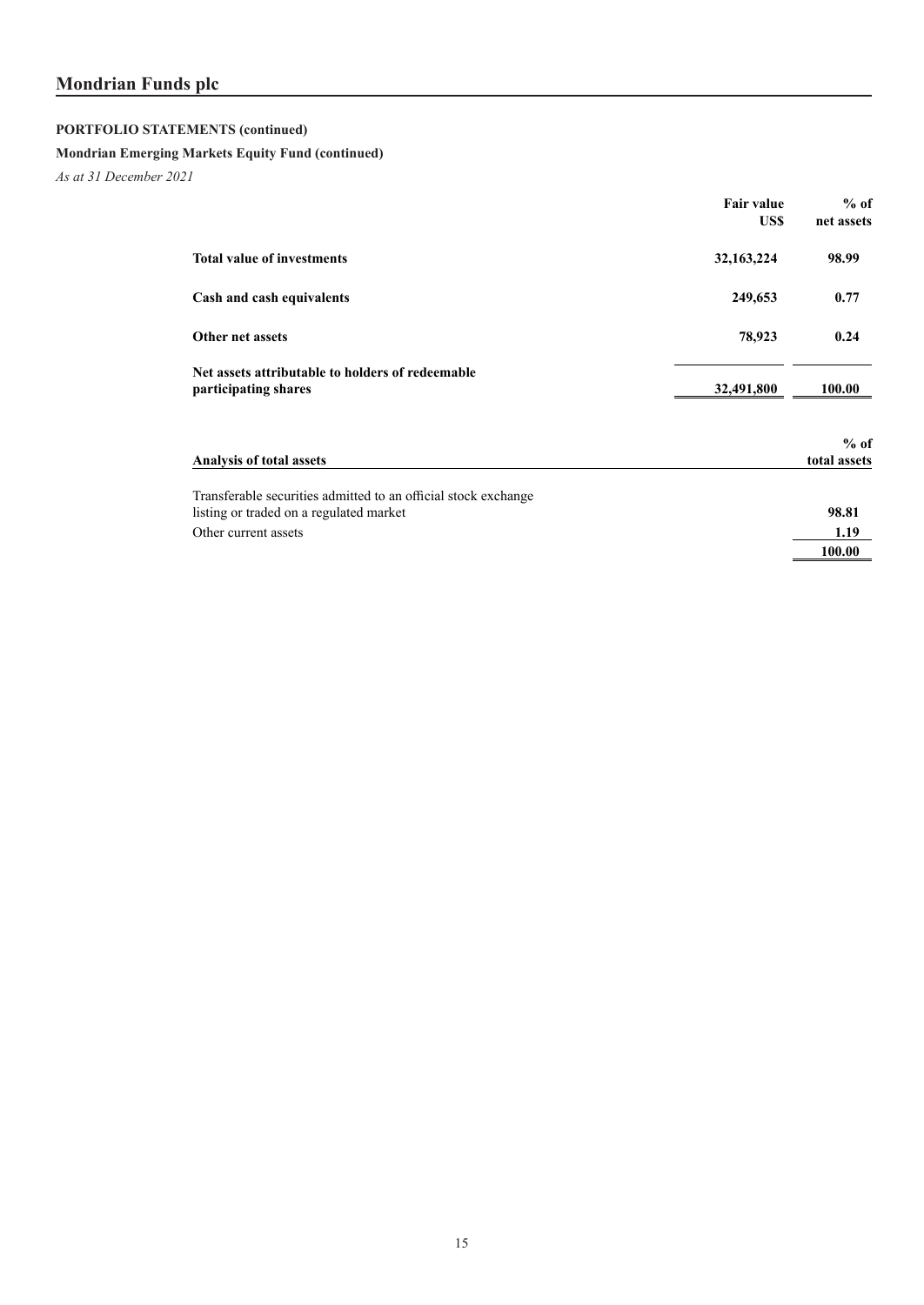## Mondrian Funds plc

**PORTFOLIO STATEMENTS (continued)**

**Mondrian Emerging Markets Equity Fund (continued)**

*As at 31 December 2021*

| | Fair value US$ | % of net assets |
|---|---|---|
| **Total value of investments** | **32,163,224** | **98.99** |
| **Cash and cash equivalents** | **249,653** | **0.77** |
| **Other net assets** | **78,923** | **0.24** |
| **Net assets attributable to holders of redeemable participating shares** | **32,491,800** | **100.00** |

| **Analysis of total assets** | % of total assets |
|---|---|
| Transferable securities admitted to an official stock exchange listing or traded on a regulated market | **98.81** |
| Other current assets | **1.19** |
| | **100.00** |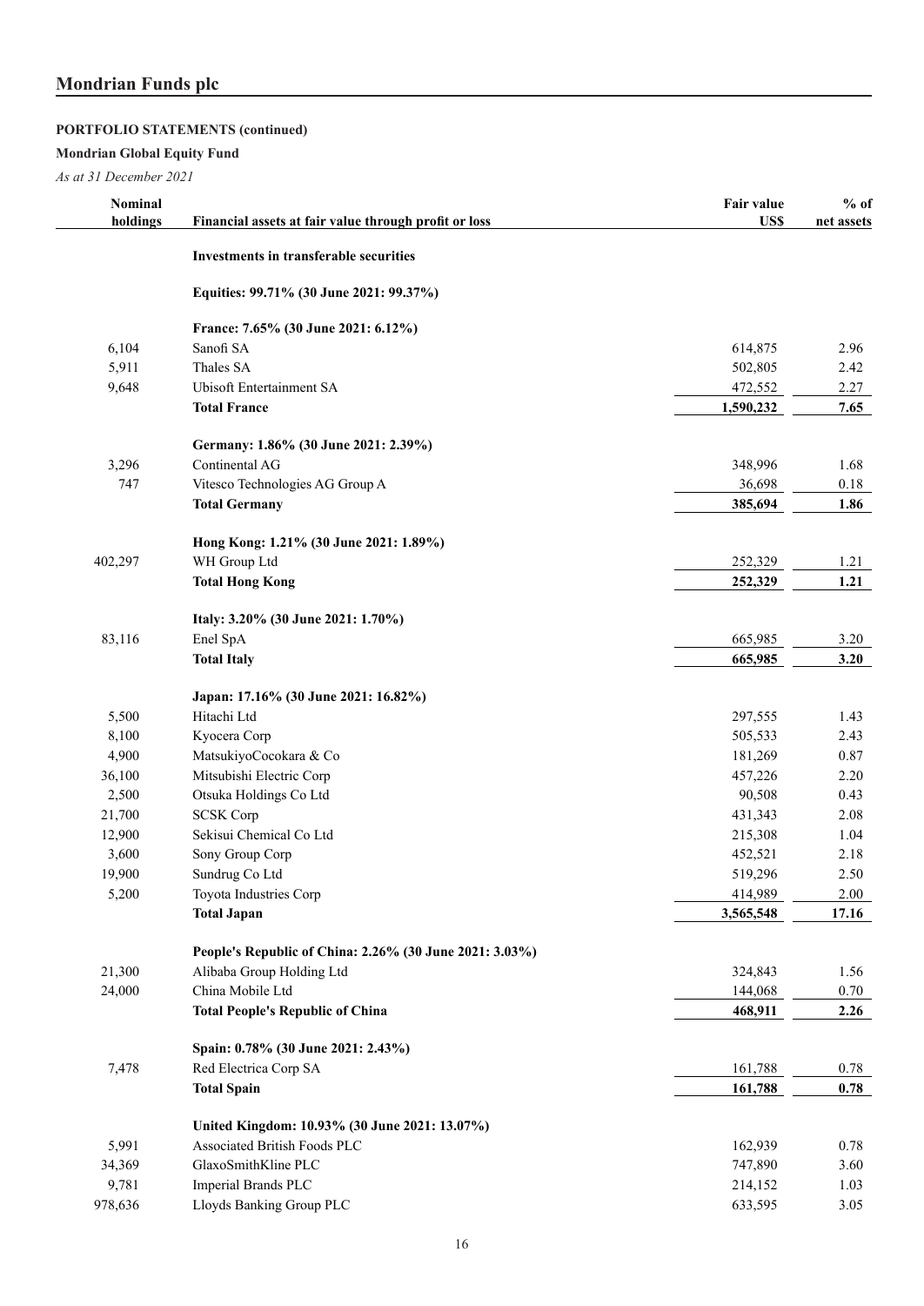# Mondrian Funds plc

**PORTFOLIO STATEMENTS (continued)**

**Mondrian Global Equity Fund**

*As at 31 December 2021*

| Nominal holdings | Financial assets at fair value through profit or loss | Fair value US$ | % of net assets |
|---|---|---|---|
| | **Investments in transferable securities** | | |
| | **Equities: 99.71% (30 June 2021: 99.37%)** | | |
| | **France: 7.65% (30 June 2021: 6.12%)** | | |
| 6,104 | Sanofi SA | 614,875 | 2.96 |
| 5,911 | Thales SA | 502,805 | 2.42 |
| 9,648 | Ubisoft Entertainment SA | 472,552 | 2.27 |
| | **Total France** | **1,590,232** | **7.65** |
| | **Germany: 1.86% (30 June 2021: 2.39%)** | | |
| 3,296 | Continental AG | 348,996 | 1.68 |
| 747 | Vitesco Technologies AG Group A | 36,698 | 0.18 |
| | **Total Germany** | **385,694** | **1.86** |
| | **Hong Kong: 1.21% (30 June 2021: 1.89%)** | | |
| 402,297 | WH Group Ltd | 252,329 | 1.21 |
| | **Total Hong Kong** | **252,329** | **1.21** |
| | **Italy: 3.20% (30 June 2021: 1.70%)** | | |
| 83,116 | Enel SpA | 665,985 | 3.20 |
| | **Total Italy** | **665,985** | **3.20** |
| | **Japan: 17.16% (30 June 2021: 16.82%)** | | |
| 5,500 | Hitachi Ltd | 297,555 | 1.43 |
| 8,100 | Kyocera Corp | 505,533 | 2.43 |
| 4,900 | MatsukiyoCocokara & Co | 181,269 | 0.87 |
| 36,100 | Mitsubishi Electric Corp | 457,226 | 2.20 |
| 2,500 | Otsuka Holdings Co Ltd | 90,508 | 0.43 |
| 21,700 | SCSK Corp | 431,343 | 2.08 |
| 12,900 | Sekisui Chemical Co Ltd | 215,308 | 1.04 |
| 3,600 | Sony Group Corp | 452,521 | 2.18 |
| 19,900 | Sundrug Co Ltd | 519,296 | 2.50 |
| 5,200 | Toyota Industries Corp | 414,989 | 2.00 |
| | **Total Japan** | **3,565,548** | **17.16** |
| | **People's Republic of China: 2.26% (30 June 2021: 3.03%)** | | |
| 21,300 | Alibaba Group Holding Ltd | 324,843 | 1.56 |
| 24,000 | China Mobile Ltd | 144,068 | 0.70 |
| | **Total People's Republic of China** | **468,911** | **2.26** |
| | **Spain: 0.78% (30 June 2021: 2.43%)** | | |
| 7,478 | Red Electrica Corp SA | 161,788 | 0.78 |
| | **Total Spain** | **161,788** | **0.78** |
| | **United Kingdom: 10.93% (30 June 2021: 13.07%)** | | |
| 5,991 | Associated British Foods PLC | 162,939 | 0.78 |
| 34,369 | GlaxoSmithKline PLC | 747,890 | 3.60 |
| 9,781 | Imperial Brands PLC | 214,152 | 1.03 |
| 978,636 | Lloyds Banking Group PLC | 633,595 | 3.05 |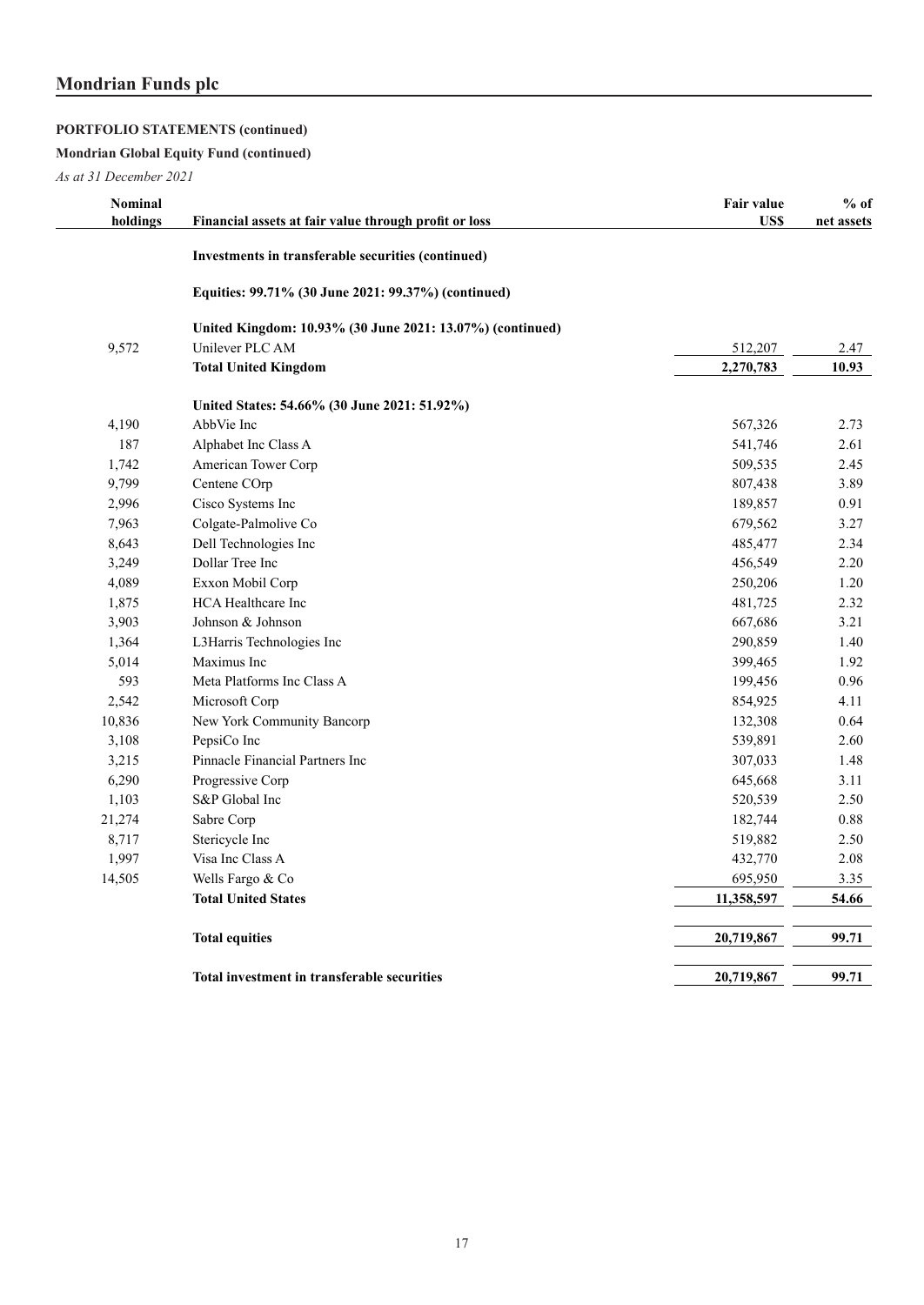# Mondrian Funds plc

## PORTFOLIO STATEMENTS (continued)

### Mondrian Global Equity Fund (continued)

*As at 31 December 2021*

| Nominal holdings | Financial assets at fair value through profit or loss | Fair value US$ | % of net assets |
|---|---|---|---|
| | **Investments in transferable securities (continued)** | | |
| | **Equities: 99.71% (30 June 2021: 99.37%) (continued)** | | |
| | **United Kingdom: 10.93% (30 June 2021: 13.07%) (continued)** | | |
| 9,572 | Unilever PLC AM | 512,207 | 2.47 |
| | **Total United Kingdom** | **2,270,783** | **10.93** |
| | **United States: 54.66% (30 June 2021: 51.92%)** | | |
| 4,190 | AbbVie Inc | 567,326 | 2.73 |
| 187 | Alphabet Inc Class A | 541,746 | 2.61 |
| 1,742 | American Tower Corp | 509,535 | 2.45 |
| 9,799 | Centene COrp | 807,438 | 3.89 |
| 2,996 | Cisco Systems Inc | 189,857 | 0.91 |
| 7,963 | Colgate-Palmolive Co | 679,562 | 3.27 |
| 8,643 | Dell Technologies Inc | 485,477 | 2.34 |
| 3,249 | Dollar Tree Inc | 456,549 | 2.20 |
| 4,089 | Exxon Mobil Corp | 250,206 | 1.20 |
| 1,875 | HCA Healthcare Inc | 481,725 | 2.32 |
| 3,903 | Johnson & Johnson | 667,686 | 3.21 |
| 1,364 | L3Harris Technologies Inc | 290,859 | 1.40 |
| 5,014 | Maximus Inc | 399,465 | 1.92 |
| 593 | Meta Platforms Inc Class A | 199,456 | 0.96 |
| 2,542 | Microsoft Corp | 854,925 | 4.11 |
| 10,836 | New York Community Bancorp | 132,308 | 0.64 |
| 3,108 | PepsiCo Inc | 539,891 | 2.60 |
| 3,215 | Pinnacle Financial Partners Inc | 307,033 | 1.48 |
| 6,290 | Progressive Corp | 645,668 | 3.11 |
| 1,103 | S&P Global Inc | 520,539 | 2.50 |
| 21,274 | Sabre Corp | 182,744 | 0.88 |
| 8,717 | Stericycle Inc | 519,882 | 2.50 |
| 1,997 | Visa Inc Class A | 432,770 | 2.08 |
| 14,505 | Wells Fargo & Co | 695,950 | 3.35 |
| | **Total United States** | **11,358,597** | **54.66** |
| | **Total equities** | **20,719,867** | **99.71** |
| | **Total investment in transferable securities** | **20,719,867** | **99.71** |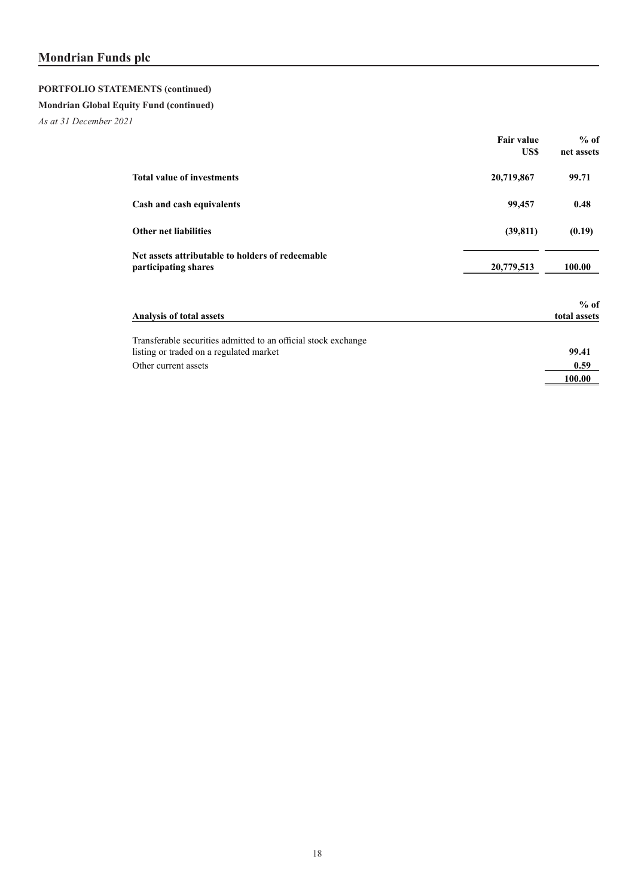# Mondrian Funds plc

**PORTFOLIO STATEMENTS (continued)**

**Mondrian Global Equity Fund (continued)**

*As at 31 December 2021*

| | Fair value US$ | % of net assets |
|---|---|---|
| **Total value of investments** | **20,719,867** | **99.71** |
| **Cash and cash equivalents** | **99,457** | **0.48** |
| **Other net liabilities** | **(39,811)** | **(0.19)** |
| **Net assets attributable to holders of redeemable participating shares** | **20,779,513** | **100.00** |

| **Analysis of total assets** | **% of total assets** |
|---|---|
| Transferable securities admitted to an official stock exchange listing or traded on a regulated market | **99.41** |
| Other current assets | **0.59** |
| | **100.00** |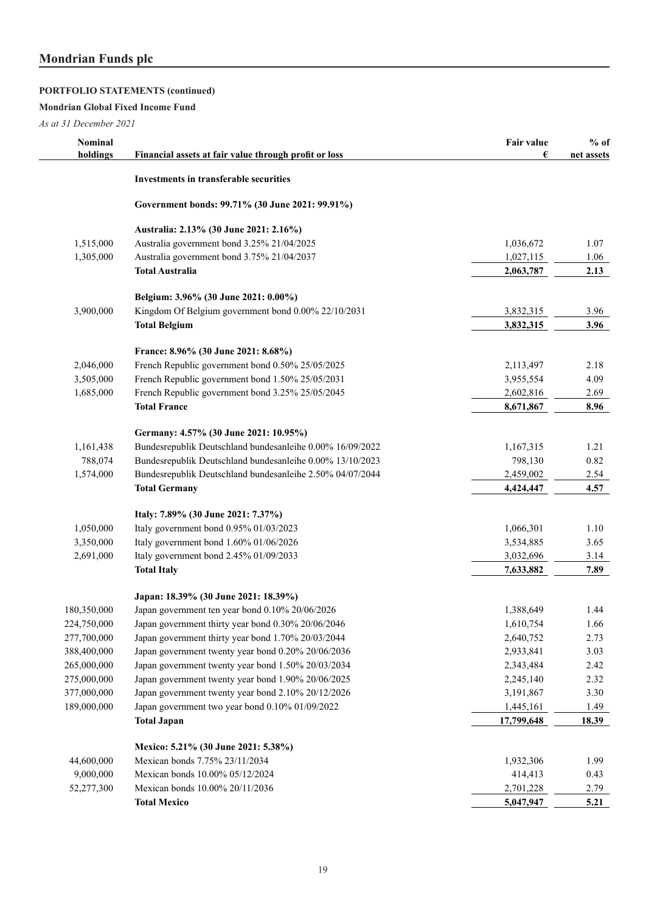# Mondrian Funds plc

**PORTFOLIO STATEMENTS (continued)**

**Mondrian Global Fixed Income Fund**

*As at 31 December 2021*

| Nominal holdings | Financial assets at fair value through profit or loss | Fair value € | % of net assets |
|---|---|---|---|
| | **Investments in transferable securities** | | |
| | **Government bonds: 99.71% (30 June 2021: 99.91%)** | | |
| | **Australia: 2.13% (30 June 2021: 2.16%)** | | |
| 1,515,000 | Australia government bond 3.25% 21/04/2025 | 1,036,672 | 1.07 |
| 1,305,000 | Australia government bond 3.75% 21/04/2037 | 1,027,115 | 1.06 |
| | **Total Australia** | **2,063,787** | **2.13** |
| | **Belgium: 3.96% (30 June 2021: 0.00%)** | | |
| 3,900,000 | Kingdom Of Belgium government bond 0.00% 22/10/2031 | 3,832,315 | 3.96 |
| | **Total Belgium** | **3,832,315** | **3.96** |
| | **France: 8.96% (30 June 2021: 8.68%)** | | |
| 2,046,000 | French Republic government bond 0.50% 25/05/2025 | 2,113,497 | 2.18 |
| 3,505,000 | French Republic government bond 1.50% 25/05/2031 | 3,955,554 | 4.09 |
| 1,685,000 | French Republic government bond 3.25% 25/05/2045 | 2,602,816 | 2.69 |
| | **Total France** | **8,671,867** | **8.96** |
| | **Germany: 4.57% (30 June 2021: 10.95%)** | | |
| 1,161,438 | Bundesrepublik Deutschland bundesanleihe 0.00% 16/09/2022 | 1,167,315 | 1.21 |
| 788,074 | Bundesrepublik Deutschland bundesanleihe 0.00% 13/10/2023 | 798,130 | 0.82 |
| 1,574,000 | Bundesrepublik Deutschland bundesanleihe 2.50% 04/07/2044 | 2,459,002 | 2.54 |
| | **Total Germany** | **4,424,447** | **4.57** |
| | **Italy: 7.89% (30 June 2021: 7.37%)** | | |
| 1,050,000 | Italy government bond 0.95% 01/03/2023 | 1,066,301 | 1.10 |
| 3,350,000 | Italy government bond 1.60% 01/06/2026 | 3,534,885 | 3.65 |
| 2,691,000 | Italy government bond 2.45% 01/09/2033 | 3,032,696 | 3.14 |
| | **Total Italy** | **7,633,882** | **7.89** |
| | **Japan: 18.39% (30 June 2021: 18.39%)** | | |
| 180,350,000 | Japan government ten year bond 0.10% 20/06/2026 | 1,388,649 | 1.44 |
| 224,750,000 | Japan government thirty year bond 0.30% 20/06/2046 | 1,610,754 | 1.66 |
| 277,700,000 | Japan government thirty year bond 1.70% 20/03/2044 | 2,640,752 | 2.73 |
| 388,400,000 | Japan government twenty year bond 0.20% 20/06/2036 | 2,933,841 | 3.03 |
| 265,000,000 | Japan government twenty year bond 1.50% 20/03/2034 | 2,343,484 | 2.42 |
| 275,000,000 | Japan government twenty year bond 1.90% 20/06/2025 | 2,245,140 | 2.32 |
| 377,000,000 | Japan government twenty year bond 2.10% 20/12/2026 | 3,191,867 | 3.30 |
| 189,000,000 | Japan government two year bond 0.10% 01/09/2022 | 1,445,161 | 1.49 |
| | **Total Japan** | **17,799,648** | **18.39** |
| | **Mexico: 5.21% (30 June 2021: 5.38%)** | | |
| 44,600,000 | Mexican bonds 7.75% 23/11/2034 | 1,932,306 | 1.99 |
| 9,000,000 | Mexican bonds 10.00% 05/12/2024 | 414,413 | 0.43 |
| 52,277,300 | Mexican bonds 10.00% 20/11/2036 | 2,701,228 | 2.79 |
| | **Total Mexico** | **5,047,947** | **5.21** |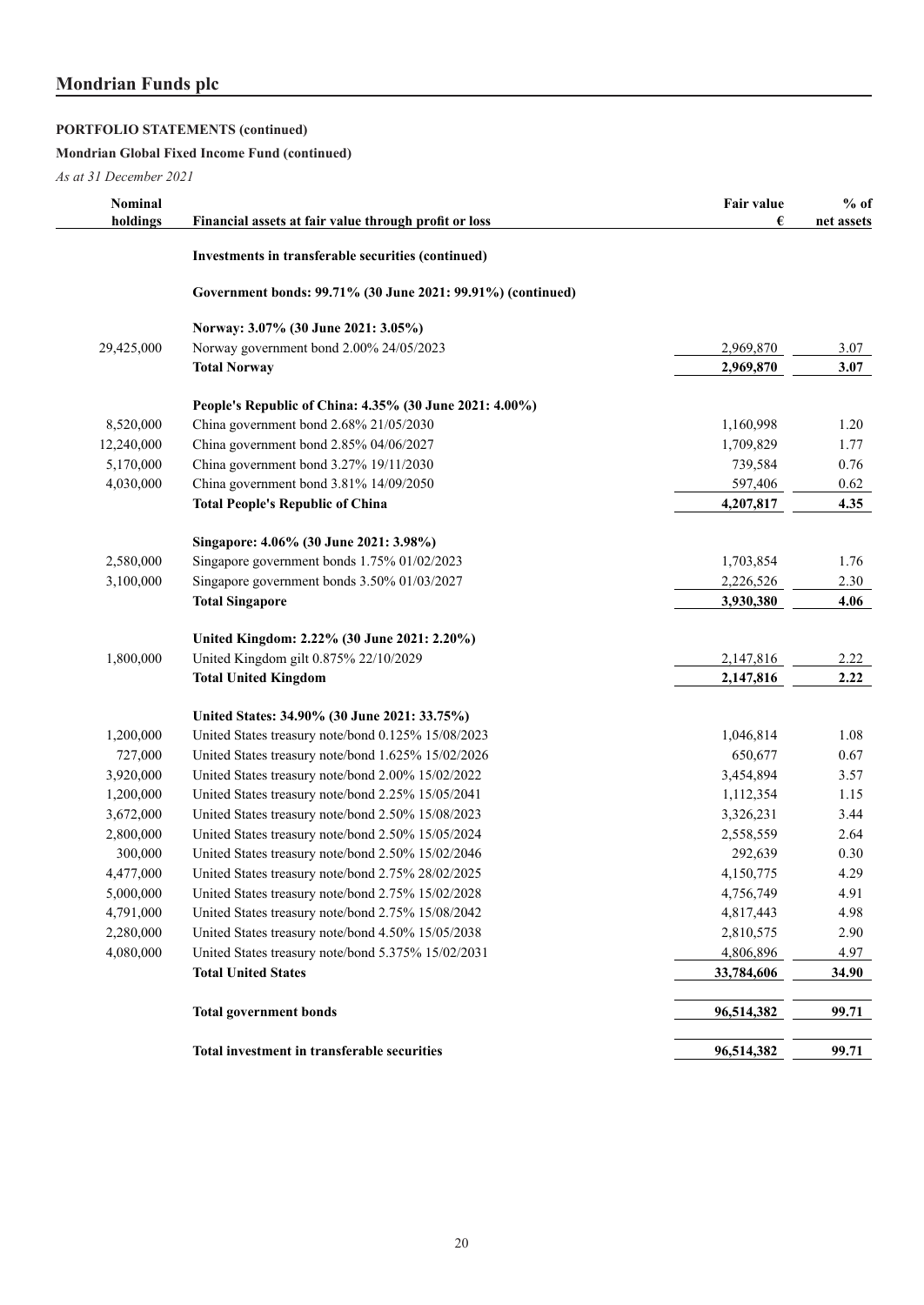## Mondrian Funds plc

**PORTFOLIO STATEMENTS (continued)**

**Mondrian Global Fixed Income Fund (continued)**

*As at 31 December 2021*

| Nominal holdings | Financial assets at fair value through profit or loss | Fair value € | % of net assets |
|---|---|---|---|
| | **Investments in transferable securities (continued)** | | |
| | **Government bonds: 99.71% (30 June 2021: 99.91%) (continued)** | | |
| | **Norway: 3.07% (30 June 2021: 3.05%)** | | |
| 29,425,000 | Norway government bond 2.00% 24/05/2023 | 2,969,870 | 3.07 |
| | **Total Norway** | **2,969,870** | **3.07** |
| | **People's Republic of China: 4.35% (30 June 2021: 4.00%)** | | |
| 8,520,000 | China government bond 2.68% 21/05/2030 | 1,160,998 | 1.20 |
| 12,240,000 | China government bond 2.85% 04/06/2027 | 1,709,829 | 1.77 |
| 5,170,000 | China government bond 3.27% 19/11/2030 | 739,584 | 0.76 |
| 4,030,000 | China government bond 3.81% 14/09/2050 | 597,406 | 0.62 |
| | **Total People's Republic of China** | **4,207,817** | **4.35** |
| | **Singapore: 4.06% (30 June 2021: 3.98%)** | | |
| 2,580,000 | Singapore government bonds 1.75% 01/02/2023 | 1,703,854 | 1.76 |
| 3,100,000 | Singapore government bonds 3.50% 01/03/2027 | 2,226,526 | 2.30 |
| | **Total Singapore** | **3,930,380** | **4.06** |
| | **United Kingdom: 2.22% (30 June 2021: 2.20%)** | | |
| 1,800,000 | United Kingdom gilt 0.875% 22/10/2029 | 2,147,816 | 2.22 |
| | **Total United Kingdom** | **2,147,816** | **2.22** |
| | **United States: 34.90% (30 June 2021: 33.75%)** | | |
| 1,200,000 | United States treasury note/bond 0.125% 15/08/2023 | 1,046,814 | 1.08 |
| 727,000 | United States treasury note/bond 1.625% 15/02/2026 | 650,677 | 0.67 |
| 3,920,000 | United States treasury note/bond 2.00% 15/02/2022 | 3,454,894 | 3.57 |
| 1,200,000 | United States treasury note/bond 2.25% 15/05/2041 | 1,112,354 | 1.15 |
| 3,672,000 | United States treasury note/bond 2.50% 15/08/2023 | 3,326,231 | 3.44 |
| 2,800,000 | United States treasury note/bond 2.50% 15/05/2024 | 2,558,559 | 2.64 |
| 300,000 | United States treasury note/bond 2.50% 15/02/2046 | 292,639 | 0.30 |
| 4,477,000 | United States treasury note/bond 2.75% 28/02/2025 | 4,150,775 | 4.29 |
| 5,000,000 | United States treasury note/bond 2.75% 15/02/2028 | 4,756,749 | 4.91 |
| 4,791,000 | United States treasury note/bond 2.75% 15/08/2042 | 4,817,443 | 4.98 |
| 2,280,000 | United States treasury note/bond 4.50% 15/05/2038 | 2,810,575 | 2.90 |
| 4,080,000 | United States treasury note/bond 5.375% 15/02/2031 | 4,806,896 | 4.97 |
| | **Total United States** | **33,784,606** | **34.90** |
| | **Total government bonds** | **96,514,382** | **99.71** |
| | **Total investment in transferable securities** | **96,514,382** | **99.71** |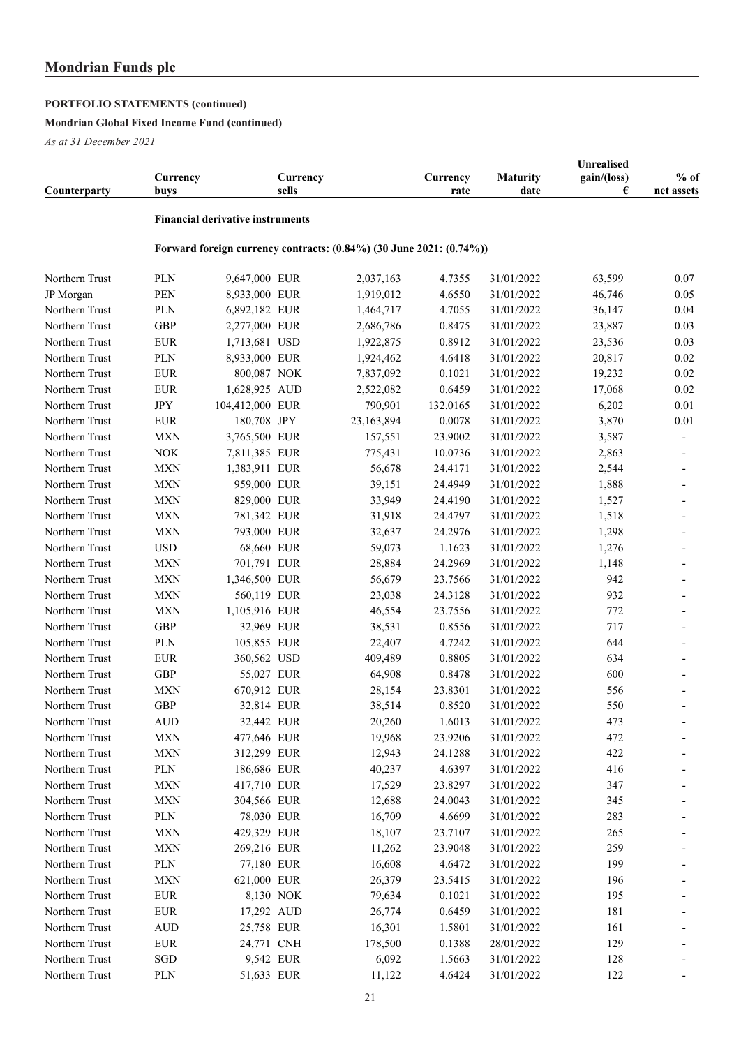**PORTFOLIO STATEMENTS (continued)**

**Mondrian Global Fixed Income Fund (continued)**

*As at 31 December 2021*

| Counterparty | Currency buys | | Currency sells | | Currency rate | Maturity date | Unrealised gain/(loss) € | % of net assets |
|---|---|---|---|---|---|---|---|---|
| | **Financial derivative instruments** | | | | | | | |
| | **Forward foreign currency contracts: (0.84%) (30 June 2021: (0.74%))** | | | | | | | |
| Northern Trust | PLN | 9,647,000 | EUR | 2,037,163 | 4.7355 | 31/01/2022 | 63,599 | 0.07 |
| JP Morgan | PEN | 8,933,000 | EUR | 1,919,012 | 4.6550 | 31/01/2022 | 46,746 | 0.05 |
| Northern Trust | PLN | 6,892,182 | EUR | 1,464,717 | 4.7055 | 31/01/2022 | 36,147 | 0.04 |
| Northern Trust | GBP | 2,277,000 | EUR | 2,686,786 | 0.8475 | 31/01/2022 | 23,887 | 0.03 |
| Northern Trust | EUR | 1,713,681 | USD | 1,922,875 | 0.8912 | 31/01/2022 | 23,536 | 0.03 |
| Northern Trust | PLN | 8,933,000 | EUR | 1,924,462 | 4.6418 | 31/01/2022 | 20,817 | 0.02 |
| Northern Trust | EUR | 800,087 | NOK | 7,837,092 | 0.1021 | 31/01/2022 | 19,232 | 0.02 |
| Northern Trust | EUR | 1,628,925 | AUD | 2,522,082 | 0.6459 | 31/01/2022 | 17,068 | 0.02 |
| Northern Trust | JPY | 104,412,000 | EUR | 790,901 | 132.0165 | 31/01/2022 | 6,202 | 0.01 |
| Northern Trust | EUR | 180,708 | JPY | 23,163,894 | 0.0078 | 31/01/2022 | 3,870 | 0.01 |
| Northern Trust | MXN | 3,765,500 | EUR | 157,551 | 23.9002 | 31/01/2022 | 3,587 | - |
| Northern Trust | NOK | 7,811,385 | EUR | 775,431 | 10.0736 | 31/01/2022 | 2,863 | - |
| Northern Trust | MXN | 1,383,911 | EUR | 56,678 | 24.4171 | 31/01/2022 | 2,544 | - |
| Northern Trust | MXN | 959,000 | EUR | 39,151 | 24.4949 | 31/01/2022 | 1,888 | - |
| Northern Trust | MXN | 829,000 | EUR | 33,949 | 24.4190 | 31/01/2022 | 1,527 | - |
| Northern Trust | MXN | 781,342 | EUR | 31,918 | 24.4797 | 31/01/2022 | 1,518 | - |
| Northern Trust | MXN | 793,000 | EUR | 32,637 | 24.2976 | 31/01/2022 | 1,298 | - |
| Northern Trust | USD | 68,660 | EUR | 59,073 | 1.1623 | 31/01/2022 | 1,276 | - |
| Northern Trust | MXN | 701,791 | EUR | 28,884 | 24.2969 | 31/01/2022 | 1,148 | - |
| Northern Trust | MXN | 1,346,500 | EUR | 56,679 | 23.7566 | 31/01/2022 | 942 | - |
| Northern Trust | MXN | 560,119 | EUR | 23,038 | 24.3128 | 31/01/2022 | 932 | - |
| Northern Trust | MXN | 1,105,916 | EUR | 46,554 | 23.7556 | 31/01/2022 | 772 | - |
| Northern Trust | GBP | 32,969 | EUR | 38,531 | 0.8556 | 31/01/2022 | 717 | - |
| Northern Trust | PLN | 105,855 | EUR | 22,407 | 4.7242 | 31/01/2022 | 644 | - |
| Northern Trust | EUR | 360,562 | USD | 409,489 | 0.8805 | 31/01/2022 | 634 | - |
| Northern Trust | GBP | 55,027 | EUR | 64,908 | 0.8478 | 31/01/2022 | 600 | - |
| Northern Trust | MXN | 670,912 | EUR | 28,154 | 23.8301 | 31/01/2022 | 556 | - |
| Northern Trust | GBP | 32,814 | EUR | 38,514 | 0.8520 | 31/01/2022 | 550 | - |
| Northern Trust | AUD | 32,442 | EUR | 20,260 | 1.6013 | 31/01/2022 | 473 | - |
| Northern Trust | MXN | 477,646 | EUR | 19,968 | 23.9206 | 31/01/2022 | 472 | - |
| Northern Trust | MXN | 312,299 | EUR | 12,943 | 24.1288 | 31/01/2022 | 422 | - |
| Northern Trust | PLN | 186,686 | EUR | 40,237 | 4.6397 | 31/01/2022 | 416 | - |
| Northern Trust | MXN | 417,710 | EUR | 17,529 | 23.8297 | 31/01/2022 | 347 | - |
| Northern Trust | MXN | 304,566 | EUR | 12,688 | 24.0043 | 31/01/2022 | 345 | - |
| Northern Trust | PLN | 78,030 | EUR | 16,709 | 4.6699 | 31/01/2022 | 283 | - |
| Northern Trust | MXN | 429,329 | EUR | 18,107 | 23.7107 | 31/01/2022 | 265 | - |
| Northern Trust | MXN | 269,216 | EUR | 11,262 | 23.9048 | 31/01/2022 | 259 | - |
| Northern Trust | PLN | 77,180 | EUR | 16,608 | 4.6472 | 31/01/2022 | 199 | - |
| Northern Trust | MXN | 621,000 | EUR | 26,379 | 23.5415 | 31/01/2022 | 196 | - |
| Northern Trust | EUR | 8,130 | NOK | 79,634 | 0.1021 | 31/01/2022 | 195 | - |
| Northern Trust | EUR | 17,292 | AUD | 26,774 | 0.6459 | 31/01/2022 | 181 | - |
| Northern Trust | AUD | 25,758 | EUR | 16,301 | 1.5801 | 31/01/2022 | 161 | - |
| Northern Trust | EUR | 24,771 | CNH | 178,500 | 0.1388 | 28/01/2022 | 129 | - |
| Northern Trust | SGD | 9,542 | EUR | 6,092 | 1.5663 | 31/01/2022 | 128 | - |
| Northern Trust | PLN | 51,633 | EUR | 11,122 | 4.6424 | 31/01/2022 | 122 | - |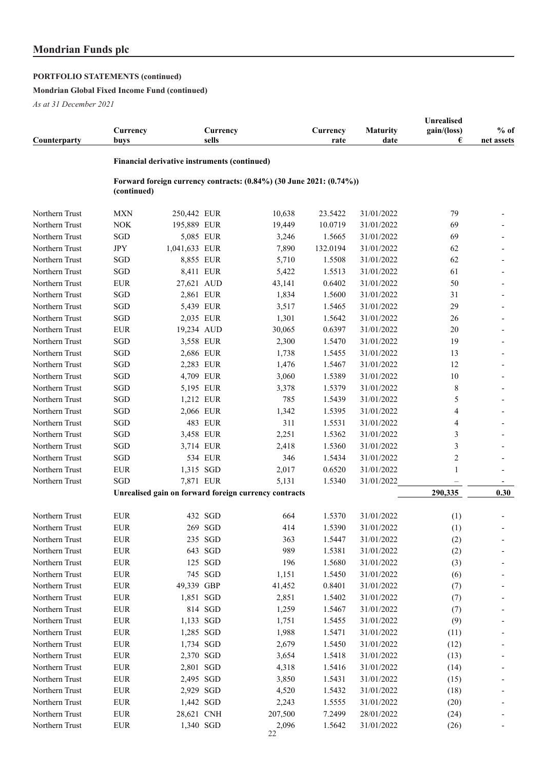# Mondrian Funds plc

**PORTFOLIO STATEMENTS (continued)**

**Mondrian Global Fixed Income Fund (continued)**

*As at 31 December 2021*

| Counterparty | Currency buys | | Currency sells | | Currency rate | Maturity date | Unrealised gain/(loss) € | % of net assets |
|---|---|---|---|---|---|---|---|---|
| | **Financial derivative instruments (continued)** | | | | | | | |
| | **Forward foreign currency contracts: (0.84%) (30 June 2021: (0.74%)) (continued)** | | | | | | | |
| Northern Trust | MXN | 250,442 | EUR | 10,638 | 23.5422 | 31/01/2022 | 79 | - |
| Northern Trust | NOK | 195,889 | EUR | 19,449 | 10.0719 | 31/01/2022 | 69 | - |
| Northern Trust | SGD | 5,085 | EUR | 3,246 | 1.5665 | 31/01/2022 | 69 | - |
| Northern Trust | JPY | 1,041,633 | EUR | 7,890 | 132.0194 | 31/01/2022 | 62 | - |
| Northern Trust | SGD | 8,855 | EUR | 5,710 | 1.5508 | 31/01/2022 | 62 | - |
| Northern Trust | SGD | 8,411 | EUR | 5,422 | 1.5513 | 31/01/2022 | 61 | - |
| Northern Trust | EUR | 27,621 | AUD | 43,141 | 0.6402 | 31/01/2022 | 50 | - |
| Northern Trust | SGD | 2,861 | EUR | 1,834 | 1.5600 | 31/01/2022 | 31 | - |
| Northern Trust | SGD | 5,439 | EUR | 3,517 | 1.5465 | 31/01/2022 | 29 | - |
| Northern Trust | SGD | 2,035 | EUR | 1,301 | 1.5642 | 31/01/2022 | 26 | - |
| Northern Trust | EUR | 19,234 | AUD | 30,065 | 0.6397 | 31/01/2022 | 20 | - |
| Northern Trust | SGD | 3,558 | EUR | 2,300 | 1.5470 | 31/01/2022 | 19 | - |
| Northern Trust | SGD | 2,686 | EUR | 1,738 | 1.5455 | 31/01/2022 | 13 | - |
| Northern Trust | SGD | 2,283 | EUR | 1,476 | 1.5467 | 31/01/2022 | 12 | - |
| Northern Trust | SGD | 4,709 | EUR | 3,060 | 1.5389 | 31/01/2022 | 10 | - |
| Northern Trust | SGD | 5,195 | EUR | 3,378 | 1.5379 | 31/01/2022 | 8 | - |
| Northern Trust | SGD | 1,212 | EUR | 785 | 1.5439 | 31/01/2022 | 5 | - |
| Northern Trust | SGD | 2,066 | EUR | 1,342 | 1.5395 | 31/01/2022 | 4 | - |
| Northern Trust | SGD | 483 | EUR | 311 | 1.5531 | 31/01/2022 | 4 | - |
| Northern Trust | SGD | 3,458 | EUR | 2,251 | 1.5362 | 31/01/2022 | 3 | - |
| Northern Trust | SGD | 3,714 | EUR | 2,418 | 1.5360 | 31/01/2022 | 3 | - |
| Northern Trust | SGD | 534 | EUR | 346 | 1.5434 | 31/01/2022 | 2 | - |
| Northern Trust | EUR | 1,315 | SGD | 2,017 | 0.6520 | 31/01/2022 | 1 | - |
| Northern Trust | SGD | 7,871 | EUR | 5,131 | 1.5340 | 31/01/2022 | – | - |
| | **Unrealised gain on forward foreign currency contracts** | | | | | | **290,335** | **0.30** |
| Northern Trust | EUR | 432 | SGD | 664 | 1.5370 | 31/01/2022 | (1) | - |
| Northern Trust | EUR | 269 | SGD | 414 | 1.5390 | 31/01/2022 | (1) | - |
| Northern Trust | EUR | 235 | SGD | 363 | 1.5447 | 31/01/2022 | (2) | - |
| Northern Trust | EUR | 643 | SGD | 989 | 1.5381 | 31/01/2022 | (2) | - |
| Northern Trust | EUR | 125 | SGD | 196 | 1.5680 | 31/01/2022 | (3) | - |
| Northern Trust | EUR | 745 | SGD | 1,151 | 1.5450 | 31/01/2022 | (6) | - |
| Northern Trust | EUR | 49,339 | GBP | 41,452 | 0.8401 | 31/01/2022 | (7) | - |
| Northern Trust | EUR | 1,851 | SGD | 2,851 | 1.5402 | 31/01/2022 | (7) | - |
| Northern Trust | EUR | 814 | SGD | 1,259 | 1.5467 | 31/01/2022 | (7) | - |
| Northern Trust | EUR | 1,133 | SGD | 1,751 | 1.5455 | 31/01/2022 | (9) | - |
| Northern Trust | EUR | 1,285 | SGD | 1,988 | 1.5471 | 31/01/2022 | (11) | - |
| Northern Trust | EUR | 1,734 | SGD | 2,679 | 1.5450 | 31/01/2022 | (12) | - |
| Northern Trust | EUR | 2,370 | SGD | 3,654 | 1.5418 | 31/01/2022 | (13) | - |
| Northern Trust | EUR | 2,801 | SGD | 4,318 | 1.5416 | 31/01/2022 | (14) | - |
| Northern Trust | EUR | 2,495 | SGD | 3,850 | 1.5431 | 31/01/2022 | (15) | - |
| Northern Trust | EUR | 2,929 | SGD | 4,520 | 1.5432 | 31/01/2022 | (18) | - |
| Northern Trust | EUR | 1,442 | SGD | 2,243 | 1.5555 | 31/01/2022 | (20) | - |
| Northern Trust | EUR | 28,621 | CNH | 207,500 | 7.2499 | 28/01/2022 | (24) | - |
| Northern Trust | EUR | 1,340 | SGD | 2,096 | 1.5642 | 31/01/2022 | (26) | - |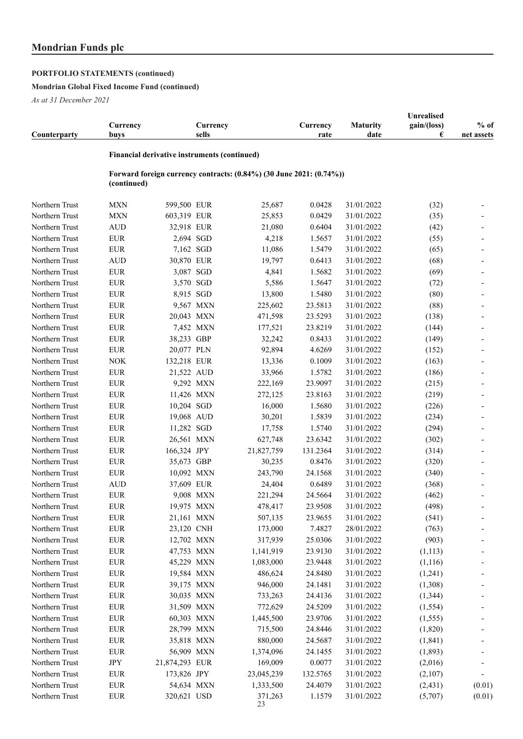# Mondrian Funds plc

## PORTFOLIO STATEMENTS (continued)

### Mondrian Global Fixed Income Fund (continued)

*As at 31 December 2021*

| Counterparty | Currency buys | | Currency sells | | Currency rate | Maturity date | Unrealised gain/(loss) € | % of net assets |
|---|---|---|---|---|---|---|---|---|
| | **Financial derivative instruments (continued)** | | | | | | | |
| | **Forward foreign currency contracts: (0.84%) (30 June 2021: (0.74%)) (continued)** | | | | | | | |
| Northern Trust | MXN | 599,500 | EUR | 25,687 | 0.0428 | 31/01/2022 | (32) | - |
| Northern Trust | MXN | 603,319 | EUR | 25,853 | 0.0429 | 31/01/2022 | (35) | - |
| Northern Trust | AUD | 32,918 | EUR | 21,080 | 0.6404 | 31/01/2022 | (42) | - |
| Northern Trust | EUR | 2,694 | SGD | 4,218 | 1.5657 | 31/01/2022 | (55) | - |
| Northern Trust | EUR | 7,162 | SGD | 11,086 | 1.5479 | 31/01/2022 | (65) | - |
| Northern Trust | AUD | 30,870 | EUR | 19,797 | 0.6413 | 31/01/2022 | (68) | - |
| Northern Trust | EUR | 3,087 | SGD | 4,841 | 1.5682 | 31/01/2022 | (69) | - |
| Northern Trust | EUR | 3,570 | SGD | 5,586 | 1.5647 | 31/01/2022 | (72) | - |
| Northern Trust | EUR | 8,915 | SGD | 13,800 | 1.5480 | 31/01/2022 | (80) | - |
| Northern Trust | EUR | 9,567 | MXN | 225,602 | 23.5813 | 31/01/2022 | (88) | - |
| Northern Trust | EUR | 20,043 | MXN | 471,598 | 23.5293 | 31/01/2022 | (138) | - |
| Northern Trust | EUR | 7,452 | MXN | 177,521 | 23.8219 | 31/01/2022 | (144) | - |
| Northern Trust | EUR | 38,233 | GBP | 32,242 | 0.8433 | 31/01/2022 | (149) | - |
| Northern Trust | EUR | 20,077 | PLN | 92,894 | 4.6269 | 31/01/2022 | (152) | - |
| Northern Trust | NOK | 132,218 | EUR | 13,336 | 0.1009 | 31/01/2022 | (163) | - |
| Northern Trust | EUR | 21,522 | AUD | 33,966 | 1.5782 | 31/01/2022 | (186) | - |
| Northern Trust | EUR | 9,292 | MXN | 222,169 | 23.9097 | 31/01/2022 | (215) | - |
| Northern Trust | EUR | 11,426 | MXN | 272,125 | 23.8163 | 31/01/2022 | (219) | - |
| Northern Trust | EUR | 10,204 | SGD | 16,000 | 1.5680 | 31/01/2022 | (226) | - |
| Northern Trust | EUR | 19,068 | AUD | 30,201 | 1.5839 | 31/01/2022 | (234) | - |
| Northern Trust | EUR | 11,282 | SGD | 17,758 | 1.5740 | 31/01/2022 | (294) | - |
| Northern Trust | EUR | 26,561 | MXN | 627,748 | 23.6342 | 31/01/2022 | (302) | - |
| Northern Trust | EUR | 166,324 | JPY | 21,827,759 | 131.2364 | 31/01/2022 | (314) | - |
| Northern Trust | EUR | 35,673 | GBP | 30,235 | 0.8476 | 31/01/2022 | (320) | - |
| Northern Trust | EUR | 10,092 | MXN | 243,790 | 24.1568 | 31/01/2022 | (340) | - |
| Northern Trust | AUD | 37,609 | EUR | 24,404 | 0.6489 | 31/01/2022 | (368) | - |
| Northern Trust | EUR | 9,008 | MXN | 221,294 | 24.5664 | 31/01/2022 | (462) | - |
| Northern Trust | EUR | 19,975 | MXN | 478,417 | 23.9508 | 31/01/2022 | (498) | - |
| Northern Trust | EUR | 21,161 | MXN | 507,135 | 23.9655 | 31/01/2022 | (541) | - |
| Northern Trust | EUR | 23,120 | CNH | 173,000 | 7.4827 | 28/01/2022 | (763) | - |
| Northern Trust | EUR | 12,702 | MXN | 317,939 | 25.0306 | 31/01/2022 | (903) | - |
| Northern Trust | EUR | 47,753 | MXN | 1,141,919 | 23.9130 | 31/01/2022 | (1,113) | - |
| Northern Trust | EUR | 45,229 | MXN | 1,083,000 | 23.9448 | 31/01/2022 | (1,116) | - |
| Northern Trust | EUR | 19,584 | MXN | 486,624 | 24.8480 | 31/01/2022 | (1,241) | - |
| Northern Trust | EUR | 39,175 | MXN | 946,000 | 24.1481 | 31/01/2022 | (1,308) | - |
| Northern Trust | EUR | 30,035 | MXN | 733,263 | 24.4136 | 31/01/2022 | (1,344) | - |
| Northern Trust | EUR | 31,509 | MXN | 772,629 | 24.5209 | 31/01/2022 | (1,554) | - |
| Northern Trust | EUR | 60,303 | MXN | 1,445,500 | 23.9706 | 31/01/2022 | (1,555) | - |
| Northern Trust | EUR | 28,799 | MXN | 715,500 | 24.8446 | 31/01/2022 | (1,820) | - |
| Northern Trust | EUR | 35,818 | MXN | 880,000 | 24.5687 | 31/01/2022 | (1,841) | - |
| Northern Trust | EUR | 56,909 | MXN | 1,374,096 | 24.1455 | 31/01/2022 | (1,893) | - |
| Northern Trust | JPY | 21,874,293 | EUR | 169,009 | 0.0077 | 31/01/2022 | (2,016) | - |
| Northern Trust | EUR | 173,826 | JPY | 23,045,239 | 132.5765 | 31/01/2022 | (2,107) | - |
| Northern Trust | EUR | 54,634 | MXN | 1,333,500 | 24.4079 | 31/01/2022 | (2,431) | (0.01) |
| Northern Trust | EUR | 320,621 | USD | 371,263 | 1.1579 | 31/01/2022 | (5,707) | (0.01) |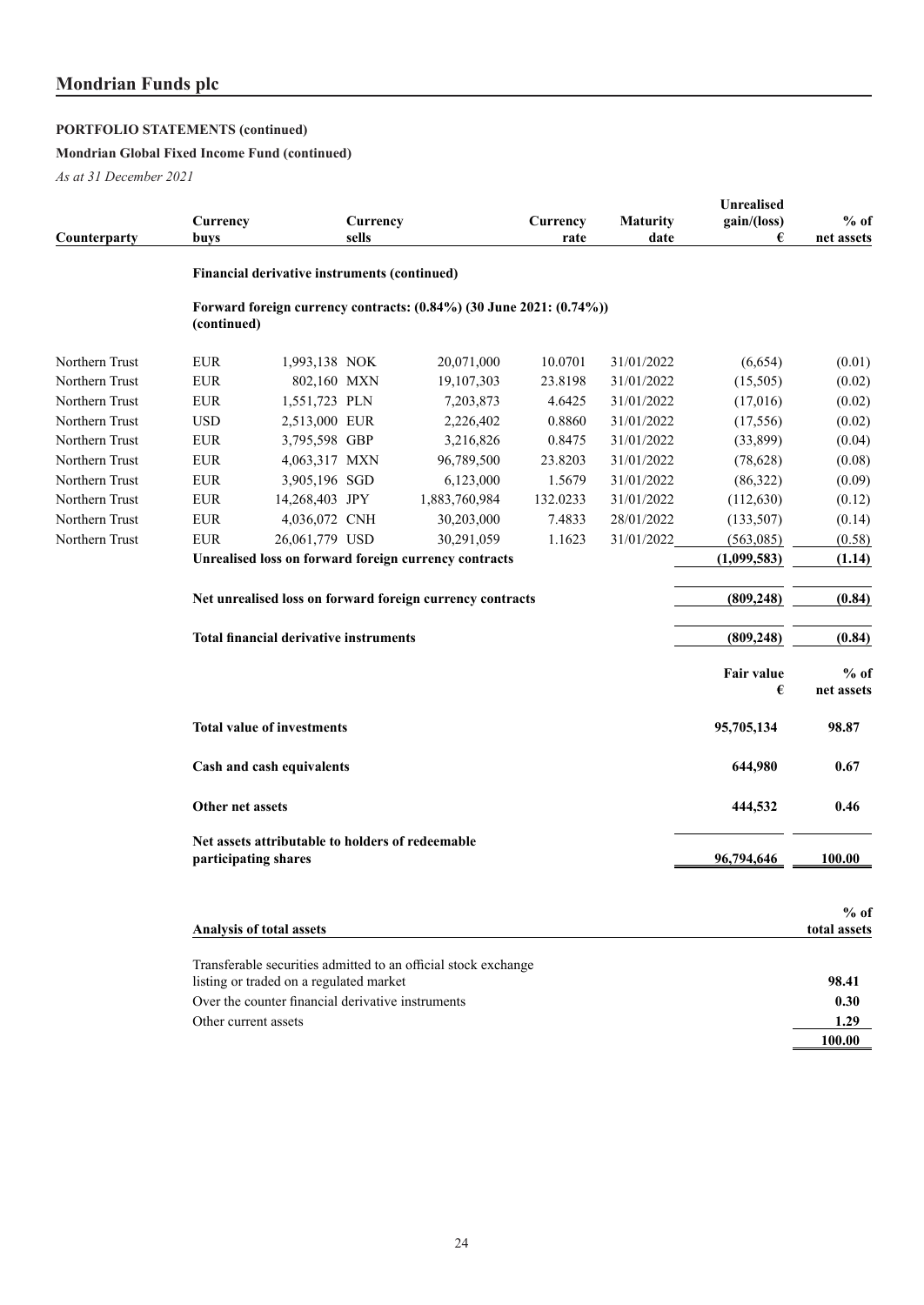# Mondrian Funds plc

**PORTFOLIO STATEMENTS (continued)**

**Mondrian Global Fixed Income Fund (continued)**

*As at 31 December 2021*

| Counterparty | Currency buys | | Currency sells | | Currency rate | Maturity date | Unrealised gain/(loss) € | % of net assets |
|---|---|---|---|---|---|---|---|---|
| | **Financial derivative instruments (continued)** | | | | | | | |
| | **Forward foreign currency contracts: (0.84%) (30 June 2021: (0.74%)) (continued)** | | | | | | | |
| Northern Trust | EUR | 1,993,138 | NOK | 20,071,000 | 10.0701 | 31/01/2022 | (6,654) | (0.01) |
| Northern Trust | EUR | 802,160 | MXN | 19,107,303 | 23.8198 | 31/01/2022 | (15,505) | (0.02) |
| Northern Trust | EUR | 1,551,723 | PLN | 7,203,873 | 4.6425 | 31/01/2022 | (17,016) | (0.02) |
| Northern Trust | USD | 2,513,000 | EUR | 2,226,402 | 0.8860 | 31/01/2022 | (17,556) | (0.02) |
| Northern Trust | EUR | 3,795,598 | GBP | 3,216,826 | 0.8475 | 31/01/2022 | (33,899) | (0.04) |
| Northern Trust | EUR | 4,063,317 | MXN | 96,789,500 | 23.8203 | 31/01/2022 | (78,628) | (0.08) |
| Northern Trust | EUR | 3,905,196 | SGD | 6,123,000 | 1.5679 | 31/01/2022 | (86,322) | (0.09) |
| Northern Trust | EUR | 14,268,403 | JPY | 1,883,760,984 | 132.0233 | 31/01/2022 | (112,630) | (0.12) |
| Northern Trust | EUR | 4,036,072 | CNH | 30,203,000 | 7.4833 | 28/01/2022 | (133,507) | (0.14) |
| Northern Trust | EUR | 26,061,779 | USD | 30,291,059 | 1.1623 | 31/01/2022 | (563,085) | (0.58) |
| | **Unrealised loss on forward foreign currency contracts** | | | | | | **(1,099,583)** | **(1.14)** |
| | **Net unrealised loss on forward foreign currency contracts** | | | | | | **(809,248)** | **(0.84)** |
| | **Total financial derivative instruments** | | | | | | **(809,248)** | **(0.84)** |

| | Fair value € | % of net assets |
|---|---|---|
| **Total value of investments** | **95,705,134** | **98.87** |
| **Cash and cash equivalents** | **644,980** | **0.67** |
| **Other net assets** | **444,532** | **0.46** |
| **Net assets attributable to holders of redeemable participating shares** | **96,794,646** | **100.00** |

| **Analysis of total assets** | % of total assets |
|---|---|
| Transferable securities admitted to an official stock exchange listing or traded on a regulated market | **98.41** |
| Over the counter financial derivative instruments | **0.30** |
| Other current assets | **1.29** |
| | **100.00** |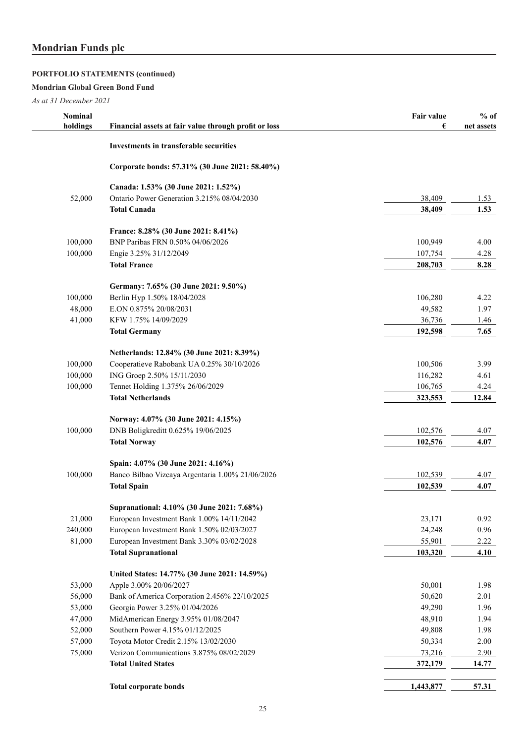# Mondrian Funds plc

**PORTFOLIO STATEMENTS (continued)**

**Mondrian Global Green Bond Fund**

*As at 31 December 2021*

| Nominal holdings | Financial assets at fair value through profit or loss | Fair value € | % of net assets |
|---|---|---|---|
| | **Investments in transferable securities** | | |
| | **Corporate bonds: 57.31% (30 June 2021: 58.40%)** | | |
| | **Canada: 1.53% (30 June 2021: 1.52%)** | | |
| 52,000 | Ontario Power Generation 3.215% 08/04/2030 | 38,409 | 1.53 |
| | **Total Canada** | **38,409** | **1.53** |
| | **France: 8.28% (30 June 2021: 8.41%)** | | |
| 100,000 | BNP Paribas FRN 0.50% 04/06/2026 | 100,949 | 4.00 |
| 100,000 | Engie 3.25% 31/12/2049 | 107,754 | 4.28 |
| | **Total France** | **208,703** | **8.28** |
| | **Germany: 7.65% (30 June 2021: 9.50%)** | | |
| 100,000 | Berlin Hyp 1.50% 18/04/2028 | 106,280 | 4.22 |
| 48,000 | E.ON 0.875% 20/08/2031 | 49,582 | 1.97 |
| 41,000 | KFW 1.75% 14/09/2029 | 36,736 | 1.46 |
| | **Total Germany** | **192,598** | **7.65** |
| | **Netherlands: 12.84% (30 June 2021: 8.39%)** | | |
| 100,000 | Cooperatieve Rabobank UA 0.25% 30/10/2026 | 100,506 | 3.99 |
| 100,000 | ING Groep 2.50% 15/11/2030 | 116,282 | 4.61 |
| 100,000 | Tennet Holding 1.375% 26/06/2029 | 106,765 | 4.24 |
| | **Total Netherlands** | **323,553** | **12.84** |
| | **Norway: 4.07% (30 June 2021: 4.15%)** | | |
| 100,000 | DNB Boligkreditt 0.625% 19/06/2025 | 102,576 | 4.07 |
| | **Total Norway** | **102,576** | **4.07** |
| | **Spain: 4.07% (30 June 2021: 4.16%)** | | |
| 100,000 | Banco Bilbao Vizcaya Argentaria 1.00% 21/06/2026 | 102,539 | 4.07 |
| | **Total Spain** | **102,539** | **4.07** |
| | **Supranational: 4.10% (30 June 2021: 7.68%)** | | |
| 21,000 | European Investment Bank 1.00% 14/11/2042 | 23,171 | 0.92 |
| 240,000 | European Investment Bank 1.50% 02/03/2027 | 24,248 | 0.96 |
| 81,000 | European Investment Bank 3.30% 03/02/2028 | 55,901 | 2.22 |
| | **Total Supranational** | **103,320** | **4.10** |
| | **United States: 14.77% (30 June 2021: 14.59%)** | | |
| 53,000 | Apple 3.00% 20/06/2027 | 50,001 | 1.98 |
| 56,000 | Bank of America Corporation 2.456% 22/10/2025 | 50,620 | 2.01 |
| 53,000 | Georgia Power 3.25% 01/04/2026 | 49,290 | 1.96 |
| 47,000 | MidAmerican Energy 3.95% 01/08/2047 | 48,910 | 1.94 |
| 52,000 | Southern Power 4.15% 01/12/2025 | 49,808 | 1.98 |
| 57,000 | Toyota Motor Credit 2.15% 13/02/2030 | 50,334 | 2.00 |
| 75,000 | Verizon Communications 3.875% 08/02/2029 | 73,216 | 2.90 |
| | **Total United States** | **372,179** | **14.77** |
| | **Total corporate bonds** | **1,443,877** | **57.31** |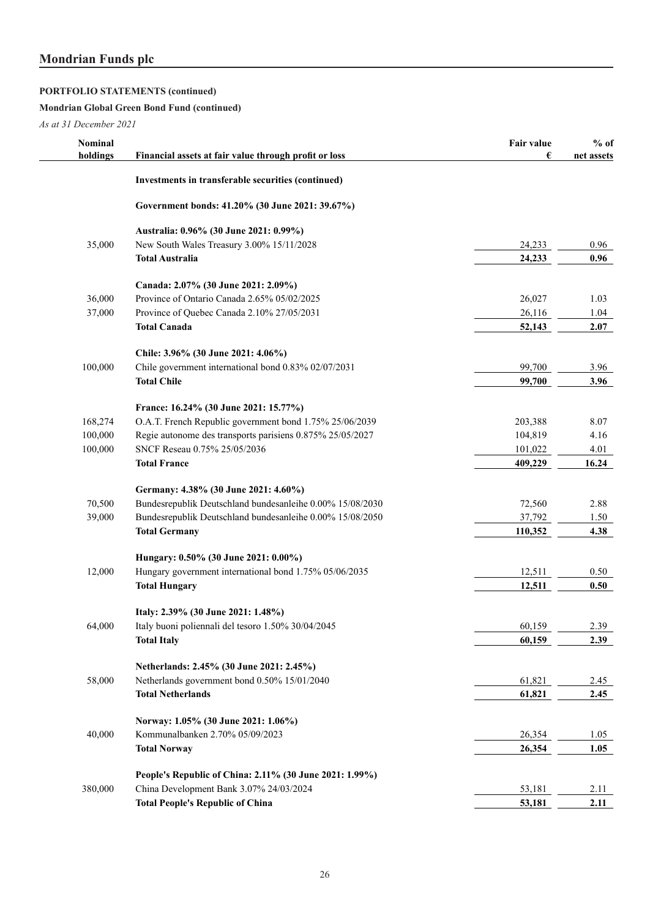# Mondrian Funds plc

**PORTFOLIO STATEMENTS (continued)**

**Mondrian Global Green Bond Fund (continued)**

*As at 31 December 2021*

| Nominal holdings | Financial assets at fair value through profit or loss | Fair value € | % of net assets |
|---|---|---|---|
| | **Investments in transferable securities (continued)** | | |
| | **Government bonds: 41.20% (30 June 2021: 39.67%)** | | |
| | **Australia: 0.96% (30 June 2021: 0.99%)** | | |
| 35,000 | New South Wales Treasury 3.00% 15/11/2028 | 24,233 | 0.96 |
| | **Total Australia** | **24,233** | **0.96** |
| | **Canada: 2.07% (30 June 2021: 2.09%)** | | |
| 36,000 | Province of Ontario Canada 2.65% 05/02/2025 | 26,027 | 1.03 |
| 37,000 | Province of Quebec Canada 2.10% 27/05/2031 | 26,116 | 1.04 |
| | **Total Canada** | **52,143** | **2.07** |
| | **Chile: 3.96% (30 June 2021: 4.06%)** | | |
| 100,000 | Chile government international bond 0.83% 02/07/2031 | 99,700 | 3.96 |
| | **Total Chile** | **99,700** | **3.96** |
| | **France: 16.24% (30 June 2021: 15.77%)** | | |
| 168,274 | O.A.T. French Republic government bond 1.75% 25/06/2039 | 203,388 | 8.07 |
| 100,000 | Regie autonome des transports parisiens 0.875% 25/05/2027 | 104,819 | 4.16 |
| 100,000 | SNCF Reseau 0.75% 25/05/2036 | 101,022 | 4.01 |
| | **Total France** | **409,229** | **16.24** |
| | **Germany: 4.38% (30 June 2021: 4.60%)** | | |
| 70,500 | Bundesrepublik Deutschland bundesanleihe 0.00% 15/08/2030 | 72,560 | 2.88 |
| 39,000 | Bundesrepublik Deutschland bundesanleihe 0.00% 15/08/2050 | 37,792 | 1.50 |
| | **Total Germany** | **110,352** | **4.38** |
| | **Hungary: 0.50% (30 June 2021: 0.00%)** | | |
| 12,000 | Hungary government international bond 1.75% 05/06/2035 | 12,511 | 0.50 |
| | **Total Hungary** | **12,511** | **0.50** |
| | **Italy: 2.39% (30 June 2021: 1.48%)** | | |
| 64,000 | Italy buoni poliennali del tesoro 1.50% 30/04/2045 | 60,159 | 2.39 |
| | **Total Italy** | **60,159** | **2.39** |
| | **Netherlands: 2.45% (30 June 2021: 2.45%)** | | |
| 58,000 | Netherlands government bond 0.50% 15/01/2040 | 61,821 | 2.45 |
| | **Total Netherlands** | **61,821** | **2.45** |
| | **Norway: 1.05% (30 June 2021: 1.06%)** | | |
| 40,000 | Kommunalbanken 2.70% 05/09/2023 | 26,354 | 1.05 |
| | **Total Norway** | **26,354** | **1.05** |
| | **People's Republic of China: 2.11% (30 June 2021: 1.99%)** | | |
| 380,000 | China Development Bank 3.07% 24/03/2024 | 53,181 | 2.11 |
| | **Total People's Republic of China** | **53,181** | **2.11** |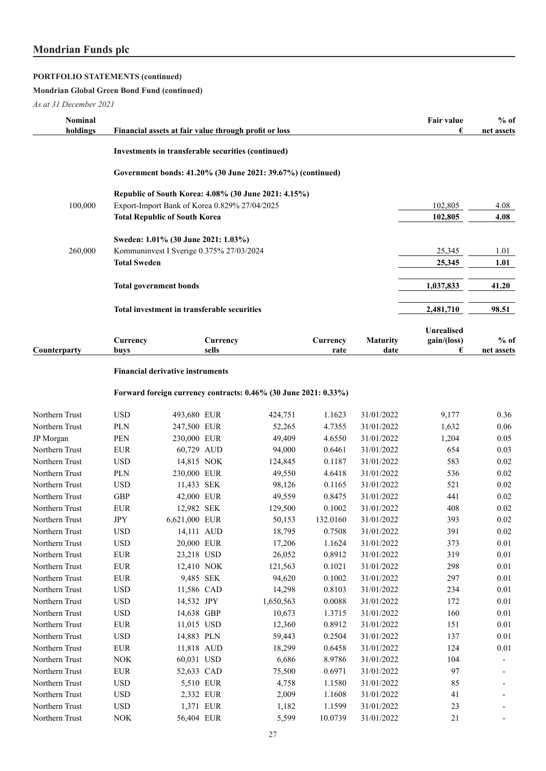## Mondrian Funds plc

### PORTFOLIO STATEMENTS (continued)

**Mondrian Global Green Bond Fund (continued)**

*As at 31 December 2021*

| Nominal holdings | Financial assets at fair value through profit or loss | Fair value € | % of net assets |
|---|---|---|---|
| | **Investments in transferable securities (continued)** | | |
| | **Government bonds: 41.20% (30 June 2021: 39.67%) (continued)** | | |
| | **Republic of South Korea: 4.08% (30 June 2021: 4.15%)** | | |
| 100,000 | Export-Import Bank of Korea 0.829% 27/04/2025 | 102,805 | 4.08 |
| | **Total Republic of South Korea** | **102,805** | **4.08** |
| | **Sweden: 1.01% (30 June 2021: 1.03%)** | | |
| 260,000 | Kommuninvest I Sverige 0.375% 27/03/2024 | 25,345 | 1.01 |
| | **Total Sweden** | **25,345** | **1.01** |
| | **Total government bonds** | **1,037,833** | **41.20** |
| | **Total investment in transferable securities** | **2,481,710** | **98.51** |

**Financial derivative instruments**

**Forward foreign currency contracts: 0.46% (30 June 2021: 0.33%)**

| Counterparty | Currency buys | | Currency sells | | Currency rate | Maturity date | Unrealised gain/(loss) € | % of net assets |
|---|---|---|---|---|---|---|---|---|
| Northern Trust | USD | 493,680 | EUR | 424,751 | 1.1623 | 31/01/2022 | 9,177 | 0.36 |
| Northern Trust | PLN | 247,500 | EUR | 52,265 | 4.7355 | 31/01/2022 | 1,632 | 0.06 |
| JP Morgan | PEN | 230,000 | EUR | 49,409 | 4.6550 | 31/01/2022 | 1,204 | 0.05 |
| Northern Trust | EUR | 60,729 | AUD | 94,000 | 0.6461 | 31/01/2022 | 654 | 0.03 |
| Northern Trust | USD | 14,815 | NOK | 124,845 | 0.1187 | 31/01/2022 | 583 | 0.02 |
| Northern Trust | PLN | 230,000 | EUR | 49,550 | 4.6418 | 31/01/2022 | 536 | 0.02 |
| Northern Trust | USD | 11,433 | SEK | 98,126 | 0.1165 | 31/01/2022 | 521 | 0.02 |
| Northern Trust | GBP | 42,000 | EUR | 49,559 | 0.8475 | 31/01/2022 | 441 | 0.02 |
| Northern Trust | EUR | 12,982 | SEK | 129,500 | 0.1002 | 31/01/2022 | 408 | 0.02 |
| Northern Trust | JPY | 6,621,000 | EUR | 50,153 | 132.0160 | 31/01/2022 | 393 | 0.02 |
| Northern Trust | USD | 14,111 | AUD | 18,795 | 0.7508 | 31/01/2022 | 391 | 0.02 |
| Northern Trust | USD | 20,000 | EUR | 17,206 | 1.1624 | 31/01/2022 | 373 | 0.01 |
| Northern Trust | EUR | 23,218 | USD | 26,052 | 0.8912 | 31/01/2022 | 319 | 0.01 |
| Northern Trust | EUR | 12,410 | NOK | 121,563 | 0.1021 | 31/01/2022 | 298 | 0.01 |
| Northern Trust | EUR | 9,485 | SEK | 94,620 | 0.1002 | 31/01/2022 | 297 | 0.01 |
| Northern Trust | USD | 11,586 | CAD | 14,298 | 0.8103 | 31/01/2022 | 234 | 0.01 |
| Northern Trust | USD | 14,532 | JPY | 1,650,563 | 0.0088 | 31/01/2022 | 172 | 0.01 |
| Northern Trust | USD | 14,638 | GBP | 10,673 | 1.3715 | 31/01/2022 | 160 | 0.01 |
| Northern Trust | EUR | 11,015 | USD | 12,360 | 0.8912 | 31/01/2022 | 151 | 0.01 |
| Northern Trust | USD | 14,883 | PLN | 59,443 | 0.2504 | 31/01/2022 | 137 | 0.01 |
| Northern Trust | EUR | 11,818 | AUD | 18,299 | 0.6458 | 31/01/2022 | 124 | 0.01 |
| Northern Trust | NOK | 60,031 | USD | 6,686 | 8.9786 | 31/01/2022 | 104 | - |
| Northern Trust | EUR | 52,633 | CAD | 75,500 | 0.6971 | 31/01/2022 | 97 | - |
| Northern Trust | USD | 5,510 | EUR | 4,758 | 1.1580 | 31/01/2022 | 85 | - |
| Northern Trust | USD | 2,332 | EUR | 2,009 | 1.1608 | 31/01/2022 | 41 | - |
| Northern Trust | USD | 1,371 | EUR | 1,182 | 1.1599 | 31/01/2022 | 23 | - |
| Northern Trust | NOK | 56,404 | EUR | 5,599 | 10.0739 | 31/01/2022 | 21 | - |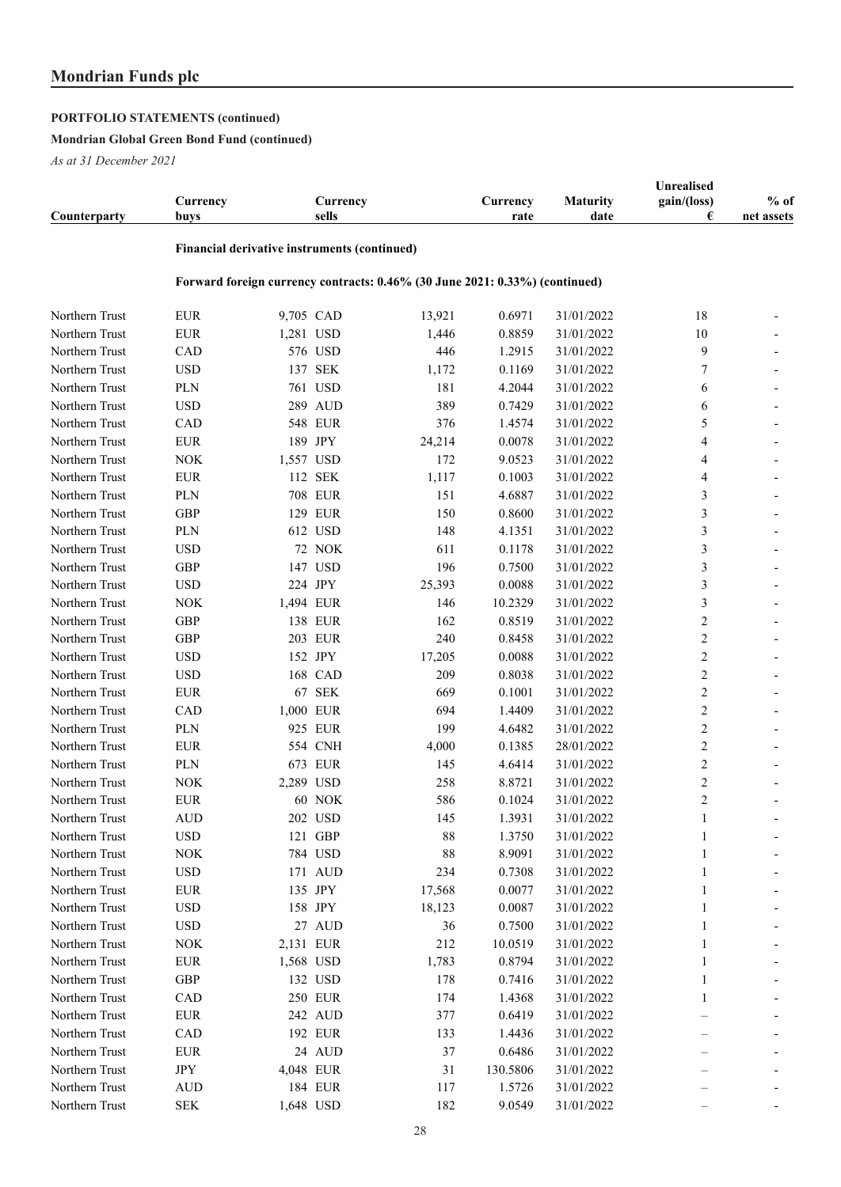# Mondrian Funds plc

## PORTFOLIO STATEMENTS (continued)

### Mondrian Global Green Bond Fund (continued)

*As at 31 December 2021*

| Counterparty | Currency buys | | Currency sells | | Currency rate | Maturity date | Unrealised gain/(loss) € | % of net assets |
|---|---|---|---|---|---|---|---|---|
| | **Financial derivative instruments (continued)** | | | | | | | |
| | **Forward foreign currency contracts: 0.46% (30 June 2021: 0.33%) (continued)** | | | | | | | |
| Northern Trust | EUR | 9,705 | CAD | 13,921 | 0.6971 | 31/01/2022 | 18 | - |
| Northern Trust | EUR | 1,281 | USD | 1,446 | 0.8859 | 31/01/2022 | 10 | - |
| Northern Trust | CAD | 576 | USD | 446 | 1.2915 | 31/01/2022 | 9 | - |
| Northern Trust | USD | 137 | SEK | 1,172 | 0.1169 | 31/01/2022 | 7 | - |
| Northern Trust | PLN | 761 | USD | 181 | 4.2044 | 31/01/2022 | 6 | - |
| Northern Trust | USD | 289 | AUD | 389 | 0.7429 | 31/01/2022 | 6 | - |
| Northern Trust | CAD | 548 | EUR | 376 | 1.4574 | 31/01/2022 | 5 | - |
| Northern Trust | EUR | 189 | JPY | 24,214 | 0.0078 | 31/01/2022 | 4 | - |
| Northern Trust | NOK | 1,557 | USD | 172 | 9.0523 | 31/01/2022 | 4 | - |
| Northern Trust | EUR | 112 | SEK | 1,117 | 0.1003 | 31/01/2022 | 4 | - |
| Northern Trust | PLN | 708 | EUR | 151 | 4.6887 | 31/01/2022 | 3 | - |
| Northern Trust | GBP | 129 | EUR | 150 | 0.8600 | 31/01/2022 | 3 | - |
| Northern Trust | PLN | 612 | USD | 148 | 4.1351 | 31/01/2022 | 3 | - |
| Northern Trust | USD | 72 | NOK | 611 | 0.1178 | 31/01/2022 | 3 | - |
| Northern Trust | GBP | 147 | USD | 196 | 0.7500 | 31/01/2022 | 3 | - |
| Northern Trust | USD | 224 | JPY | 25,393 | 0.0088 | 31/01/2022 | 3 | - |
| Northern Trust | NOK | 1,494 | EUR | 146 | 10.2329 | 31/01/2022 | 3 | - |
| Northern Trust | GBP | 138 | EUR | 162 | 0.8519 | 31/01/2022 | 2 | - |
| Northern Trust | GBP | 203 | EUR | 240 | 0.8458 | 31/01/2022 | 2 | - |
| Northern Trust | USD | 152 | JPY | 17,205 | 0.0088 | 31/01/2022 | 2 | - |
| Northern Trust | USD | 168 | CAD | 209 | 0.8038 | 31/01/2022 | 2 | - |
| Northern Trust | EUR | 67 | SEK | 669 | 0.1001 | 31/01/2022 | 2 | - |
| Northern Trust | CAD | 1,000 | EUR | 694 | 1.4409 | 31/01/2022 | 2 | - |
| Northern Trust | PLN | 925 | EUR | 199 | 4.6482 | 31/01/2022 | 2 | - |
| Northern Trust | EUR | 554 | CNH | 4,000 | 0.1385 | 28/01/2022 | 2 | - |
| Northern Trust | PLN | 673 | EUR | 145 | 4.6414 | 31/01/2022 | 2 | - |
| Northern Trust | NOK | 2,289 | USD | 258 | 8.8721 | 31/01/2022 | 2 | - |
| Northern Trust | EUR | 60 | NOK | 586 | 0.1024 | 31/01/2022 | 2 | - |
| Northern Trust | AUD | 202 | USD | 145 | 1.3931 | 31/01/2022 | 1 | - |
| Northern Trust | USD | 121 | GBP | 88 | 1.3750 | 31/01/2022 | 1 | - |
| Northern Trust | NOK | 784 | USD | 88 | 8.9091 | 31/01/2022 | 1 | - |
| Northern Trust | USD | 171 | AUD | 234 | 0.7308 | 31/01/2022 | 1 | - |
| Northern Trust | EUR | 135 | JPY | 17,568 | 0.0077 | 31/01/2022 | 1 | - |
| Northern Trust | USD | 158 | JPY | 18,123 | 0.0087 | 31/01/2022 | 1 | - |
| Northern Trust | USD | 27 | AUD | 36 | 0.7500 | 31/01/2022 | 1 | - |
| Northern Trust | NOK | 2,131 | EUR | 212 | 10.0519 | 31/01/2022 | 1 | - |
| Northern Trust | EUR | 1,568 | USD | 1,783 | 0.8794 | 31/01/2022 | 1 | - |
| Northern Trust | GBP | 132 | USD | 178 | 0.7416 | 31/01/2022 | 1 | - |
| Northern Trust | CAD | 250 | EUR | 174 | 1.4368 | 31/01/2022 | 1 | - |
| Northern Trust | EUR | 242 | AUD | 377 | 0.6419 | 31/01/2022 | – | - |
| Northern Trust | CAD | 192 | EUR | 133 | 1.4436 | 31/01/2022 | – | - |
| Northern Trust | EUR | 24 | AUD | 37 | 0.6486 | 31/01/2022 | – | - |
| Northern Trust | JPY | 4,048 | EUR | 31 | 130.5806 | 31/01/2022 | – | - |
| Northern Trust | AUD | 184 | EUR | 117 | 1.5726 | 31/01/2022 | – | - |
| Northern Trust | SEK | 1,648 | USD | 182 | 9.0549 | 31/01/2022 | – | - |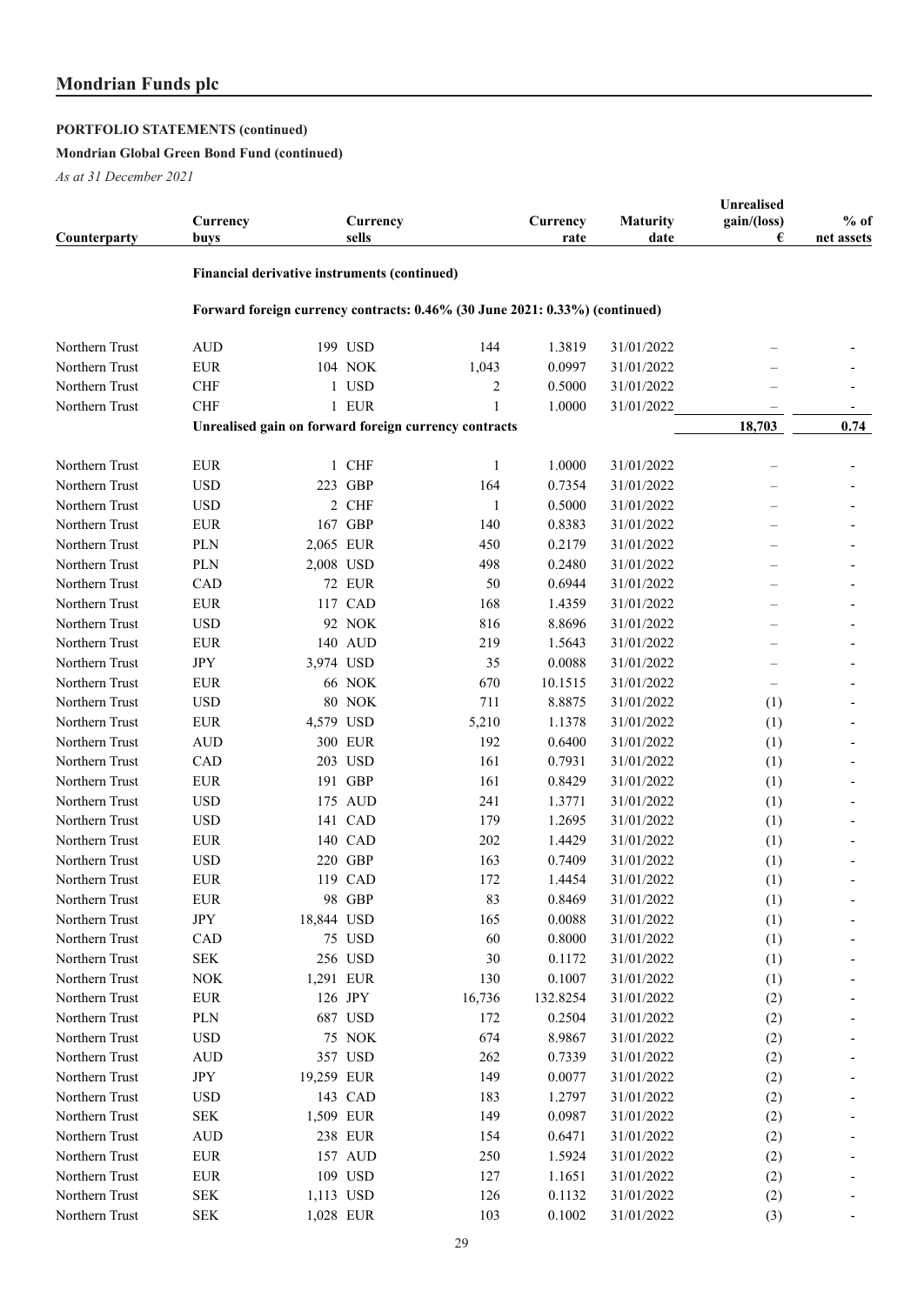## Mondrian Funds plc

### PORTFOLIO STATEMENTS (continued)

**Mondrian Global Green Bond Fund (continued)**

*As at 31 December 2021*

| Counterparty | Currency buys | | Currency sells | | Currency rate | Maturity date | Unrealised gain/(loss) € | % of net assets |
|---|---|---|---|---|---|---|---|---|
| | **Financial derivative instruments (continued)** | | | | | | | |
| | **Forward foreign currency contracts: 0.46% (30 June 2021: 0.33%) (continued)** | | | | | | | |
| Northern Trust | AUD | 199 | USD | 144 | 1.3819 | 31/01/2022 | – | - |
| Northern Trust | EUR | 104 | NOK | 1,043 | 0.0997 | 31/01/2022 | – | - |
| Northern Trust | CHF | 1 | USD | 2 | 0.5000 | 31/01/2022 | – | - |
| Northern Trust | CHF | 1 | EUR | 1 | 1.0000 | 31/01/2022 | – | - |
| | **Unrealised gain on forward foreign currency contracts** | | | | | | **18,703** | **0.74** |
| Northern Trust | EUR | 1 | CHF | 1 | 1.0000 | 31/01/2022 | – | - |
| Northern Trust | USD | 223 | GBP | 164 | 0.7354 | 31/01/2022 | – | - |
| Northern Trust | USD | 2 | CHF | 1 | 0.5000 | 31/01/2022 | – | - |
| Northern Trust | EUR | 167 | GBP | 140 | 0.8383 | 31/01/2022 | – | - |
| Northern Trust | PLN | 2,065 | EUR | 450 | 0.2179 | 31/01/2022 | – | - |
| Northern Trust | PLN | 2,008 | USD | 498 | 0.2480 | 31/01/2022 | – | - |
| Northern Trust | CAD | 72 | EUR | 50 | 0.6944 | 31/01/2022 | – | - |
| Northern Trust | EUR | 117 | CAD | 168 | 1.4359 | 31/01/2022 | – | - |
| Northern Trust | USD | 92 | NOK | 816 | 8.8696 | 31/01/2022 | – | - |
| Northern Trust | EUR | 140 | AUD | 219 | 1.5643 | 31/01/2022 | – | - |
| Northern Trust | JPY | 3,974 | USD | 35 | 0.0088 | 31/01/2022 | – | - |
| Northern Trust | EUR | 66 | NOK | 670 | 10.1515 | 31/01/2022 | – | - |
| Northern Trust | USD | 80 | NOK | 711 | 8.8875 | 31/01/2022 | (1) | - |
| Northern Trust | EUR | 4,579 | USD | 5,210 | 1.1378 | 31/01/2022 | (1) | - |
| Northern Trust | AUD | 300 | EUR | 192 | 0.6400 | 31/01/2022 | (1) | - |
| Northern Trust | CAD | 203 | USD | 161 | 0.7931 | 31/01/2022 | (1) | - |
| Northern Trust | EUR | 191 | GBP | 161 | 0.8429 | 31/01/2022 | (1) | - |
| Northern Trust | USD | 175 | AUD | 241 | 1.3771 | 31/01/2022 | (1) | - |
| Northern Trust | USD | 141 | CAD | 179 | 1.2695 | 31/01/2022 | (1) | - |
| Northern Trust | EUR | 140 | CAD | 202 | 1.4429 | 31/01/2022 | (1) | - |
| Northern Trust | USD | 220 | GBP | 163 | 0.7409 | 31/01/2022 | (1) | - |
| Northern Trust | EUR | 119 | CAD | 172 | 1.4454 | 31/01/2022 | (1) | - |
| Northern Trust | EUR | 98 | GBP | 83 | 0.8469 | 31/01/2022 | (1) | - |
| Northern Trust | JPY | 18,844 | USD | 165 | 0.0088 | 31/01/2022 | (1) | - |
| Northern Trust | CAD | 75 | USD | 60 | 0.8000 | 31/01/2022 | (1) | - |
| Northern Trust | SEK | 256 | USD | 30 | 0.1172 | 31/01/2022 | (1) | - |
| Northern Trust | NOK | 1,291 | EUR | 130 | 0.1007 | 31/01/2022 | (1) | - |
| Northern Trust | EUR | 126 | JPY | 16,736 | 132.8254 | 31/01/2022 | (2) | - |
| Northern Trust | PLN | 687 | USD | 172 | 0.2504 | 31/01/2022 | (2) | - |
| Northern Trust | USD | 75 | NOK | 674 | 8.9867 | 31/01/2022 | (2) | - |
| Northern Trust | AUD | 357 | USD | 262 | 0.7339 | 31/01/2022 | (2) | - |
| Northern Trust | JPY | 19,259 | EUR | 149 | 0.0077 | 31/01/2022 | (2) | - |
| Northern Trust | USD | 143 | CAD | 183 | 1.2797 | 31/01/2022 | (2) | - |
| Northern Trust | SEK | 1,509 | EUR | 149 | 0.0987 | 31/01/2022 | (2) | - |
| Northern Trust | AUD | 238 | EUR | 154 | 0.6471 | 31/01/2022 | (2) | - |
| Northern Trust | EUR | 157 | AUD | 250 | 1.5924 | 31/01/2022 | (2) | - |
| Northern Trust | EUR | 109 | USD | 127 | 1.1651 | 31/01/2022 | (2) | - |
| Northern Trust | SEK | 1,113 | USD | 126 | 0.1132 | 31/01/2022 | (2) | - |
| Northern Trust | SEK | 1,028 | EUR | 103 | 0.1002 | 31/01/2022 | (3) | - |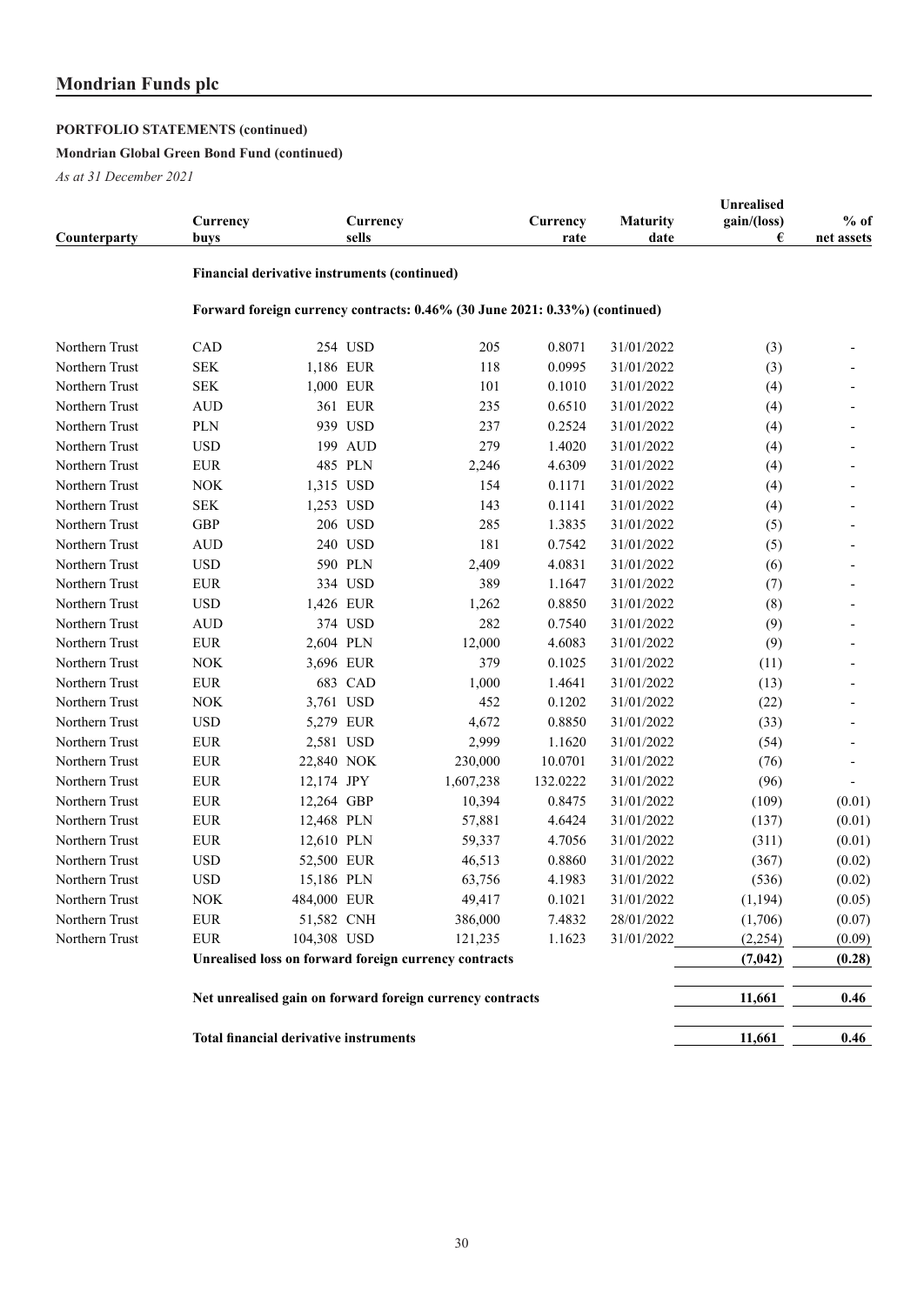# Mondrian Funds plc

**PORTFOLIO STATEMENTS (continued)**

**Mondrian Global Green Bond Fund (continued)**

*As at 31 December 2021*

| Counterparty | Currency buys | | Currency sells | | Currency rate | Maturity date | Unrealised gain/(loss) € | % of net assets |
|---|---|---|---|---|---|---|---|---|
| | **Financial derivative instruments (continued)** | | | | | | | |
| | **Forward foreign currency contracts: 0.46% (30 June 2021: 0.33%) (continued)** | | | | | | | |
| Northern Trust | CAD | 254 | USD | 205 | 0.8071 | 31/01/2022 | (3) | - |
| Northern Trust | SEK | 1,186 | EUR | 118 | 0.0995 | 31/01/2022 | (3) | - |
| Northern Trust | SEK | 1,000 | EUR | 101 | 0.1010 | 31/01/2022 | (4) | - |
| Northern Trust | AUD | 361 | EUR | 235 | 0.6510 | 31/01/2022 | (4) | - |
| Northern Trust | PLN | 939 | USD | 237 | 0.2524 | 31/01/2022 | (4) | - |
| Northern Trust | USD | 199 | AUD | 279 | 1.4020 | 31/01/2022 | (4) | - |
| Northern Trust | EUR | 485 | PLN | 2,246 | 4.6309 | 31/01/2022 | (4) | - |
| Northern Trust | NOK | 1,315 | USD | 154 | 0.1171 | 31/01/2022 | (4) | - |
| Northern Trust | SEK | 1,253 | USD | 143 | 0.1141 | 31/01/2022 | (4) | - |
| Northern Trust | GBP | 206 | USD | 285 | 1.3835 | 31/01/2022 | (5) | - |
| Northern Trust | AUD | 240 | USD | 181 | 0.7542 | 31/01/2022 | (5) | - |
| Northern Trust | USD | 590 | PLN | 2,409 | 4.0831 | 31/01/2022 | (6) | - |
| Northern Trust | EUR | 334 | USD | 389 | 1.1647 | 31/01/2022 | (7) | - |
| Northern Trust | USD | 1,426 | EUR | 1,262 | 0.8850 | 31/01/2022 | (8) | - |
| Northern Trust | AUD | 374 | USD | 282 | 0.7540 | 31/01/2022 | (9) | - |
| Northern Trust | EUR | 2,604 | PLN | 12,000 | 4.6083 | 31/01/2022 | (9) | - |
| Northern Trust | NOK | 3,696 | EUR | 379 | 0.1025 | 31/01/2022 | (11) | - |
| Northern Trust | EUR | 683 | CAD | 1,000 | 1.4641 | 31/01/2022 | (13) | - |
| Northern Trust | NOK | 3,761 | USD | 452 | 0.1202 | 31/01/2022 | (22) | - |
| Northern Trust | USD | 5,279 | EUR | 4,672 | 0.8850 | 31/01/2022 | (33) | - |
| Northern Trust | EUR | 2,581 | USD | 2,999 | 1.1620 | 31/01/2022 | (54) | - |
| Northern Trust | EUR | 22,840 | NOK | 230,000 | 10.0701 | 31/01/2022 | (76) | - |
| Northern Trust | EUR | 12,174 | JPY | 1,607,238 | 132.0222 | 31/01/2022 | (96) | - |
| Northern Trust | EUR | 12,264 | GBP | 10,394 | 0.8475 | 31/01/2022 | (109) | (0.01) |
| Northern Trust | EUR | 12,468 | PLN | 57,881 | 4.6424 | 31/01/2022 | (137) | (0.01) |
| Northern Trust | EUR | 12,610 | PLN | 59,337 | 4.7056 | 31/01/2022 | (311) | (0.01) |
| Northern Trust | USD | 52,500 | EUR | 46,513 | 0.8860 | 31/01/2022 | (367) | (0.02) |
| Northern Trust | USD | 15,186 | PLN | 63,756 | 4.1983 | 31/01/2022 | (536) | (0.02) |
| Northern Trust | NOK | 484,000 | EUR | 49,417 | 0.1021 | 31/01/2022 | (1,194) | (0.05) |
| Northern Trust | EUR | 51,582 | CNH | 386,000 | 7.4832 | 28/01/2022 | (1,706) | (0.07) |
| Northern Trust | EUR | 104,308 | USD | 121,235 | 1.1623 | 31/01/2022 | (2,254) | (0.09) |
| | **Unrealised loss on forward foreign currency contracts** | | | | | | **(7,042)** | **(0.28)** |
| | **Net unrealised gain on forward foreign currency contracts** | | | | | | **11,661** | **0.46** |
| | **Total financial derivative instruments** | | | | | | **11,661** | **0.46** |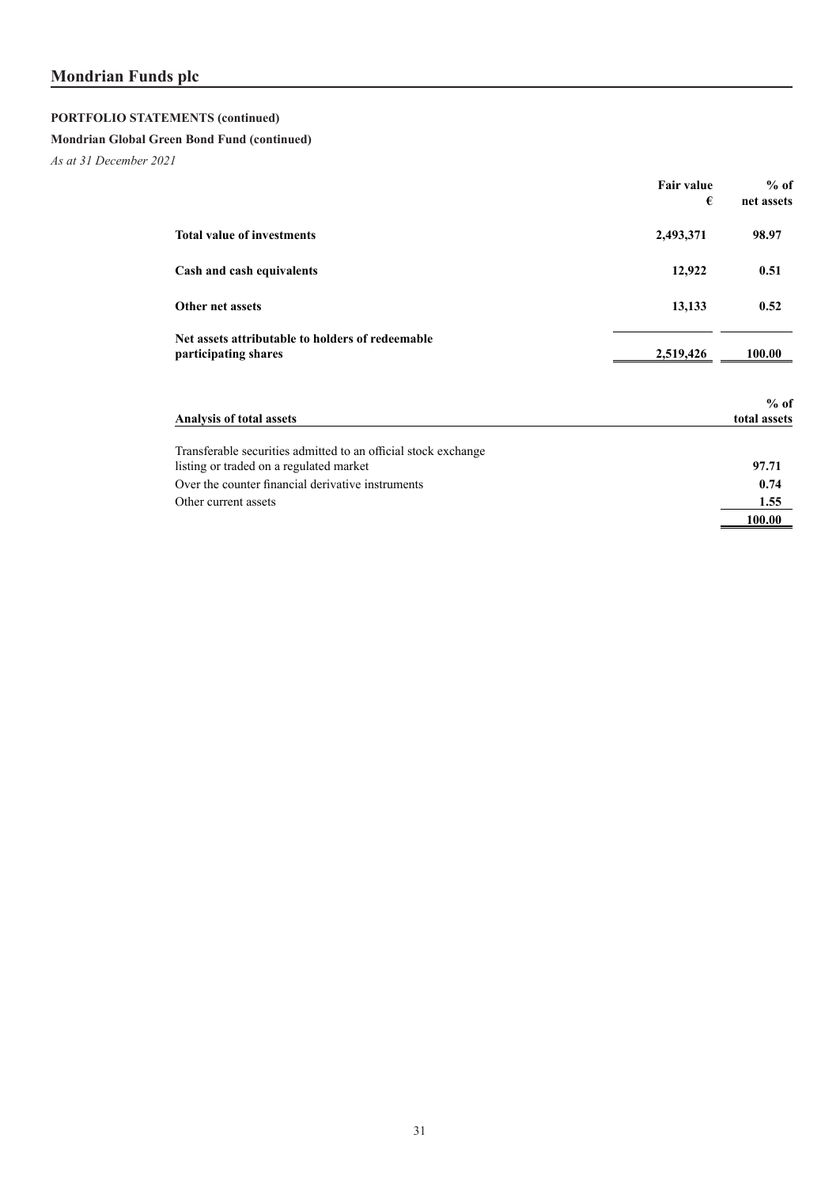## Mondrian Funds plc

**PORTFOLIO STATEMENTS (continued)**

**Mondrian Global Green Bond Fund (continued)**

*As at 31 December 2021*

| | Fair value € | % of net assets |
|---|---|---|
| **Total value of investments** | **2,493,371** | **98.97** |
| **Cash and cash equivalents** | **12,922** | **0.51** |
| **Other net assets** | **13,133** | **0.52** |
| **Net assets attributable to holders of redeemable participating shares** | **2,519,426** | **100.00** |

| **Analysis of total assets** | **% of total assets** |
|---|---|
| Transferable securities admitted to an official stock exchange listing or traded on a regulated market | **97.71** |
| Over the counter financial derivative instruments | **0.74** |
| Other current assets | **1.55** |
| | **100.00** |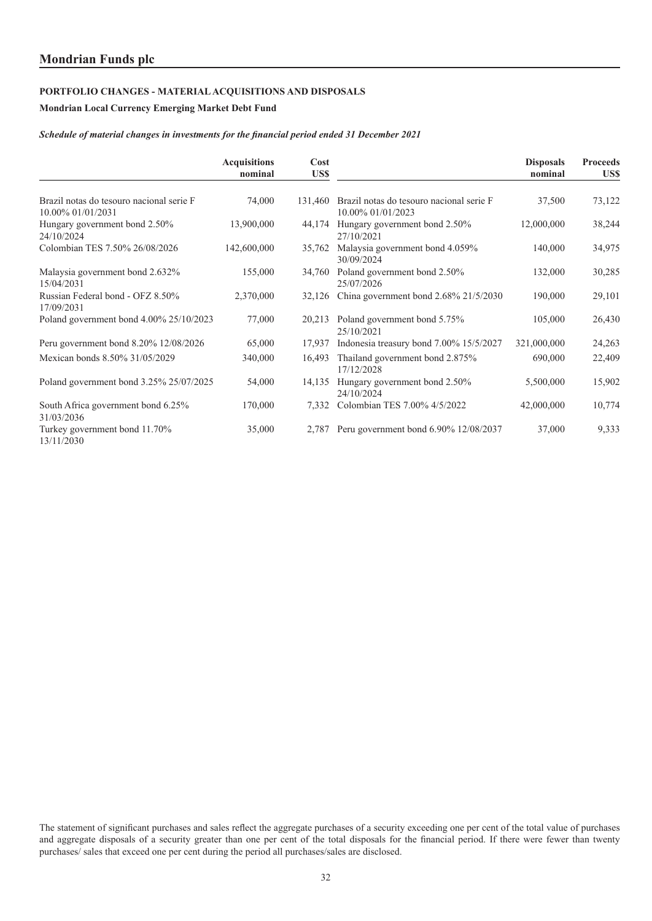## PORTFOLIO CHANGES - MATERIAL ACQUISITIONS AND DISPOSALS

### Mondrian Local Currency Emerging Market Debt Fund

***Schedule of material changes in investments for the financial period ended 31 December 2021***

| | Acquisitions nominal | Cost US$ | | Disposals nominal | Proceeds US$ |
|---|---|---|---|---|---|
| Brazil notas do tesouro nacional serie F 10.00% 01/01/2031 | 74,000 | 131,460 | Brazil notas do tesouro nacional serie F 10.00% 01/01/2023 | 37,500 | 73,122 |
| Hungary government bond 2.50% 24/10/2024 | 13,900,000 | 44,174 | Hungary government bond 2.50% 27/10/2021 | 12,000,000 | 38,244 |
| Colombian TES 7.50% 26/08/2026 | 142,600,000 | 35,762 | Malaysia government bond 4.059% 30/09/2024 | 140,000 | 34,975 |
| Malaysia government bond 2.632% 15/04/2031 | 155,000 | 34,760 | Poland government bond 2.50% 25/07/2026 | 132,000 | 30,285 |
| Russian Federal bond - OFZ 8.50% 17/09/2031 | 2,370,000 | 32,126 | China government bond 2.68% 21/5/2030 | 190,000 | 29,101 |
| Poland government bond 4.00% 25/10/2023 | 77,000 | 20,213 | Poland government bond 5.75% 25/10/2021 | 105,000 | 26,430 |
| Peru government bond 8.20% 12/08/2026 | 65,000 | 17,937 | Indonesia treasury bond 7.00% 15/5/2027 | 321,000,000 | 24,263 |
| Mexican bonds 8.50% 31/05/2029 | 340,000 | 16,493 | Thailand government bond 2.875% 17/12/2028 | 690,000 | 22,409 |
| Poland government bond 3.25% 25/07/2025 | 54,000 | 14,135 | Hungary government bond 2.50% 24/10/2024 | 5,500,000 | 15,902 |
| South Africa government bond 6.25% 31/03/2036 | 170,000 | 7,332 | Colombian TES 7.00% 4/5/2022 | 42,000,000 | 10,774 |
| Turkey government bond 11.70% 13/11/2030 | 35,000 | 2,787 | Peru government bond 6.90% 12/08/2037 | 37,000 | 9,333 |

The statement of significant purchases and sales reflect the aggregate purchases of a security exceeding one per cent of the total value of purchases and aggregate disposals of a security greater than one per cent of the total disposals for the financial period. If there were fewer than twenty purchases/ sales that exceed one per cent during the period all purchases/sales are disclosed.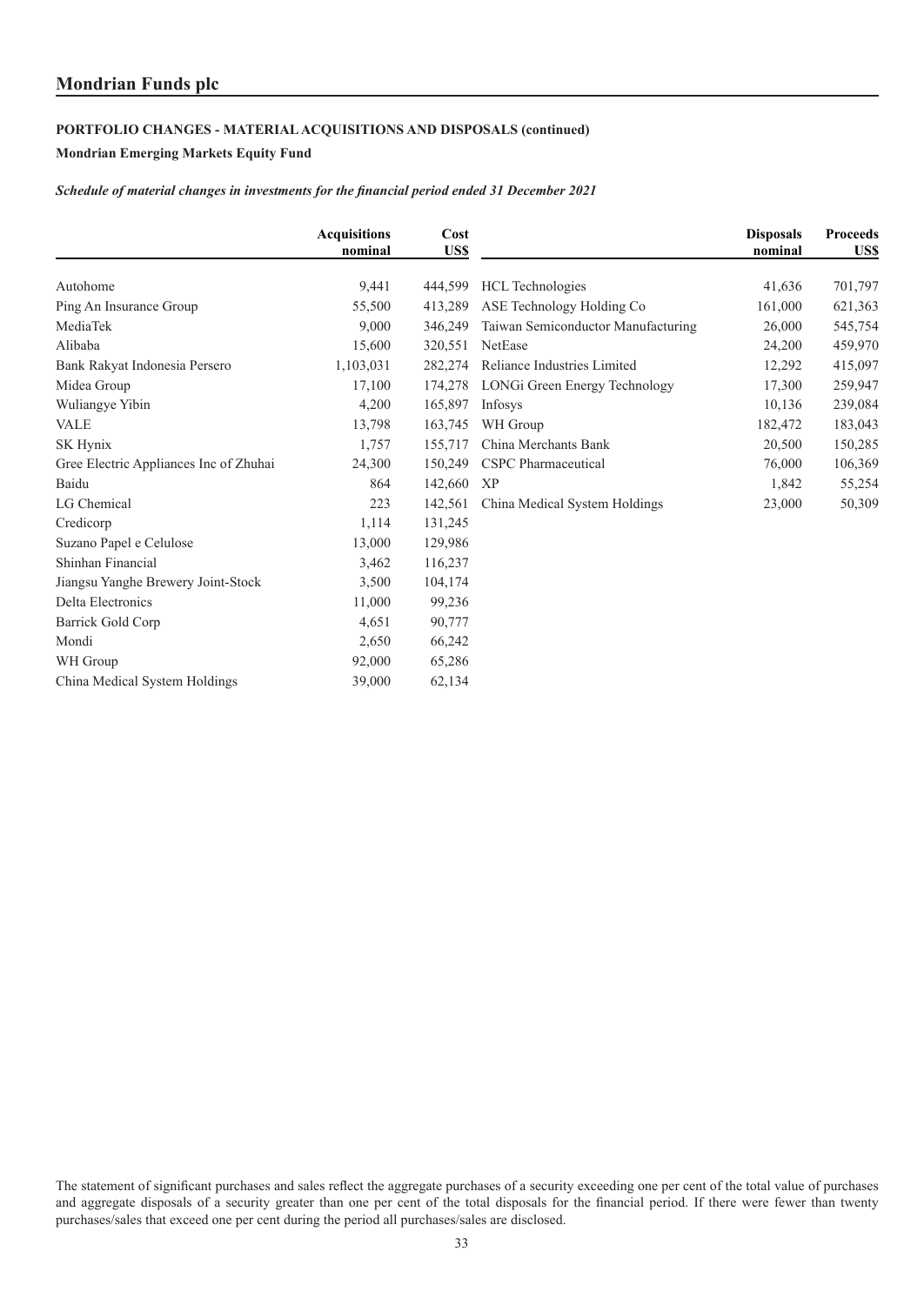**PORTFOLIO CHANGES - MATERIAL ACQUISITIONS AND DISPOSALS (continued)**

**Mondrian Emerging Markets Equity Fund**

***Schedule of material changes in investments for the financial period ended 31 December 2021***

| | Acquisitions nominal | Cost US$ | | Disposals nominal | Proceeds US$ |
|---|---|---|---|---|---|
| Autohome | 9,441 | 444,599 | HCL Technologies | 41,636 | 701,797 |
| Ping An Insurance Group | 55,500 | 413,289 | ASE Technology Holding Co | 161,000 | 621,363 |
| MediaTek | 9,000 | 346,249 | Taiwan Semiconductor Manufacturing | 26,000 | 545,754 |
| Alibaba | 15,600 | 320,551 | NetEase | 24,200 | 459,970 |
| Bank Rakyat Indonesia Persero | 1,103,031 | 282,274 | Reliance Industries Limited | 12,292 | 415,097 |
| Midea Group | 17,100 | 174,278 | LONGi Green Energy Technology | 17,300 | 259,947 |
| Wuliangye Yibin | 4,200 | 165,897 | Infosys | 10,136 | 239,084 |
| VALE | 13,798 | 163,745 | WH Group | 182,472 | 183,043 |
| SK Hynix | 1,757 | 155,717 | China Merchants Bank | 20,500 | 150,285 |
| Gree Electric Appliances Inc of Zhuhai | 24,300 | 150,249 | CSPC Pharmaceutical | 76,000 | 106,369 |
| Baidu | 864 | 142,660 | XP | 1,842 | 55,254 |
| LG Chemical | 223 | 142,561 | China Medical System Holdings | 23,000 | 50,309 |
| Credicorp | 1,114 | 131,245 | | | |
| Suzano Papel e Celulose | 13,000 | 129,986 | | | |
| Shinhan Financial | 3,462 | 116,237 | | | |
| Jiangsu Yanghe Brewery Joint-Stock | 3,500 | 104,174 | | | |
| Delta Electronics | 11,000 | 99,236 | | | |
| Barrick Gold Corp | 4,651 | 90,777 | | | |
| Mondi | 2,650 | 66,242 | | | |
| WH Group | 92,000 | 65,286 | | | |
| China Medical System Holdings | 39,000 | 62,134 | | | |

The statement of significant purchases and sales reflect the aggregate purchases of a security exceeding one per cent of the total value of purchases and aggregate disposals of a security greater than one per cent of the total disposals for the financial period. If there were fewer than twenty purchases/sales that exceed one per cent during the period all purchases/sales are disclosed.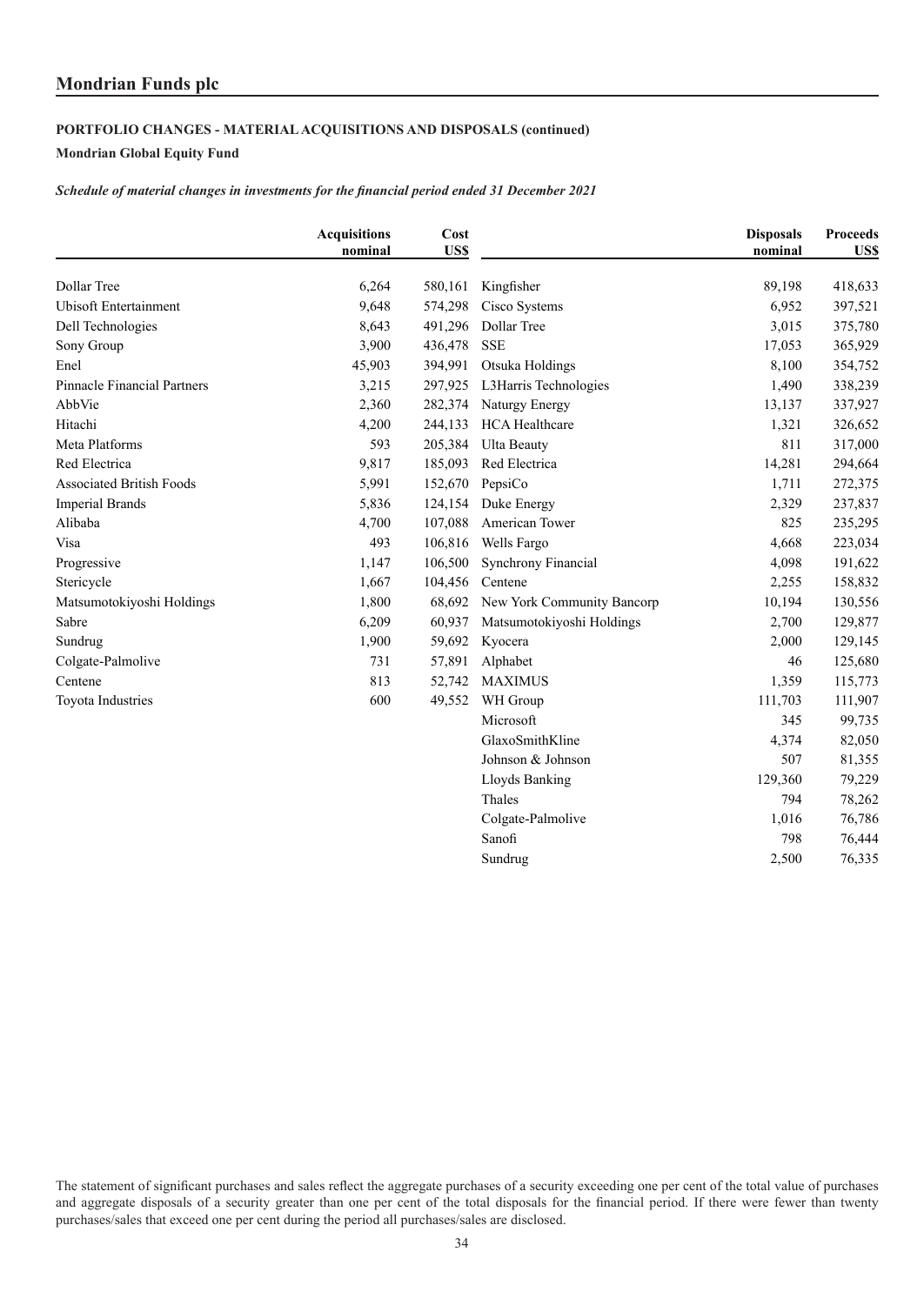## PORTFOLIO CHANGES - MATERIAL ACQUISITIONS AND DISPOSALS (continued)

**Mondrian Global Equity Fund**

***Schedule of material changes in investments for the financial period ended 31 December 2021***

| | Acquisitions nominal | Cost US$ | | Disposals nominal | Proceeds US$ |
|---|---|---|---|---|---|
| Dollar Tree | 6,264 | 580,161 | Kingfisher | 89,198 | 418,633 |
| Ubisoft Entertainment | 9,648 | 574,298 | Cisco Systems | 6,952 | 397,521 |
| Dell Technologies | 8,643 | 491,296 | Dollar Tree | 3,015 | 375,780 |
| Sony Group | 3,900 | 436,478 | SSE | 17,053 | 365,929 |
| Enel | 45,903 | 394,991 | Otsuka Holdings | 8,100 | 354,752 |
| Pinnacle Financial Partners | 3,215 | 297,925 | L3Harris Technologies | 1,490 | 338,239 |
| AbbVie | 2,360 | 282,374 | Naturgy Energy | 13,137 | 337,927 |
| Hitachi | 4,200 | 244,133 | HCA Healthcare | 1,321 | 326,652 |
| Meta Platforms | 593 | 205,384 | Ulta Beauty | 811 | 317,000 |
| Red Electrica | 9,817 | 185,093 | Red Electrica | 14,281 | 294,664 |
| Associated British Foods | 5,991 | 152,670 | PepsiCo | 1,711 | 272,375 |
| Imperial Brands | 5,836 | 124,154 | Duke Energy | 2,329 | 237,837 |
| Alibaba | 4,700 | 107,088 | American Tower | 825 | 235,295 |
| Visa | 493 | 106,816 | Wells Fargo | 4,668 | 223,034 |
| Progressive | 1,147 | 106,500 | Synchrony Financial | 4,098 | 191,622 |
| Stericycle | 1,667 | 104,456 | Centene | 2,255 | 158,832 |
| Matsumotokiyoshi Holdings | 1,800 | 68,692 | New York Community Bancorp | 10,194 | 130,556 |
| Sabre | 6,209 | 60,937 | Matsumotokiyoshi Holdings | 2,700 | 129,877 |
| Sundrug | 1,900 | 59,692 | Kyocera | 2,000 | 129,145 |
| Colgate-Palmolive | 731 | 57,891 | Alphabet | 46 | 125,680 |
| Centene | 813 | 52,742 | MAXIMUS | 1,359 | 115,773 |
| Toyota Industries | 600 | 49,552 | WH Group | 111,703 | 111,907 |
| | | | Microsoft | 345 | 99,735 |
| | | | GlaxoSmithKline | 4,374 | 82,050 |
| | | | Johnson & Johnson | 507 | 81,355 |
| | | | Lloyds Banking | 129,360 | 79,229 |
| | | | Thales | 794 | 78,262 |
| | | | Colgate-Palmolive | 1,016 | 76,786 |
| | | | Sanofi | 798 | 76,444 |
| | | | Sundrug | 2,500 | 76,335 |

The statement of significant purchases and sales reflect the aggregate purchases of a security exceeding one per cent of the total value of purchases and aggregate disposals of a security greater than one per cent of the total disposals for the financial period. If there were fewer than twenty purchases/sales that exceed one per cent during the period all purchases/sales are disclosed.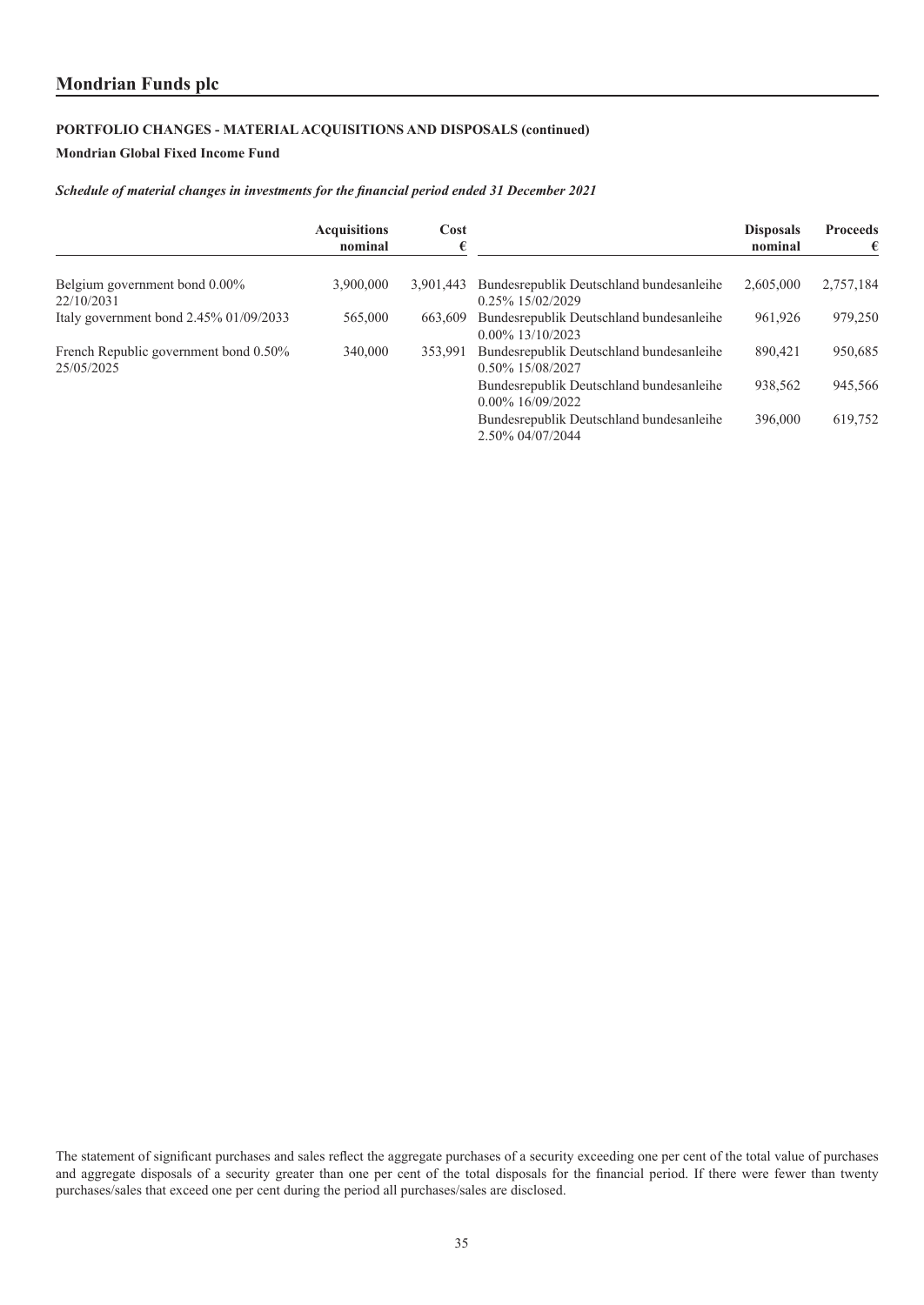## PORTFOLIO CHANGES - MATERIAL ACQUISITIONS AND DISPOSALS (continued)

**Mondrian Global Fixed Income Fund**

***Schedule of material changes in investments for the financial period ended 31 December 2021***

| | Acquisitions nominal | Cost € | | Disposals nominal | Proceeds € |
|---|---|---|---|---|---|
| Belgium government bond 0.00% 22/10/2031 | 3,900,000 | 3,901,443 | Bundesrepublik Deutschland bundesanleihe 0.25% 15/02/2029 | 2,605,000 | 2,757,184 |
| Italy government bond 2.45% 01/09/2033 | 565,000 | 663,609 | Bundesrepublik Deutschland bundesanleihe 0.00% 13/10/2023 | 961,926 | 979,250 |
| French Republic government bond 0.50% 25/05/2025 | 340,000 | 353,991 | Bundesrepublik Deutschland bundesanleihe 0.50% 15/08/2027 | 890,421 | 950,685 |
| | | | Bundesrepublik Deutschland bundesanleihe 0.00% 16/09/2022 | 938,562 | 945,566 |
| | | | Bundesrepublik Deutschland bundesanleihe 2.50% 04/07/2044 | 396,000 | 619,752 |

The statement of significant purchases and sales reflect the aggregate purchases of a security exceeding one per cent of the total value of purchases and aggregate disposals of a security greater than one per cent of the total disposals for the financial period. If there were fewer than twenty purchases/sales that exceed one per cent during the period all purchases/sales are disclosed.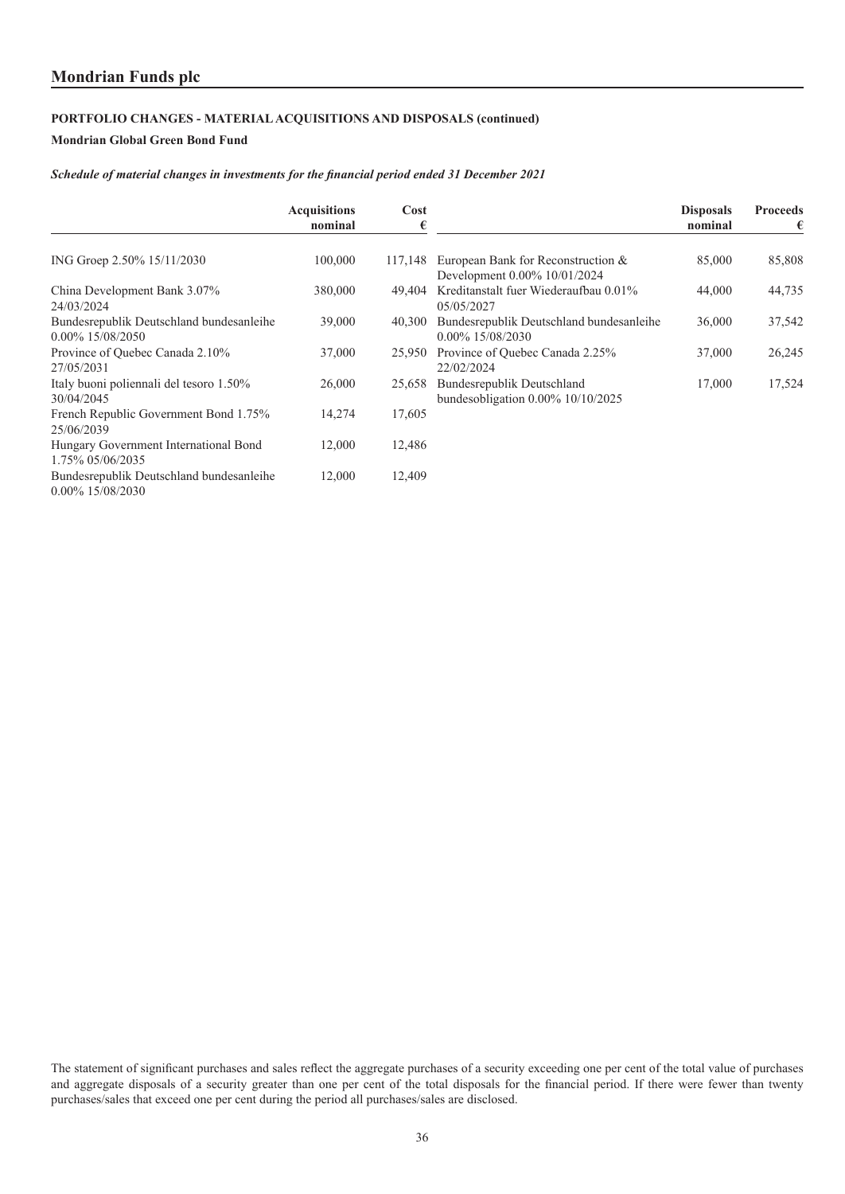## Mondrian Funds plc

### PORTFOLIO CHANGES - MATERIAL ACQUISITIONS AND DISPOSALS (continued)

**Mondrian Global Green Bond Fund**

***Schedule of material changes in investments for the financial period ended 31 December 2021***

| | Acquisitions nominal | Cost € | | Disposals nominal | Proceeds € |
|---|---|---|---|---|---|
| ING Groep 2.50% 15/11/2030 | 100,000 | 117,148 | European Bank for Reconstruction & Development 0.00% 10/01/2024 | 85,000 | 85,808 |
| China Development Bank 3.07% 24/03/2024 | 380,000 | 49,404 | Kreditanstalt fuer Wiederaufbau 0.01% 05/05/2027 | 44,000 | 44,735 |
| Bundesrepublik Deutschland bundesanleihe 0.00% 15/08/2050 | 39,000 | 40,300 | Bundesrepublik Deutschland bundesanleihe 0.00% 15/08/2030 | 36,000 | 37,542 |
| Province of Quebec Canada 2.10% 27/05/2031 | 37,000 | 25,950 | Province of Quebec Canada 2.25% 22/02/2024 | 37,000 | 26,245 |
| Italy buoni poliennali del tesoro 1.50% 30/04/2045 | 26,000 | 25,658 | Bundesrepublik Deutschland bundesobligation 0.00% 10/10/2025 | 17,000 | 17,524 |
| French Republic Government Bond 1.75% 25/06/2039 | 14,274 | 17,605 | | | |
| Hungary Government International Bond 1.75% 05/06/2035 | 12,000 | 12,486 | | | |
| Bundesrepublik Deutschland bundesanleihe 0.00% 15/08/2030 | 12,000 | 12,409 | | | |

The statement of significant purchases and sales reflect the aggregate purchases of a security exceeding one per cent of the total value of purchases and aggregate disposals of a security greater than one per cent of the total disposals for the financial period. If there were fewer than twenty purchases/sales that exceed one per cent during the period all purchases/sales are disclosed.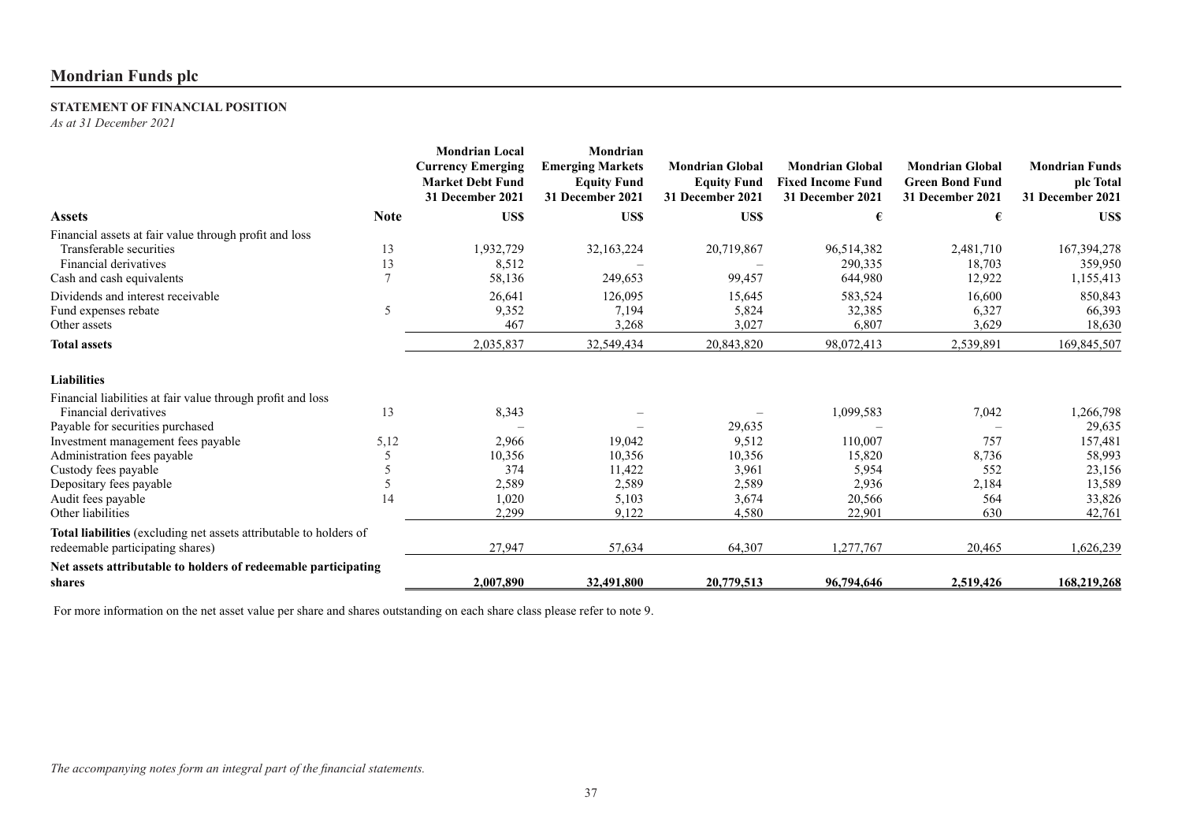## Mondrian Funds plc

### STATEMENT OF FINANCIAL POSITION

*As at 31 December 2021*

| | Note | Mondrian Local Currency Emerging Market Debt Fund 31 December 2021 | Mondrian Emerging Markets Equity Fund 31 December 2021 | Mondrian Global Equity Fund 31 December 2021 | Mondrian Global Fixed Income Fund 31 December 2021 | Mondrian Global Green Bond Fund 31 December 2021 | Mondrian Funds plc Total 31 December 2021 |
|---|---|---|---|---|---|---|---|
| **Assets** | **Note** | **US$** | **US$** | **US$** | **€** | **€** | **US$** |
| Financial assets at fair value through profit and loss | | | | | | | |
| Transferable securities | 13 | 1,932,729 | 32,163,224 | 20,719,867 | 96,514,382 | 2,481,710 | 167,394,278 |
| Financial derivatives | 13 | 8,512 | – | – | 290,335 | 18,703 | 359,950 |
| Cash and cash equivalents | 7 | 58,136 | 249,653 | 99,457 | 644,980 | 12,922 | 1,155,413 |
| Dividends and interest receivable | | 26,641 | 126,095 | 15,645 | 583,524 | 16,600 | 850,843 |
| Fund expenses rebate | 5 | 9,352 | 7,194 | 5,824 | 32,385 | 6,327 | 66,393 |
| Other assets | | 467 | 3,268 | 3,027 | 6,807 | 3,629 | 18,630 |
| **Total assets** | | 2,035,837 | 32,549,434 | 20,843,820 | 98,072,413 | 2,539,891 | 169,845,507 |
| **Liabilities** | | | | | | | |
| Financial liabilities at fair value through profit and loss | | | | | | | |
| Financial derivatives | 13 | 8,343 | – | – | 1,099,583 | 7,042 | 1,266,798 |
| Payable for securities purchased | | – | – | 29,635 | – | – | 29,635 |
| Investment management fees payable | 5,12 | 2,966 | 19,042 | 9,512 | 110,007 | 757 | 157,481 |
| Administration fees payable | 5 | 10,356 | 10,356 | 10,356 | 15,820 | 8,736 | 58,993 |
| Custody fees payable | 5 | 374 | 11,422 | 3,961 | 5,954 | 552 | 23,156 |
| Depositary fees payable | 5 | 2,589 | 2,589 | 2,589 | 2,936 | 2,184 | 13,589 |
| Audit fees payable | 14 | 1,020 | 5,103 | 3,674 | 20,566 | 564 | 33,826 |
| Other liabilities | | 2,299 | 9,122 | 4,580 | 22,901 | 630 | 42,761 |
| **Total liabilities** (excluding net assets attributable to holders of redeemable participating shares) | | 27,947 | 57,634 | 64,307 | 1,277,767 | 20,465 | 1,626,239 |
| **Net assets attributable to holders of redeemable participating shares** | | **2,007,890** | **32,491,800** | **20,779,513** | **96,794,646** | **2,519,426** | **168,219,268** |

For more information on the net asset value per share and shares outstanding on each share class please refer to note 9.

*The accompanying notes form an integral part of the financial statements.*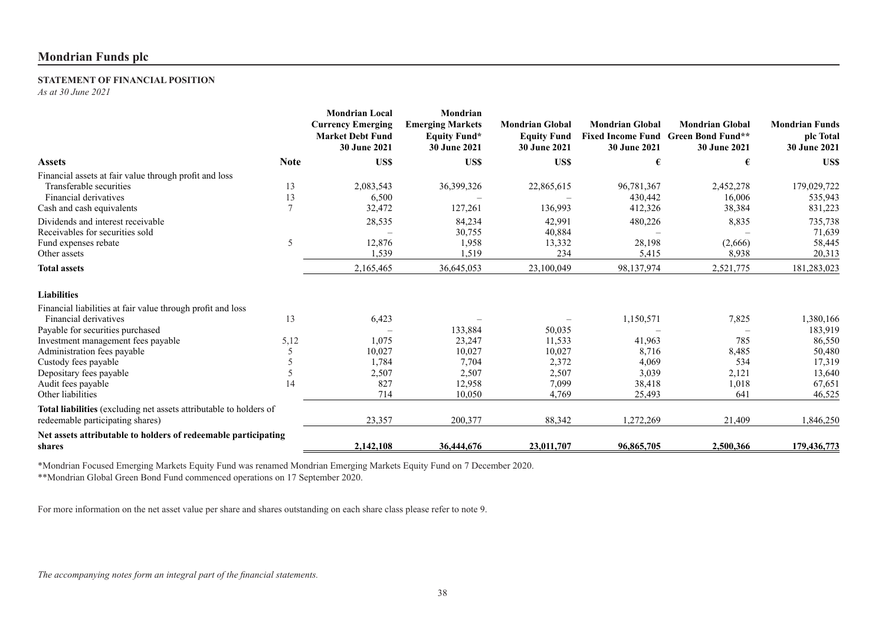## Mondrian Funds plc

### STATEMENT OF FINANCIAL POSITION

*As at 30 June 2021*

| | Note | Mondrian Local Currency Emerging Market Debt Fund 30 June 2021 | Mondrian Emerging Markets Equity Fund* 30 June 2021 | Mondrian Global Equity Fund 30 June 2021 | Mondrian Global Fixed Income Fund 30 June 2021 | Mondrian Global Green Bond Fund** 30 June 2021 | Mondrian Funds plc Total 30 June 2021 |
|---|---|---|---|---|---|---|---|
| **Assets** | | **US$** | **US$** | **US$** | **€** | **€** | **US$** |
| Financial assets at fair value through profit and loss | | | | | | | |
| Transferable securities | 13 | 2,083,543 | 36,399,326 | 22,865,615 | 96,781,367 | 2,452,278 | 179,029,722 |
| Financial derivatives | 13 | 6,500 | – | – | 430,442 | 16,006 | 535,943 |
| Cash and cash equivalents | 7 | 32,472 | 127,261 | 136,993 | 412,326 | 38,384 | 831,223 |
| Dividends and interest receivable | | 28,535 | 84,234 | 42,991 | 480,226 | 8,835 | 735,738 |
| Receivables for securities sold | | – | 30,755 | 40,884 | – | – | 71,639 |
| Fund expenses rebate | 5 | 12,876 | 1,958 | 13,332 | 28,198 | (2,666) | 58,445 |
| Other assets | | 1,539 | 1,519 | 234 | 5,415 | 8,938 | 20,313 |
| **Total assets** | | 2,165,465 | 36,645,053 | 23,100,049 | 98,137,974 | 2,521,775 | 181,283,023 |
| **Liabilities** | | | | | | | |
| Financial liabilities at fair value through profit and loss | | | | | | | |
| Financial derivatives | 13 | 6,423 | – | – | 1,150,571 | 7,825 | 1,380,166 |
| Payable for securities purchased | | – | 133,884 | 50,035 | – | – | 183,919 |
| Investment management fees payable | 5,12 | 1,075 | 23,247 | 11,533 | 41,963 | 785 | 86,550 |
| Administration fees payable | 5 | 10,027 | 10,027 | 10,027 | 8,716 | 8,485 | 50,480 |
| Custody fees payable | 5 | 1,784 | 7,704 | 2,372 | 4,069 | 534 | 17,319 |
| Depositary fees payable | 5 | 2,507 | 2,507 | 2,507 | 3,039 | 2,121 | 13,640 |
| Audit fees payable | 14 | 827 | 12,958 | 7,099 | 38,418 | 1,018 | 67,651 |
| Other liabilities | | 714 | 10,050 | 4,769 | 25,493 | 641 | 46,525 |
| **Total liabilities** (excluding net assets attributable to holders of redeemable participating shares) | | 23,357 | 200,377 | 88,342 | 1,272,269 | 21,409 | 1,846,250 |
| **Net assets attributable to holders of redeemable participating shares** | | **2,142,108** | **36,444,676** | **23,011,707** | **96,865,705** | **2,500,366** | **179,436,773** |

*Mondrian Focused Emerging Markets Equity Fund was renamed Mondrian Emerging Markets Equity Fund on 7 December 2020.

**Mondrian Global Green Bond Fund commenced operations on 17 September 2020.

For more information on the net asset value per share and shares outstanding on each share class please refer to note 9.

*The accompanying notes form an integral part of the financial statements.*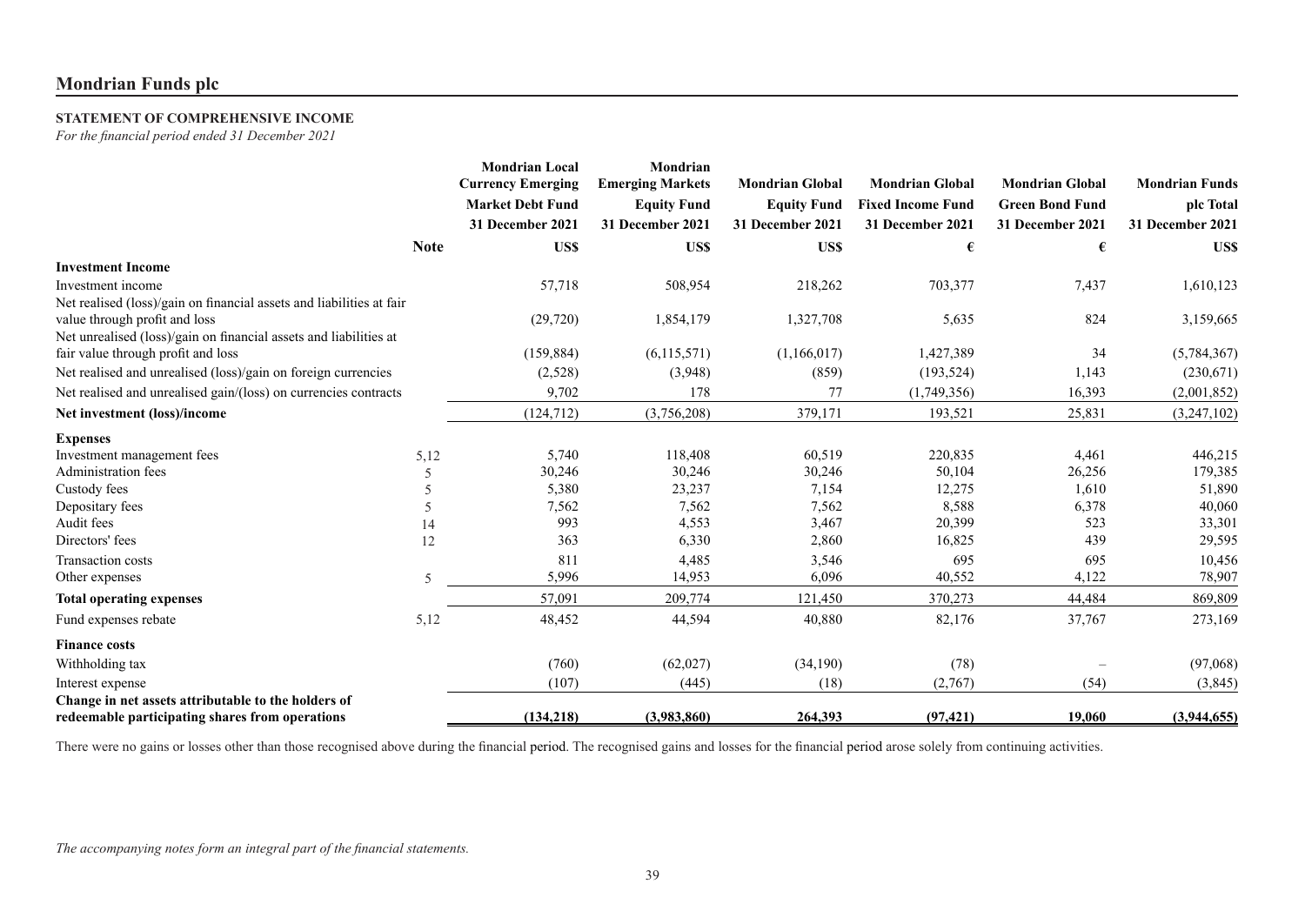## Mondrian Funds plc

### STATEMENT OF COMPREHENSIVE INCOME

*For the financial period ended 31 December 2021*

| | Note | Mondrian Local Currency Emerging Market Debt Fund 31 December 2021 | Mondrian Emerging Markets Equity Fund 31 December 2021 | Mondrian Global Equity Fund 31 December 2021 | Mondrian Global Fixed Income Fund 31 December 2021 | Mondrian Global Green Bond Fund 31 December 2021 | Mondrian Funds plc Total 31 December 2021 |
|---|---|---|---|---|---|---|---|
| | | US$ | US$ | US$ | € | € | US$ |
| **Investment Income** | | | | | | | |
| Investment income | | 57,718 | 508,954 | 218,262 | 703,377 | 7,437 | 1,610,123 |
| Net realised (loss)/gain on financial assets and liabilities at fair value through profit and loss | | (29,720) | 1,854,179 | 1,327,708 | 5,635 | 824 | 3,159,665 |
| Net unrealised (loss)/gain on financial assets and liabilities at fair value through profit and loss | | (159,884) | (6,115,571) | (1,166,017) | 1,427,389 | 34 | (5,784,367) |
| Net realised and unrealised (loss)/gain on foreign currencies | | (2,528) | (3,948) | (859) | (193,524) | 1,143 | (230,671) |
| Net realised and unrealised gain/(loss) on currencies contracts | | 9,702 | 178 | 77 | (1,749,356) | 16,393 | (2,001,852) |
| **Net investment (loss)/income** | | (124,712) | (3,756,208) | 379,171 | 193,521 | 25,831 | (3,247,102) |
| **Expenses** | | | | | | | |
| Investment management fees | 5,12 | 5,740 | 118,408 | 60,519 | 220,835 | 4,461 | 446,215 |
| Administration fees | 5 | 30,246 | 30,246 | 30,246 | 50,104 | 26,256 | 179,385 |
| Custody fees | 5 | 5,380 | 23,237 | 7,154 | 12,275 | 1,610 | 51,890 |
| Depositary fees | 5 | 7,562 | 7,562 | 7,562 | 8,588 | 6,378 | 40,060 |
| Audit fees | 14 | 993 | 4,553 | 3,467 | 20,399 | 523 | 33,301 |
| Directors' fees | 12 | 363 | 6,330 | 2,860 | 16,825 | 439 | 29,595 |
| Transaction costs | | 811 | 4,485 | 3,546 | 695 | 695 | 10,456 |
| Other expenses | 5 | 5,996 | 14,953 | 6,096 | 40,552 | 4,122 | 78,907 |
| **Total operating expenses** | | 57,091 | 209,774 | 121,450 | 370,273 | 44,484 | 869,809 |
| Fund expenses rebate | 5,12 | 48,452 | 44,594 | 40,880 | 82,176 | 37,767 | 273,169 |
| **Finance costs** | | | | | | | |
| Withholding tax | | (760) | (62,027) | (34,190) | (78) | – | (97,068) |
| Interest expense | | (107) | (445) | (18) | (2,767) | (54) | (3,845) |
| **Change in net assets attributable to the holders of redeemable participating shares from operations** | | (134,218) | (3,983,860) | 264,393 | (97,421) | 19,060 | (3,944,655) |

There were no gains or losses other than those recognised above during the financial period. The recognised gains and losses for the financial period arose solely from continuing activities.

*The accompanying notes form an integral part of the financial statements.*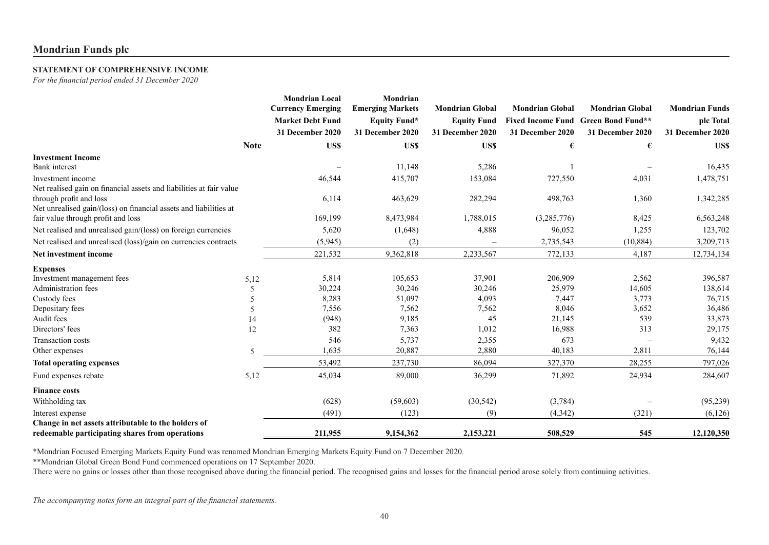## Mondrian Funds plc

### STATEMENT OF COMPREHENSIVE INCOME

*For the financial period ended 31 December 2020*

| | Note | Mondrian Local Currency Emerging Market Debt Fund 31 December 2020 | Mondrian Emerging Markets Equity Fund* 31 December 2020 | Mondrian Global Equity Fund 31 December 2020 | Mondrian Global Fixed Income Fund 31 December 2020 | Mondrian Global Green Bond Fund** 31 December 2020 | Mondrian Funds plc Total 31 December 2020 |
|---|---|---|---|---|---|---|---|
| | | US$ | US$ | US$ | € | € | US$ |
| **Investment Income** | | | | | | | |
| Bank interest | | – | 11,148 | 5,286 | 1 | – | 16,435 |
| Investment income | | 46,544 | 415,707 | 153,084 | 727,550 | 4,031 | 1,478,751 |
| Net realised gain on financial assets and liabilities at fair value through profit and loss | | 6,114 | 463,629 | 282,294 | 498,763 | 1,360 | 1,342,285 |
| Net unrealised gain/(loss) on financial assets and liabilities at fair value through profit and loss | | 169,199 | 8,473,984 | 1,788,015 | (3,285,776) | 8,425 | 6,563,248 |
| Net realised and unrealised gain/(loss) on foreign currencies | | 5,620 | (1,648) | 4,888 | 96,052 | 1,255 | 123,702 |
| Net realised and unrealised (loss)/gain on currencies contracts | | (5,945) | (2) | – | 2,735,543 | (10,884) | 3,209,713 |
| **Net investment income** | | 221,532 | 9,362,818 | 2,233,567 | 772,133 | 4,187 | 12,734,134 |
| **Expenses** | | | | | | | |
| Investment management fees | 5,12 | 5,814 | 105,653 | 37,901 | 206,909 | 2,562 | 396,587 |
| Administration fees | 5 | 30,224 | 30,246 | 30,246 | 25,979 | 14,605 | 138,614 |
| Custody fees | 5 | 8,283 | 51,097 | 4,093 | 7,447 | 3,773 | 76,715 |
| Depositary fees | 5 | 7,556 | 7,562 | 7,562 | 8,046 | 3,652 | 36,486 |
| Audit fees | 14 | (948) | 9,185 | 45 | 21,145 | 539 | 33,873 |
| Directors' fees | 12 | 382 | 7,363 | 1,012 | 16,988 | 313 | 29,175 |
| Transaction costs | | 546 | 5,737 | 2,355 | 673 | – | 9,432 |
| Other expenses | 5 | 1,635 | 20,887 | 2,880 | 40,183 | 2,811 | 76,144 |
| **Total operating expenses** | | 53,492 | 237,730 | 86,094 | 327,370 | 28,255 | 797,026 |
| Fund expenses rebate | 5,12 | 45,034 | 89,000 | 36,299 | 71,892 | 24,934 | 284,607 |
| **Finance costs** | | | | | | | |
| Withholding tax | | (628) | (59,603) | (30,542) | (3,784) | – | (95,239) |
| Interest expense | | (491) | (123) | (9) | (4,342) | (321) | (6,126) |
| **Change in net assets attributable to the holders of redeemable participating shares from operations** | | **211,955** | **9,154,362** | **2,153,221** | **508,529** | **545** | **12,120,350** |

*Mondrian Focused Emerging Markets Equity Fund was renamed Mondrian Emerging Markets Equity Fund on 7 December 2020.

**Mondrian Global Green Bond Fund commenced operations on 17 September 2020.

There were no gains or losses other than those recognised above during the financial period. The recognised gains and losses for the financial period arose solely from continuing activities.

*The accompanying notes form an integral part of the financial statements.*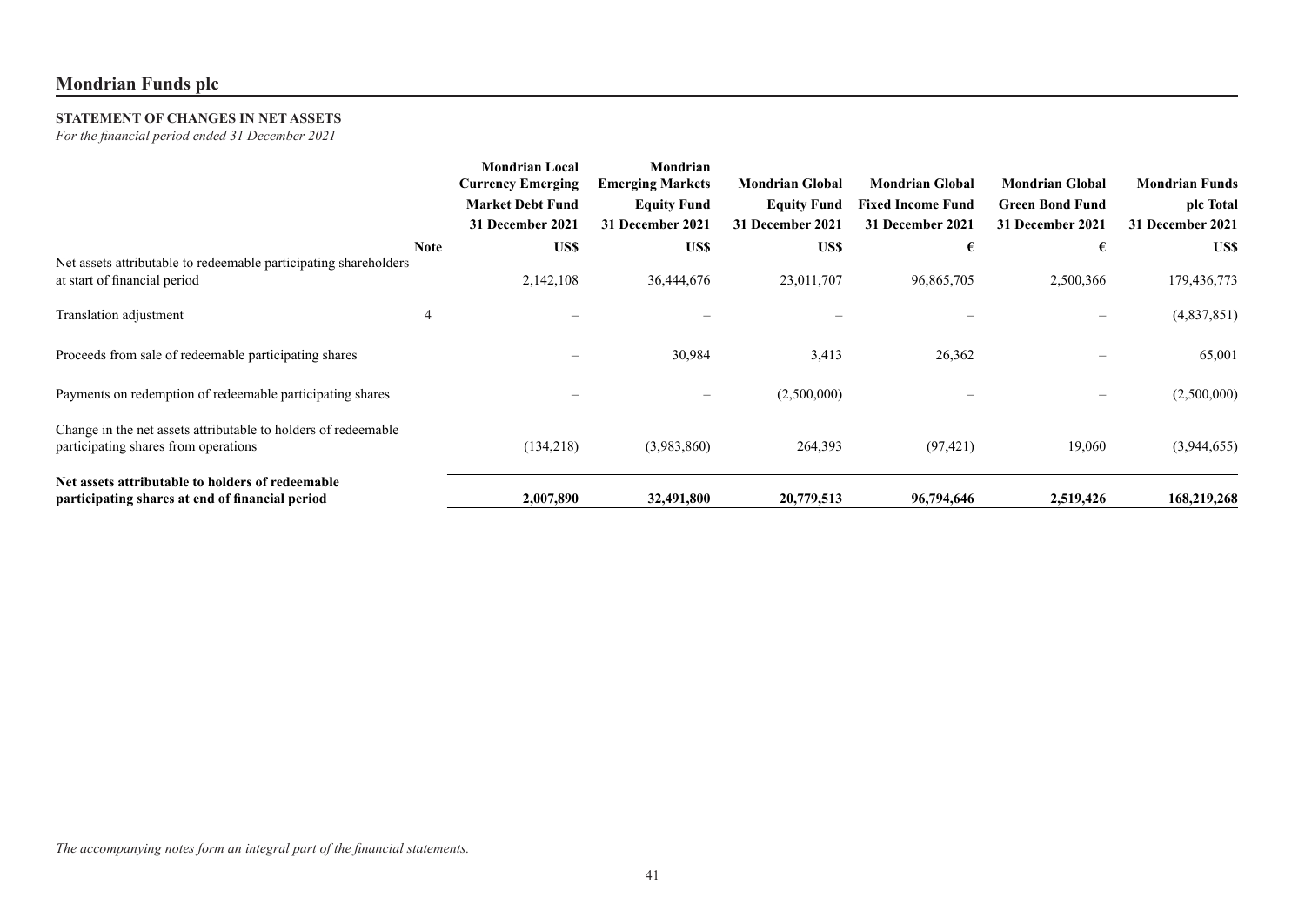## Mondrian Funds plc

### STATEMENT OF CHANGES IN NET ASSETS

*For the financial period ended 31 December 2021*

| | Note | Mondrian Local Currency Emerging Market Debt Fund 31 December 2021 | Mondrian Emerging Markets Equity Fund 31 December 2021 | Mondrian Global Equity Fund 31 December 2021 | Mondrian Global Fixed Income Fund 31 December 2021 | Mondrian Global Green Bond Fund 31 December 2021 | Mondrian Funds plc Total 31 December 2021 |
|---|---|---|---|---|---|---|---|
| | | US$ | US$ | US$ | € | € | US$ |
| Net assets attributable to redeemable participating shareholders at start of financial period | | 2,142,108 | 36,444,676 | 23,011,707 | 96,865,705 | 2,500,366 | 179,436,773 |
| Translation adjustment | 4 | – | – | – | – | – | (4,837,851) |
| Proceeds from sale of redeemable participating shares | | – | 30,984 | 3,413 | 26,362 | – | 65,001 |
| Payments on redemption of redeemable participating shares | | – | – | (2,500,000) | – | – | (2,500,000) |
| Change in the net assets attributable to holders of redeemable participating shares from operations | | (134,218) | (3,983,860) | 264,393 | (97,421) | 19,060 | (3,944,655) |
| **Net assets attributable to holders of redeemable participating shares at end of financial period** | | **2,007,890** | **32,491,800** | **20,779,513** | **96,794,646** | **2,519,426** | **168,219,268** |

*The accompanying notes form an integral part of the financial statements.*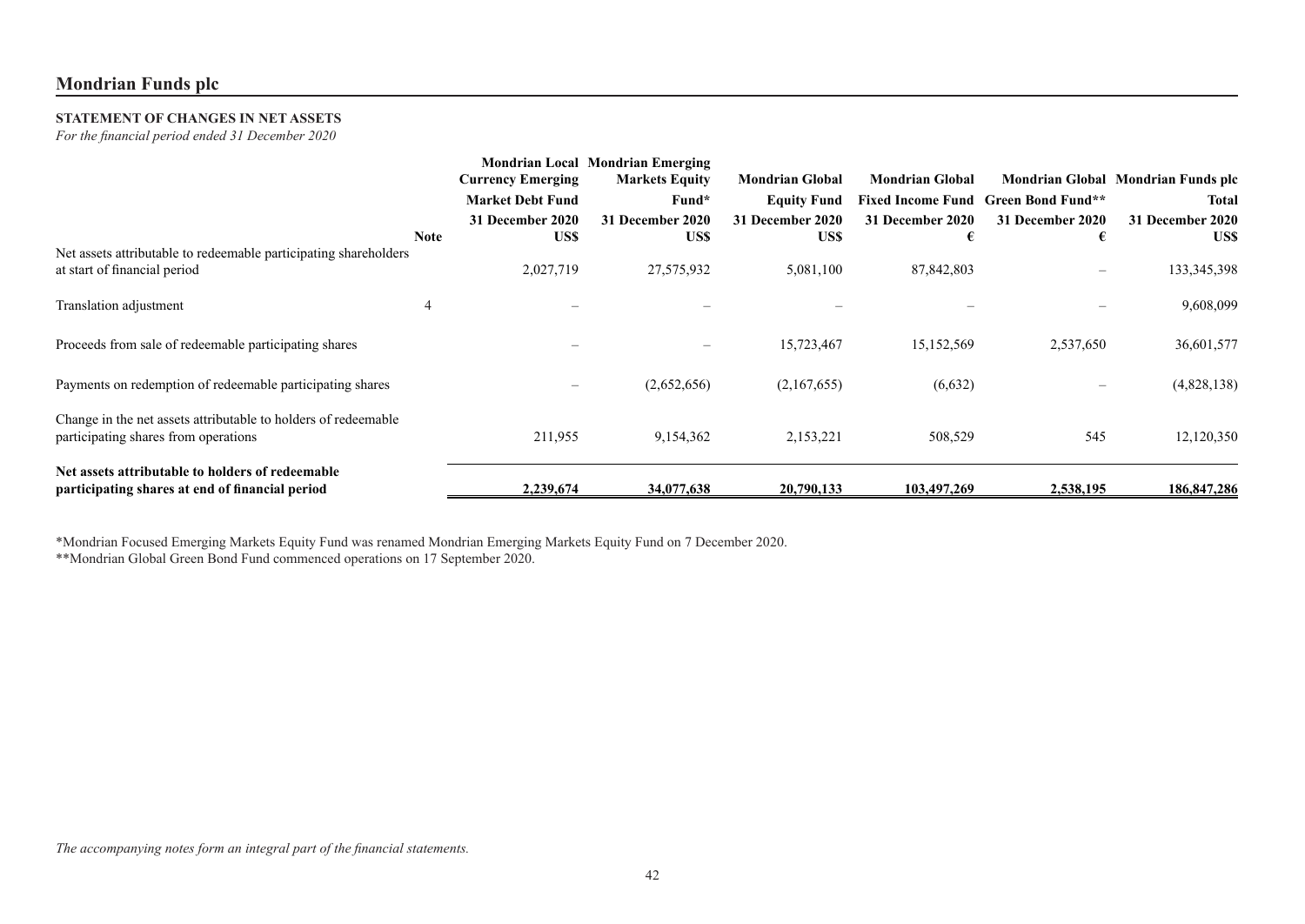## Mondrian Funds plc

**STATEMENT OF CHANGES IN NET ASSETS**

*For the financial period ended 31 December 2020*

| | Note | Mondrian Local Currency Emerging Market Debt Fund 31 December 2020 US$ | Mondrian Emerging Markets Equity Fund* 31 December 2020 US$ | Mondrian Global Equity Fund 31 December 2020 US$ | Mondrian Global Fixed Income Fund 31 December 2020 € | Mondrian Global Green Bond Fund** 31 December 2020 € | Mondrian Funds plc Total 31 December 2020 US$ |
|---|---|---|---|---|---|---|---|
| Net assets attributable to redeemable participating shareholders at start of financial period | | 2,027,719 | 27,575,932 | 5,081,100 | 87,842,803 | – | 133,345,398 |
| Translation adjustment | 4 | – | – | – | – | – | 9,608,099 |
| Proceeds from sale of redeemable participating shares | | – | – | 15,723,467 | 15,152,569 | 2,537,650 | 36,601,577 |
| Payments on redemption of redeemable participating shares | | – | (2,652,656) | (2,167,655) | (6,632) | – | (4,828,138) |
| Change in the net assets attributable to holders of redeemable participating shares from operations | | 211,955 | 9,154,362 | 2,153,221 | 508,529 | 545 | 12,120,350 |
| **Net assets attributable to holders of redeemable participating shares at end of financial period** | | **2,239,674** | **34,077,638** | **20,790,133** | **103,497,269** | **2,538,195** | **186,847,286** |

*Mondrian Focused Emerging Markets Equity Fund was renamed Mondrian Emerging Markets Equity Fund on 7 December 2020.

**Mondrian Global Green Bond Fund commenced operations on 17 September 2020.

*The accompanying notes form an integral part of the financial statements.*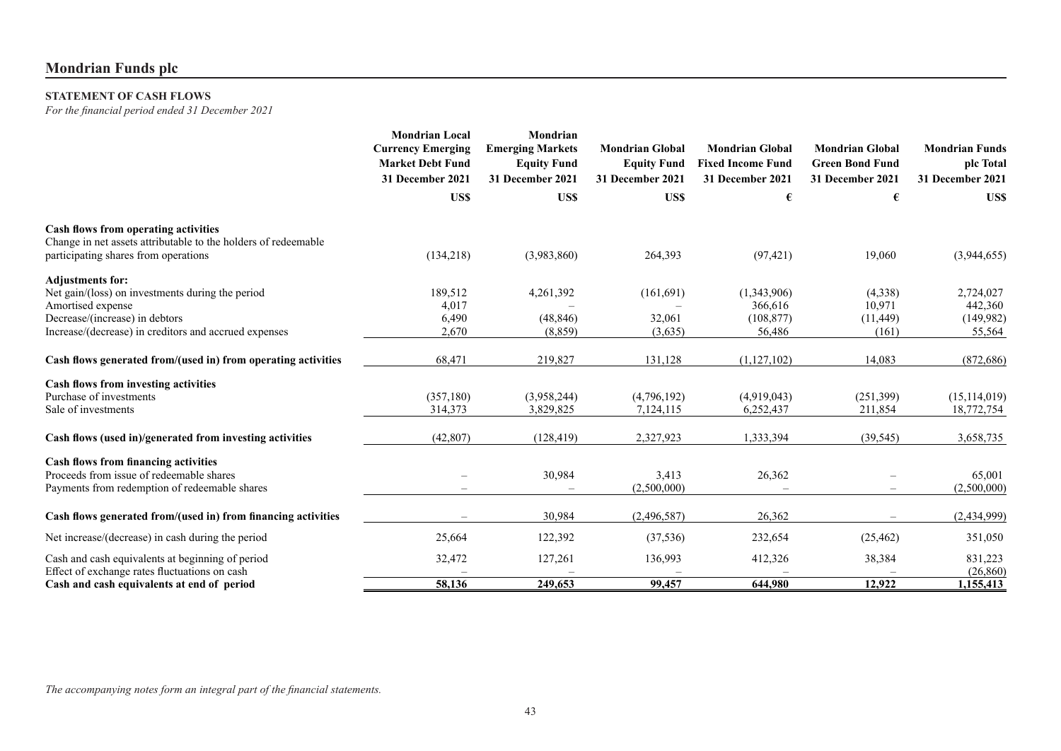## Mondrian Funds plc

### STATEMENT OF CASH FLOWS

*For the financial period ended 31 December 2021*

| | Mondrian Local Currency Emerging Market Debt Fund 31 December 2021 | Mondrian Emerging Markets Equity Fund 31 December 2021 | Mondrian Global Equity Fund 31 December 2021 | Mondrian Global Fixed Income Fund 31 December 2021 | Mondrian Global Green Bond Fund 31 December 2021 | Mondrian Funds plc Total 31 December 2021 |
|---|---|---|---|---|---|---|
| | US$ | US$ | US$ | € | € | US$ |
| **Cash flows from operating activities** | | | | | | |
| Change in net assets attributable to the holders of redeemable participating shares from operations | (134,218) | (3,983,860) | 264,393 | (97,421) | 19,060 | (3,944,655) |
| **Adjustments for:** | | | | | | |
| Net gain/(loss) on investments during the period | 189,512 | 4,261,392 | (161,691) | (1,343,906) | (4,338) | 2,724,027 |
| Amortised expense | 4,017 | – | – | 366,616 | 10,971 | 442,360 |
| Decrease/(increase) in debtors | 6,490 | (48,846) | 32,061 | (108,877) | (11,449) | (149,982) |
| Increase/(decrease) in creditors and accrued expenses | 2,670 | (8,859) | (3,635) | 56,486 | (161) | 55,564 |
| **Cash flows generated from/(used in) from operating activities** | 68,471 | 219,827 | 131,128 | (1,127,102) | 14,083 | (872,686) |
| **Cash flows from investing activities** | | | | | | |
| Purchase of investments | (357,180) | (3,958,244) | (4,796,192) | (4,919,043) | (251,399) | (15,114,019) |
| Sale of investments | 314,373 | 3,829,825 | 7,124,115 | 6,252,437 | 211,854 | 18,772,754 |
| **Cash flows (used in)/generated from investing activities** | (42,807) | (128,419) | 2,327,923 | 1,333,394 | (39,545) | 3,658,735 |
| **Cash flows from financing activities** | | | | | | |
| Proceeds from issue of redeemable shares | – | 30,984 | 3,413 | 26,362 | – | 65,001 |
| Payments from redemption of redeemable shares | – | – | (2,500,000) | – | – | (2,500,000) |
| **Cash flows generated from/(used in) from financing activities** | – | 30,984 | (2,496,587) | 26,362 | – | (2,434,999) |
| Net increase/(decrease) in cash during the period | 25,664 | 122,392 | (37,536) | 232,654 | (25,462) | 351,050 |
| Cash and cash equivalents at beginning of period | 32,472 | 127,261 | 136,993 | 412,326 | 38,384 | 831,223 |
| Effect of exchange rates fluctuations on cash | – | – | – | – | – | (26,860) |
| **Cash and cash equivalents at end of period** | **58,136** | **249,653** | **99,457** | **644,980** | **12,922** | **1,155,413** |

*The accompanying notes form an integral part of the financial statements.*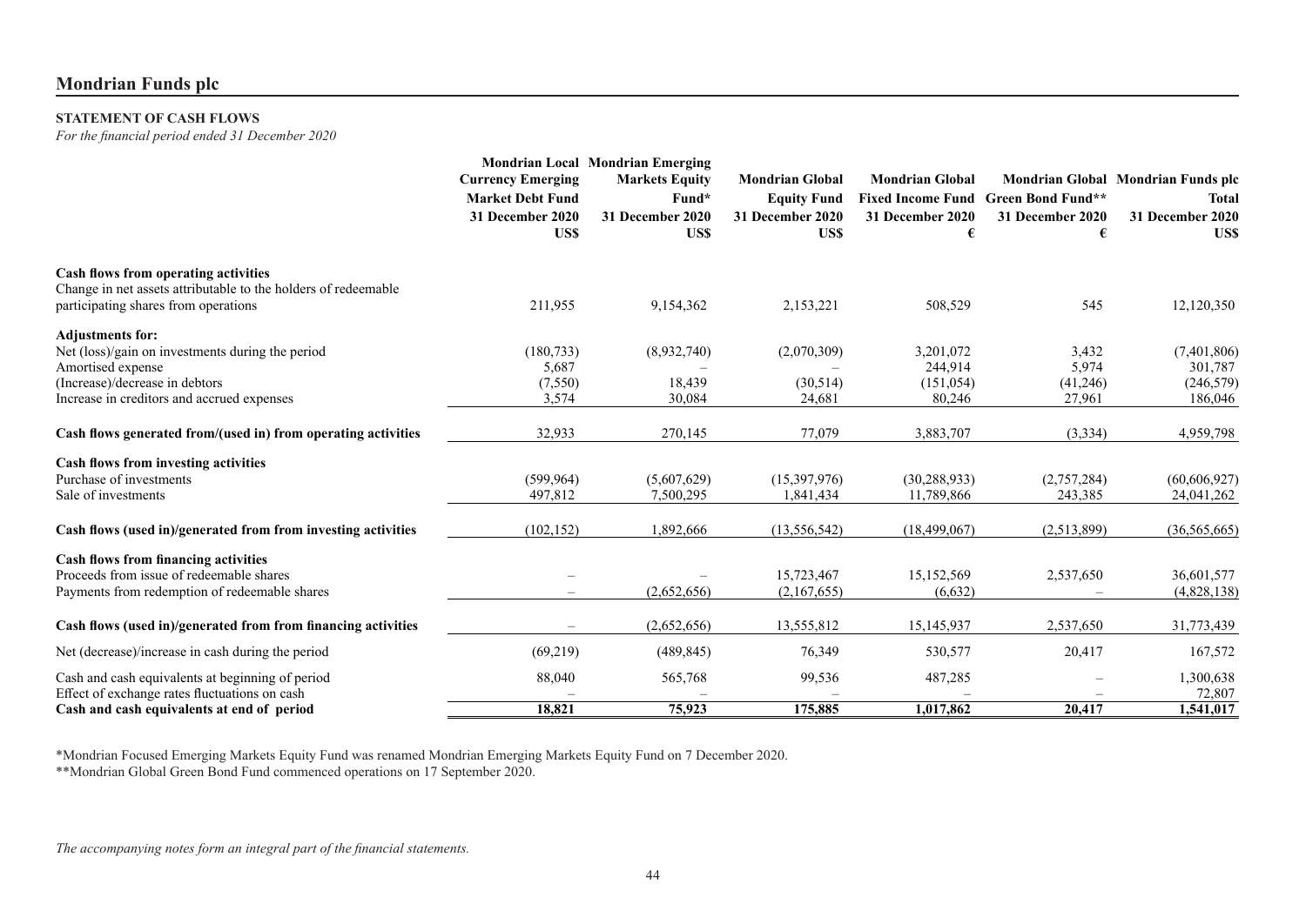## Mondrian Funds plc

### STATEMENT OF CASH FLOWS

*For the financial period ended 31 December 2020*

| | Mondrian Local Currency Emerging Market Debt Fund 31 December 2020 US$ | Mondrian Emerging Markets Equity Fund* 31 December 2020 US$ | Mondrian Global Equity Fund 31 December 2020 US$ | Mondrian Global Fixed Income Fund 31 December 2020 € | Mondrian Global Green Bond Fund** 31 December 2020 € | Mondrian Funds plc Total 31 December 2020 US$ |
|---|---|---|---|---|---|---|
| **Cash flows from operating activities** | | | | | | |
| Change in net assets attributable to the holders of redeemable participating shares from operations | 211,955 | 9,154,362 | 2,153,221 | 508,529 | 545 | 12,120,350 |
| **Adjustments for:** | | | | | | |
| Net (loss)/gain on investments during the period | (180,733) | (8,932,740) | (2,070,309) | 3,201,072 | 3,432 | (7,401,806) |
| Amortised expense | 5,687 | – | – | 244,914 | 5,974 | 301,787 |
| (Increase)/decrease in debtors | (7,550) | 18,439 | (30,514) | (151,054) | (41,246) | (246,579) |
| Increase in creditors and accrued expenses | 3,574 | 30,084 | 24,681 | 80,246 | 27,961 | 186,046 |
| **Cash flows generated from/(used in) from operating activities** | 32,933 | 270,145 | 77,079 | 3,883,707 | (3,334) | 4,959,798 |
| **Cash flows from investing activities** | | | | | | |
| Purchase of investments | (599,964) | (5,607,629) | (15,397,976) | (30,288,933) | (2,757,284) | (60,606,927) |
| Sale of investments | 497,812 | 7,500,295 | 1,841,434 | 11,789,866 | 243,385 | 24,041,262 |
| **Cash flows (used in)/generated from from investing activities** | (102,152) | 1,892,666 | (13,556,542) | (18,499,067) | (2,513,899) | (36,565,665) |
| **Cash flows from financing activities** | | | | | | |
| Proceeds from issue of redeemable shares | – | – | 15,723,467 | 15,152,569 | 2,537,650 | 36,601,577 |
| Payments from redemption of redeemable shares | – | (2,652,656) | (2,167,655) | (6,632) | – | (4,828,138) |
| **Cash flows (used in)/generated from from financing activities** | – | (2,652,656) | 13,555,812 | 15,145,937 | 2,537,650 | 31,773,439 |
| Net (decrease)/increase in cash during the period | (69,219) | (489,845) | 76,349 | 530,577 | 20,417 | 167,572 |
| Cash and cash equivalents at beginning of period | 88,040 | 565,768 | 99,536 | 487,285 | – | 1,300,638 |
| Effect of exchange rates fluctuations on cash | – | – | – | – | – | 72,807 |
| **Cash and cash equivalents at end of period** | **18,821** | **75,923** | **175,885** | **1,017,862** | **20,417** | **1,541,017** |

*Mondrian Focused Emerging Markets Equity Fund was renamed Mondrian Emerging Markets Equity Fund on 7 December 2020.

**Mondrian Global Green Bond Fund commenced operations on 17 September 2020.

*The accompanying notes form an integral part of the financial statements.*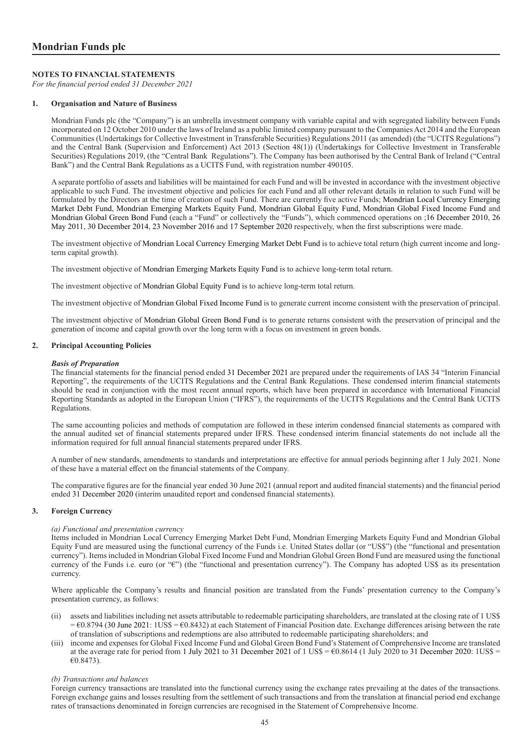**NOTES TO FINANCIAL STATEMENTS**

*For the financial period ended 31 December 2021*

## 1. Organisation and Nature of Business

Mondrian Funds plc (the "Company") is an umbrella investment company with variable capital and with segregated liability between Funds incorporated on 12 October 2010 under the laws of Ireland as a public limited company pursuant to the Companies Act 2014 and the European Communities (Undertakings for Collective Investment in Transferable Securities) Regulations 2011 (as amended) (the "UCITS Regulations") and the Central Bank (Supervision and Enforcement) Act 2013 (Section 48(1)) (Undertakings for Collective Investment in Transferable Securities) Regulations 2019, (the "Central Bank Regulations"). The Company has been authorised by the Central Bank of Ireland ("Central Bank") and the Central Bank Regulations as a UCITS Fund, with registration number 490105.

A separate portfolio of assets and liabilities will be maintained for each Fund and will be invested in accordance with the investment objective applicable to such Fund. The investment objective and policies for each Fund and all other relevant details in relation to such Fund will be formulated by the Directors at the time of creation of such Fund. There are currently five active Funds; Mondrian Local Currency Emerging Market Debt Fund, Mondrian Emerging Markets Equity Fund, Mondrian Global Equity Fund, Mondrian Global Fixed Income Fund and Mondrian Global Green Bond Fund (each a "Fund" or collectively the "Funds"), which commenced operations on ;16 December 2010, 26 May 2011, 30 December 2014, 23 November 2016 and 17 September 2020 respectively, when the first subscriptions were made.

The investment objective of Mondrian Local Currency Emerging Market Debt Fund is to achieve total return (high current income and long-term capital growth).

The investment objective of Mondrian Emerging Markets Equity Fund is to achieve long-term total return.

The investment objective of Mondrian Global Equity Fund is to achieve long-term total return.

The investment objective of Mondrian Global Fixed Income Fund is to generate current income consistent with the preservation of principal.

The investment objective of Mondrian Global Green Bond Fund is to generate returns consistent with the preservation of principal and the generation of income and capital growth over the long term with a focus on investment in green bonds.

## 2. Principal Accounting Policies

***Basis of Preparation***

The financial statements for the financial period ended 31 December 2021 are prepared under the requirements of IAS 34 "Interim Financial Reporting", the requirements of the UCITS Regulations and the Central Bank Regulations. These condensed interim financial statements should be read in conjunction with the most recent annual reports, which have been prepared in accordance with International Financial Reporting Standards as adopted in the European Union ("IFRS"), the requirements of the UCITS Regulations and the Central Bank UCITS Regulations.

The same accounting policies and methods of computation are followed in these interim condensed financial statements as compared with the annual audited set of financial statements prepared under IFRS. These condensed interim financial statements do not include all the information required for full annual financial statements prepared under IFRS.

A number of new standards, amendments to standards and interpretations are effective for annual periods beginning after 1 July 2021. None of these have a material effect on the financial statements of the Company.

The comparative figures are for the financial year ended 30 June 2021 (annual report and audited financial statements) and the financial period ended 31 December 2020 (interim unaudited report and condensed financial statements).

## 3. Foreign Currency

*(a) Functional and presentation currency*

Items included in Mondrian Local Currency Emerging Market Debt Fund, Mondrian Emerging Markets Equity Fund and Mondrian Global Equity Fund are measured using the functional currency of the Funds i.e. United States dollar (or "US$") (the "functional and presentation currency"). Items included in Mondrian Global Fixed Income Fund and Mondrian Global Green Bond Fund are measured using the functional currency of the Funds i.e. euro (or "€") (the "functional and presentation currency"). The Company has adopted US$ as its presentation currency.

Where applicable the Company's results and financial position are translated from the Funds' presentation currency to the Company's presentation currency, as follows:

(ii) assets and liabilities including net assets attributable to redeemable participating shareholders, are translated at the closing rate of 1 US$ = €0.8794 (30 June 2021: 1US$ = €0.8432) at each Statement of Financial Position date. Exchange differences arising between the rate of translation of subscriptions and redemptions are also attributed to redeemable participating shareholders; and

(iii) income and expenses for Global Fixed Income Fund and Global Green Bond Fund's Statement of Comprehensive Income are translated at the average rate for period from 1 July 2021 to 31 December 2021 of 1 US$ = €0.8614 (1 July 2020 to 31 December 2020: 1US$ = €0.8473).

*(b) Transactions and balances*

Foreign currency transactions are translated into the functional currency using the exchange rates prevailing at the dates of the transactions. Foreign exchange gains and losses resulting from the settlement of such transactions and from the translation at financial period end exchange rates of transactions denominated in foreign currencies are recognised in the Statement of Comprehensive Income.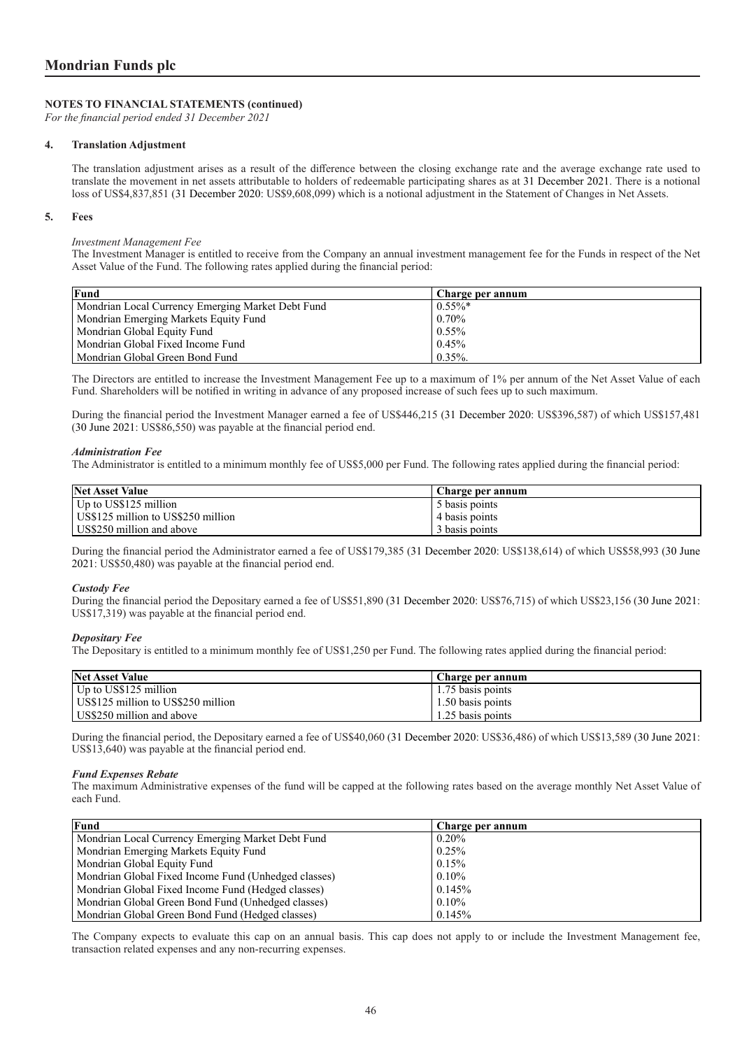## NOTES TO FINANCIAL STATEMENTS (continued)

*For the financial period ended 31 December 2021*

### 4. Translation Adjustment

The translation adjustment arises as a result of the difference between the closing exchange rate and the average exchange rate used to translate the movement in net assets attributable to holders of redeemable participating shares as at 31 December 2021. There is a notional loss of US$4,837,851 (31 December 2020: US$9,608,099) which is a notional adjustment in the Statement of Changes in Net Assets.

### 5. Fees

*Investment Management Fee*

The Investment Manager is entitled to receive from the Company an annual investment management fee for the Funds in respect of the Net Asset Value of the Fund. The following rates applied during the financial period:

| Fund | Charge per annum |
|---|---|
| Mondrian Local Currency Emerging Market Debt Fund | 0.55%* |
| Mondrian Emerging Markets Equity Fund | 0.70% |
| Mondrian Global Equity Fund | 0.55% |
| Mondrian Global Fixed Income Fund | 0.45% |
| Mondrian Global Green Bond Fund | 0.35%. |

The Directors are entitled to increase the Investment Management Fee up to a maximum of 1% per annum of the Net Asset Value of each Fund. Shareholders will be notified in writing in advance of any proposed increase of such fees up to such maximum.

During the financial period the Investment Manager earned a fee of US$446,215 (31 December 2020: US$396,587) of which US$157,481 (30 June 2021: US$86,550) was payable at the financial period end.

***Administration Fee***

The Administrator is entitled to a minimum monthly fee of US$5,000 per Fund. The following rates applied during the financial period:

| Net Asset Value | Charge per annum |
|---|---|
| Up to US$125 million | 5 basis points |
| US$125 million to US$250 million | 4 basis points |
| US$250 million and above | 3 basis points |

During the financial period the Administrator earned a fee of US$179,385 (31 December 2020: US$138,614) of which US$58,993 (30 June 2021: US$50,480) was payable at the financial period end.

***Custody Fee***

During the financial period the Depositary earned a fee of US$51,890 (31 December 2020: US$76,715) of which US$23,156 (30 June 2021: US$17,319) was payable at the financial period end.

***Depositary Fee***

The Depositary is entitled to a minimum monthly fee of US$1,250 per Fund. The following rates applied during the financial period:

| Net Asset Value | Charge per annum |
|---|---|
| Up to US$125 million | 1.75 basis points |
| US$125 million to US$250 million | 1.50 basis points |
| US$250 million and above | 1.25 basis points |

During the financial period, the Depositary earned a fee of US$40,060 (31 December 2020: US$36,486) of which US$13,589 (30 June 2021: US$13,640) was payable at the financial period end.

***Fund Expenses Rebate***

The maximum Administrative expenses of the fund will be capped at the following rates based on the average monthly Net Asset Value of each Fund.

| Fund | Charge per annum |
|---|---|
| Mondrian Local Currency Emerging Market Debt Fund | 0.20% |
| Mondrian Emerging Markets Equity Fund | 0.25% |
| Mondrian Global Equity Fund | 0.15% |
| Mondrian Global Fixed Income Fund (Unhedged classes) | 0.10% |
| Mondrian Global Fixed Income Fund (Hedged classes) | 0.145% |
| Mondrian Global Green Bond Fund (Unhedged classes) | 0.10% |
| Mondrian Global Green Bond Fund (Hedged classes) | 0.145% |

The Company expects to evaluate this cap on an annual basis. This cap does not apply to or include the Investment Management fee, transaction related expenses and any non-recurring expenses.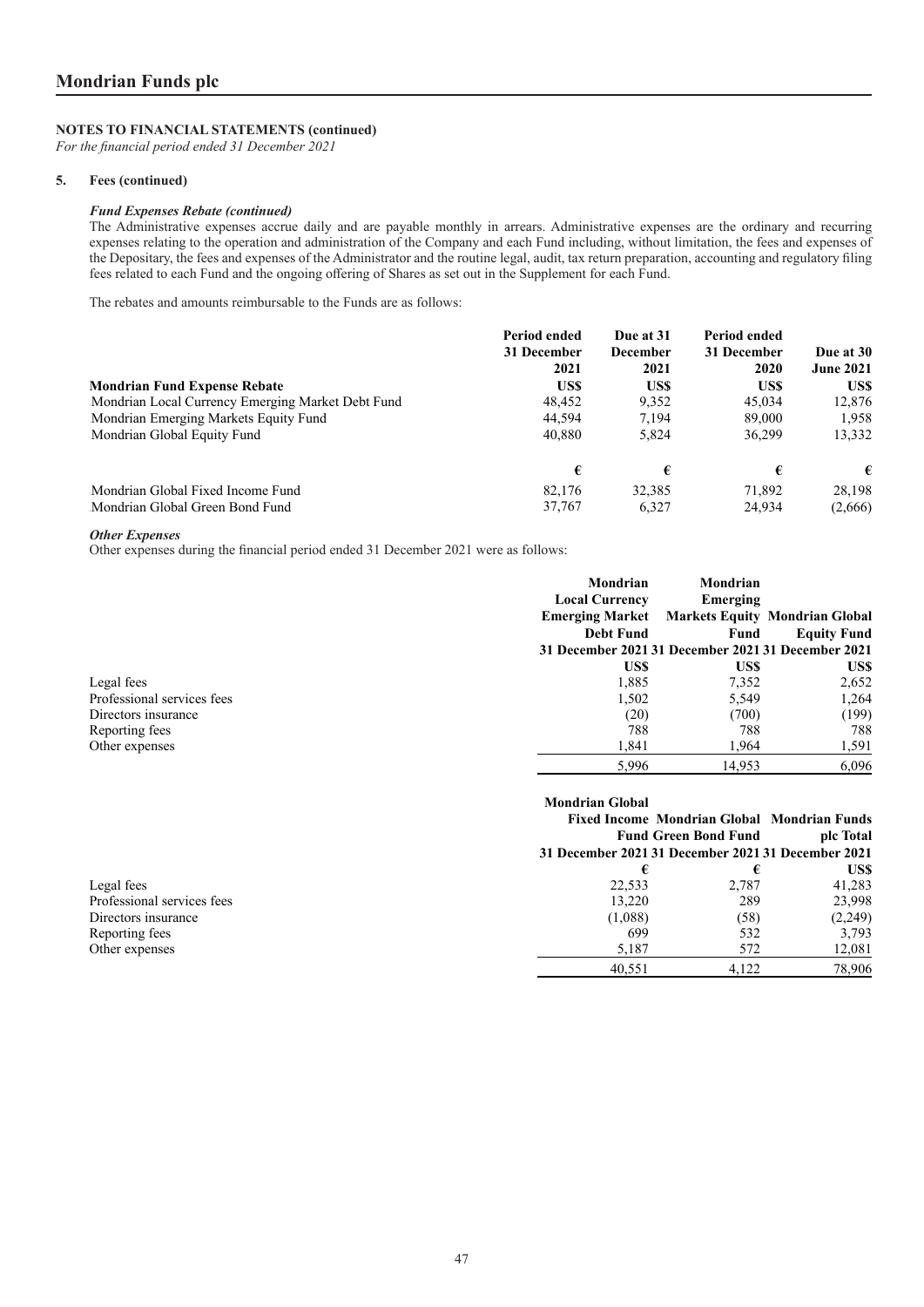**NOTES TO FINANCIAL STATEMENTS (continued)**

*For the financial period ended 31 December 2021*

**5. Fees (continued)**

***Fund Expenses Rebate (continued)***

The Administrative expenses accrue daily and are payable monthly in arrears. Administrative expenses are the ordinary and recurring expenses relating to the operation and administration of the Company and each Fund including, without limitation, the fees and expenses of the Depositary, the fees and expenses of the Administrator and the routine legal, audit, tax return preparation, accounting and regulatory filing fees related to each Fund and the ongoing offering of Shares as set out in the Supplement for each Fund.

The rebates and amounts reimbursable to the Funds are as follows:

| | Period ended 31 December 2021 | Due at 31 December 2021 | Period ended 31 December 2020 | Due at 30 June 2021 |
|---|---|---|---|---|
| **Mondrian Fund Expense Rebate** | **US$** | **US$** | **US$** | **US$** |
| Mondrian Local Currency Emerging Market Debt Fund | 48,452 | 9,352 | 45,034 | 12,876 |
| Mondrian Emerging Markets Equity Fund | 44,594 | 7,194 | 89,000 | 1,958 |
| Mondrian Global Equity Fund | 40,880 | 5,824 | 36,299 | 13,332 |
| | **€** | **€** | **€** | **€** |
| Mondrian Global Fixed Income Fund | 82,176 | 32,385 | 71,892 | 28,198 |
| Mondrian Global Green Bond Fund | 37,767 | 6,327 | 24,934 | (2,666) |

***Other Expenses***

Other expenses during the financial period ended 31 December 2021 were as follows:

| | Mondrian Local Currency Emerging Market Debt Fund 31 December 2021 | Mondrian Emerging Markets Equity Fund 31 December 2021 | Mondrian Global Equity Fund 31 December 2021 |
|---|---|---|---|
| | **US$** | **US$** | **US$** |
| Legal fees | 1,885 | 7,352 | 2,652 |
| Professional services fees | 1,502 | 5,549 | 1,264 |
| Directors insurance | (20) | (700) | (199) |
| Reporting fees | 788 | 788 | 788 |
| Other expenses | 1,841 | 1,964 | 1,591 |
| | 5,996 | 14,953 | 6,096 |

| | Mondrian Global Fixed Income Fund 31 December 2021 | Mondrian Global Green Bond Fund 31 December 2021 | Mondrian Funds plc Total 31 December 2021 |
|---|---|---|---|
| | **€** | **€** | **US$** |
| Legal fees | 22,533 | 2,787 | 41,283 |
| Professional services fees | 13,220 | 289 | 23,998 |
| Directors insurance | (1,088) | (58) | (2,249) |
| Reporting fees | 699 | 532 | 3,793 |
| Other expenses | 5,187 | 572 | 12,081 |
| | 40,551 | 4,122 | 78,906 |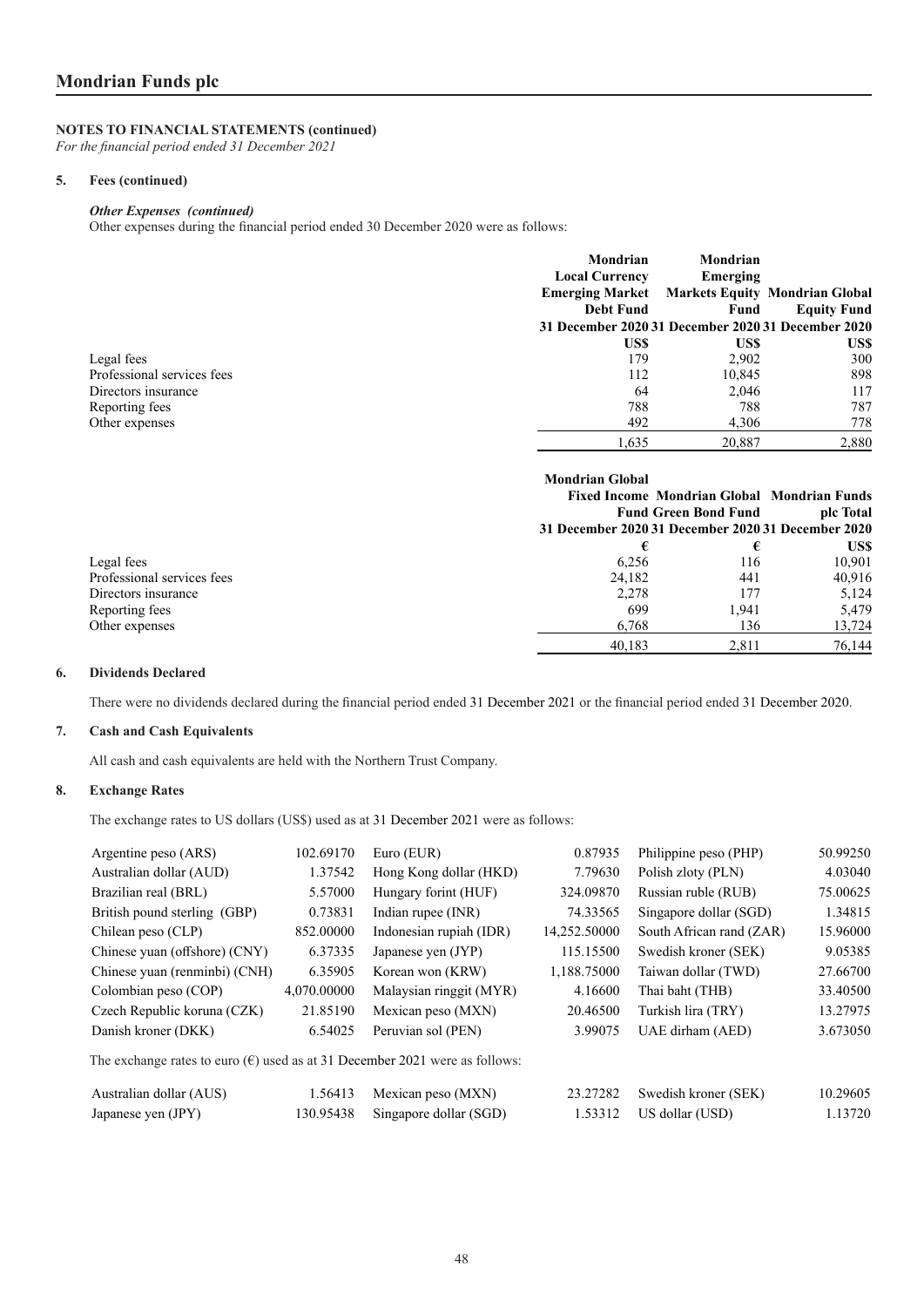## NOTES TO FINANCIAL STATEMENTS (continued)

*For the financial period ended 31 December 2021*

### 5. Fees (continued)

***Other Expenses (continued)***

Other expenses during the financial period ended 30 December 2020 were as follows:

| | Mondrian Local Currency Emerging Market Debt Fund 31 December 2020 | Mondrian Emerging Markets Equity Fund 31 December 2020 | Mondrian Global Equity Fund 31 December 2020 |
|---|---|---|---|
| | US$ | US$ | US$ |
| Legal fees | 179 | 2,902 | 300 |
| Professional services fees | 112 | 10,845 | 898 |
| Directors insurance | 64 | 2,046 | 117 |
| Reporting fees | 788 | 788 | 787 |
| Other expenses | 492 | 4,306 | 778 |
| | 1,635 | 20,887 | 2,880 |

| | Mondrian Global Fixed Income Fund 31 December 2020 | Mondrian Global Green Bond Fund 31 December 2020 | Mondrian Funds plc Total 31 December 2020 |
|---|---|---|---|
| | € | € | US$ |
| Legal fees | 6,256 | 116 | 10,901 |
| Professional services fees | 24,182 | 441 | 40,916 |
| Directors insurance | 2,278 | 177 | 5,124 |
| Reporting fees | 699 | 1,941 | 5,479 |
| Other expenses | 6,768 | 136 | 13,724 |
| | 40,183 | 2,811 | 76,144 |

### 6. Dividends Declared

There were no dividends declared during the financial period ended 31 December 2021 or the financial period ended 31 December 2020.

### 7. Cash and Cash Equivalents

All cash and cash equivalents are held with the Northern Trust Company.

### 8. Exchange Rates

The exchange rates to US dollars (US$) used as at 31 December 2021 were as follows:

| | | | | | |
|---|---|---|---|---|---|
| Argentine peso (ARS) | 102.69170 | Euro (EUR) | 0.87935 | Philippine peso (PHP) | 50.99250 |
| Australian dollar (AUD) | 1.37542 | Hong Kong dollar (HKD) | 7.79630 | Polish zloty (PLN) | 4.03040 |
| Brazilian real (BRL) | 5.57000 | Hungary forint (HUF) | 324.09870 | Russian ruble (RUB) | 75.00625 |
| British pound sterling (GBP) | 0.73831 | Indian rupee (INR) | 74.33565 | Singapore dollar (SGD) | 1.34815 |
| Chilean peso (CLP) | 852.00000 | Indonesian rupiah (IDR) | 14,252.50000 | South African rand (ZAR) | 15.96000 |
| Chinese yuan (offshore) (CNY) | 6.37335 | Japanese yen (JYP) | 115.15500 | Swedish kroner (SEK) | 9.05385 |
| Chinese yuan (renminbi) (CNH) | 6.35905 | Korean won (KRW) | 1,188.75000 | Taiwan dollar (TWD) | 27.66700 |
| Colombian peso (COP) | 4,070.00000 | Malaysian ringgit (MYR) | 4.16600 | Thai baht (THB) | 33.40500 |
| Czech Republic koruna (CZK) | 21.85190 | Mexican peso (MXN) | 20.46500 | Turkish lira (TRY) | 13.27975 |
| Danish kroner (DKK) | 6.54025 | Peruvian sol (PEN) | 3.99075 | UAE dirham (AED) | 3.673050 |

The exchange rates to euro (€) used as at 31 December 2021 were as follows:

| | | | | | |
|---|---|---|---|---|---|
| Australian dollar (AUS) | 1.56413 | Mexican peso (MXN) | 23.27282 | Swedish kroner (SEK) | 10.29605 |
| Japanese yen (JPY) | 130.95438 | Singapore dollar (SGD) | 1.53312 | US dollar (USD) | 1.13720 |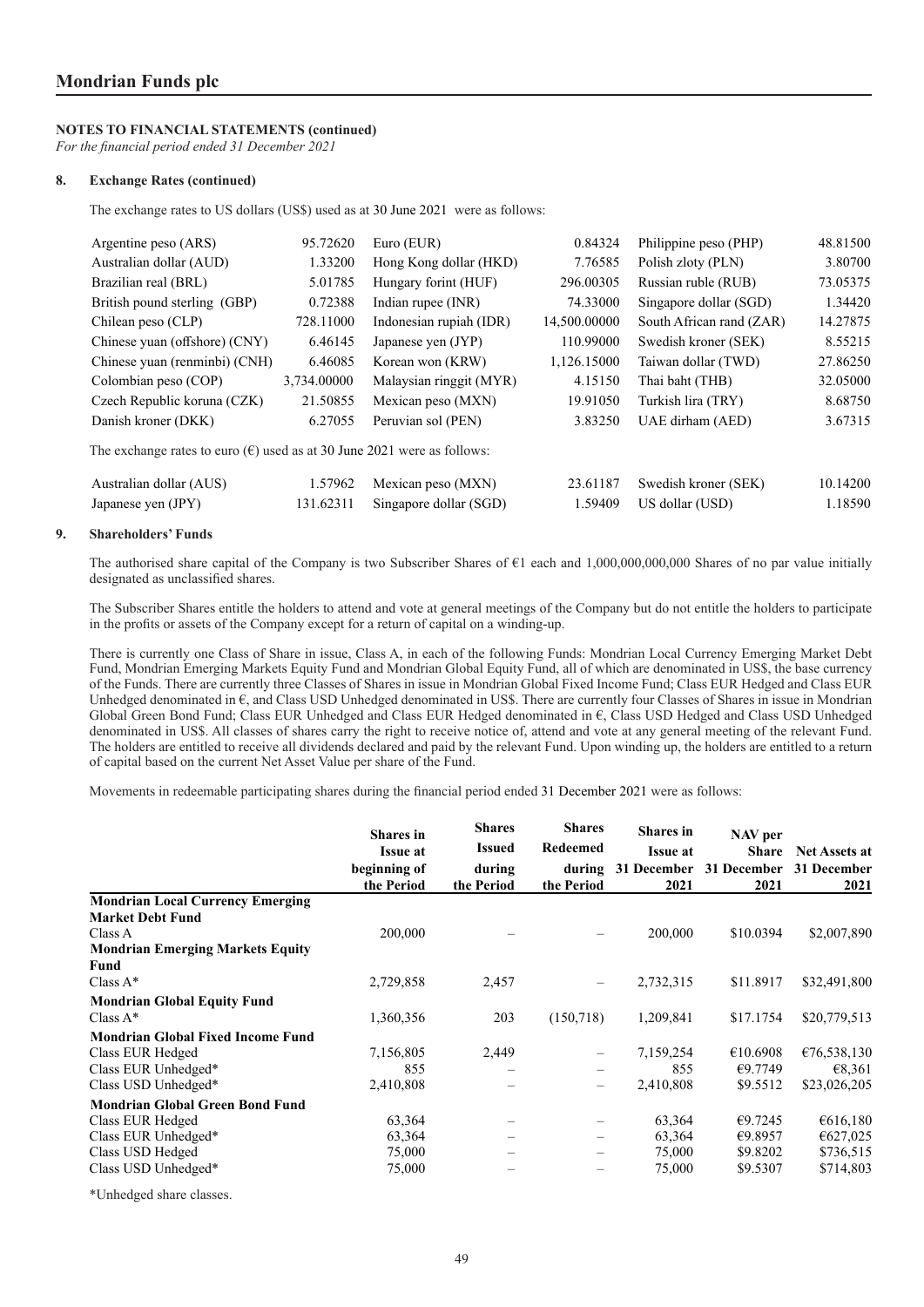## NOTES TO FINANCIAL STATEMENTS (continued)

*For the financial period ended 31 December 2021*

### 8. Exchange Rates (continued)

The exchange rates to US dollars (US$) used as at 30 June 2021 were as follows:

| | | | | | |
|---|---|---|---|---|---|
| Argentine peso (ARS) | 95.72620 | Euro (EUR) | 0.84324 | Philippine peso (PHP) | 48.81500 |
| Australian dollar (AUD) | 1.33200 | Hong Kong dollar (HKD) | 7.76585 | Polish zloty (PLN) | 3.80700 |
| Brazilian real (BRL) | 5.01785 | Hungary forint (HUF) | 296.00305 | Russian ruble (RUB) | 73.05375 |
| British pound sterling (GBP) | 0.72388 | Indian rupee (INR) | 74.33000 | Singapore dollar (SGD) | 1.34420 |
| Chilean peso (CLP) | 728.11000 | Indonesian rupiah (IDR) | 14,500.00000 | South African rand (ZAR) | 14.27875 |
| Chinese yuan (offshore) (CNY) | 6.46145 | Japanese yen (JYP) | 110.99000 | Swedish kroner (SEK) | 8.55215 |
| Chinese yuan (renminbi) (CNH) | 6.46085 | Korean won (KRW) | 1,126.15000 | Taiwan dollar (TWD) | 27.86250 |
| Colombian peso (COP) | 3,734.00000 | Malaysian ringgit (MYR) | 4.15150 | Thai baht (THB) | 32.05000 |
| Czech Republic koruna (CZK) | 21.50855 | Mexican peso (MXN) | 19.91050 | Turkish lira (TRY) | 8.68750 |
| Danish kroner (DKK) | 6.27055 | Peruvian sol (PEN) | 3.83250 | UAE dirham (AED) | 3.67315 |

The exchange rates to euro (€) used as at 30 June 2021 were as follows:

| | | | | | |
|---|---|---|---|---|---|
| Australian dollar (AUS) | 1.57962 | Mexican peso (MXN) | 23.61187 | Swedish kroner (SEK) | 10.14200 |
| Japanese yen (JPY) | 131.62311 | Singapore dollar (SGD) | 1.59409 | US dollar (USD) | 1.18590 |

### 9. Shareholders' Funds

The authorised share capital of the Company is two Subscriber Shares of €1 each and 1,000,000,000,000 Shares of no par value initially designated as unclassified shares.

The Subscriber Shares entitle the holders to attend and vote at general meetings of the Company but do not entitle the holders to participate in the profits or assets of the Company except for a return of capital on a winding-up.

There is currently one Class of Share in issue, Class A, in each of the following Funds: Mondrian Local Currency Emerging Market Debt Fund, Mondrian Emerging Markets Equity Fund and Mondrian Global Equity Fund, all of which are denominated in US$, the base currency of the Funds. There are currently three Classes of Shares in issue in Mondrian Global Fixed Income Fund; Class EUR Hedged and Class EUR Unhedged denominated in €, and Class USD Unhedged denominated in US$. There are currently four Classes of Shares in issue in Mondrian Global Green Bond Fund; Class EUR Unhedged and Class EUR Hedged denominated in €, Class USD Hedged and Class USD Unhedged denominated in US$. All classes of shares carry the right to receive notice of, attend and vote at any general meeting of the relevant Fund. The holders are entitled to receive all dividends declared and paid by the relevant Fund. Upon winding up, the holders are entitled to a return of capital based on the current Net Asset Value per share of the Fund.

Movements in redeemable participating shares during the financial period ended 31 December 2021 were as follows:

| | Shares in Issue at beginning of the Period | Shares Issued during the Period | Shares Redeemed during the Period | Shares in Issue at 31 December 2021 | NAV per Share 31 December 2021 | Net Assets at 31 December 2021 |
|---|---|---|---|---|---|---|
| **Mondrian Local Currency Emerging Market Debt Fund** | | | | | | |
| Class A | 200,000 | – | – | 200,000 | \$10.0394 | \$2,007,890 |
| **Mondrian Emerging Markets Equity Fund** | | | | | | |
| Class A* | 2,729,858 | 2,457 | – | 2,732,315 | \$11.8917 | \$32,491,800 |
| **Mondrian Global Equity Fund** | | | | | | |
| Class A* | 1,360,356 | 203 | (150,718) | 1,209,841 | \$17.1754 | \$20,779,513 |
| **Mondrian Global Fixed Income Fund** | | | | | | |
| Class EUR Hedged | 7,156,805 | 2,449 | – | 7,159,254 | €10.6908 | €76,538,130 |
| Class EUR Unhedged* | 855 | – | – | 855 | €9.7749 | €8,361 |
| Class USD Unhedged* | 2,410,808 | – | – | 2,410,808 | \$9.5512 | \$23,026,205 |
| **Mondrian Global Green Bond Fund** | | | | | | |
| Class EUR Hedged | 63,364 | – | – | 63,364 | €9.7245 | €616,180 |
| Class EUR Unhedged* | 63,364 | – | – | 63,364 | €9.8957 | €627,025 |
| Class USD Hedged | 75,000 | – | – | 75,000 | \$9.8202 | \$736,515 |
| Class USD Unhedged* | 75,000 | – | – | 75,000 | \$9.5307 | \$714,803 |

*Unhedged share classes.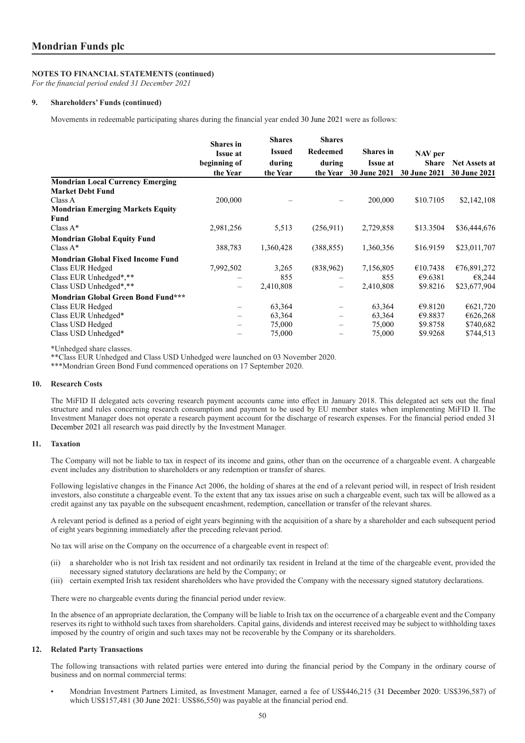**NOTES TO FINANCIAL STATEMENTS (continued)**

*For the financial period ended 31 December 2021*

**9. Shareholders' Funds (continued)**

Movements in redeemable participating shares during the financial year ended 30 June 2021 were as follows:

| | Shares in Issue at beginning of the Year | Shares Issued during the Year | Shares Redeemed during the Year | Shares in Issue at 30 June 2021 | NAV per Share 30 June 2021 | Net Assets at 30 June 2021 |
|---|---|---|---|---|---|---|
| **Mondrian Local Currency Emerging Market Debt Fund** | | | | | | |
| Class A | 200,000 | – | – | 200,000 | \$10.7105 | \$2,142,108 |
| **Mondrian Emerging Markets Equity Fund** | | | | | | |
| Class A* | 2,981,256 | 5,513 | (256,911) | 2,729,858 | \$13.3504 | \$36,444,676 |
| **Mondrian Global Equity Fund** | | | | | | |
| Class A* | 388,783 | 1,360,428 | (388,855) | 1,360,356 | \$16.9159 | \$23,011,707 |
| **Mondrian Global Fixed Income Fund** | | | | | | |
| Class EUR Hedged | 7,992,502 | 3,265 | (838,962) | 7,156,805 | €10.7438 | €76,891,272 |
| Class EUR Unhedged*,** | – | 855 | – | 855 | €9.6381 | €8,244 |
| Class USD Unhedged*,** | – | 2,410,808 | – | 2,410,808 | \$9.8216 | \$23,677,904 |
| **Mondrian Global Green Bond Fund*** ** | | | | | | |
| Class EUR Hedged | – | 63,364 | – | 63,364 | €9.8120 | €621,720 |
| Class EUR Unhedged* | – | 63,364 | – | 63,364 | €9.8837 | €626,268 |
| Class USD Hedged | – | 75,000 | – | 75,000 | \$9.8758 | \$740,682 |
| Class USD Unhedged* | – | 75,000 | – | 75,000 | \$9.9268 | \$744,513 |

*Unhedged share classes.

**Class EUR Unhedged and Class USD Unhedged were launched on 03 November 2020.

***Mondrian Green Bond Fund commenced operations on 17 September 2020.

**10. Research Costs**

The MiFID II delegated acts covering research payment accounts came into effect in January 2018. This delegated act sets out the final structure and rules concerning research consumption and payment to be used by EU member states when implementing MiFID II. The Investment Manager does not operate a research payment account for the discharge of research expenses. For the financial period ended 31 December 2021 all research was paid directly by the Investment Manager.

**11. Taxation**

The Company will not be liable to tax in respect of its income and gains, other than on the occurrence of a chargeable event. A chargeable event includes any distribution to shareholders or any redemption or transfer of shares.

Following legislative changes in the Finance Act 2006, the holding of shares at the end of a relevant period will, in respect of Irish resident investors, also constitute a chargeable event. To the extent that any tax issues arise on such a chargeable event, such tax will be allowed as a credit against any tax payable on the subsequent encashment, redemption, cancellation or transfer of the relevant shares.

A relevant period is defined as a period of eight years beginning with the acquisition of a share by a shareholder and each subsequent period of eight years beginning immediately after the preceding relevant period.

No tax will arise on the Company on the occurrence of a chargeable event in respect of:

(ii) a shareholder who is not Irish tax resident and not ordinarily tax resident in Ireland at the time of the chargeable event, provided the necessary signed statutory declarations are held by the Company; or

(iii) certain exempted Irish tax resident shareholders who have provided the Company with the necessary signed statutory declarations.

There were no chargeable events during the financial period under review.

In the absence of an appropriate declaration, the Company will be liable to Irish tax on the occurrence of a chargeable event and the Company reserves its right to withhold such taxes from shareholders. Capital gains, dividends and interest received may be subject to withholding taxes imposed by the country of origin and such taxes may not be recoverable by the Company or its shareholders.

**12. Related Party Transactions**

The following transactions with related parties were entered into during the financial period by the Company in the ordinary course of business and on normal commercial terms:

- Mondrian Investment Partners Limited, as Investment Manager, earned a fee of US\$446,215 (31 December 2020: US\$396,587) of which US\$157,481 (30 June 2021: US\$86,550) was payable at the financial period end.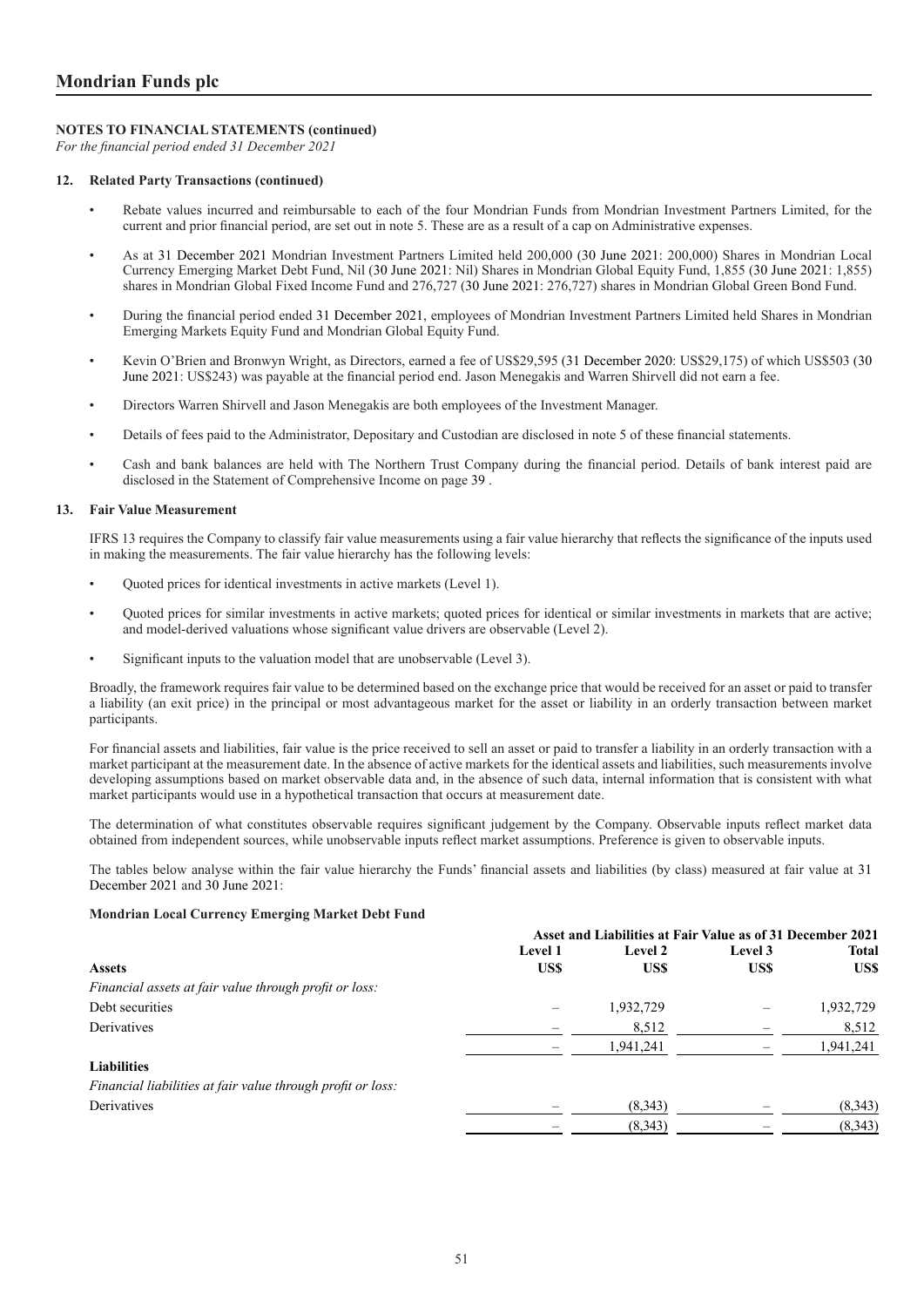# Mondrian Funds plc

**NOTES TO FINANCIAL STATEMENTS (continued)**

*For the financial period ended 31 December 2021*

**12. Related Party Transactions (continued)**

- Rebate values incurred and reimbursable to each of the four Mondrian Funds from Mondrian Investment Partners Limited, for the current and prior financial period, are set out in note 5. These are as a result of a cap on Administrative expenses.
- As at 31 December 2021 Mondrian Investment Partners Limited held 200,000 (30 June 2021: 200,000) Shares in Mondrian Local Currency Emerging Market Debt Fund, Nil (30 June 2021: Nil) Shares in Mondrian Global Equity Fund, 1,855 (30 June 2021: 1,855) shares in Mondrian Global Fixed Income Fund and 276,727 (30 June 2021: 276,727) shares in Mondrian Global Green Bond Fund.
- During the financial period ended 31 December 2021, employees of Mondrian Investment Partners Limited held Shares in Mondrian Emerging Markets Equity Fund and Mondrian Global Equity Fund.
- Kevin O'Brien and Bronwyn Wright, as Directors, earned a fee of US$29,595 (31 December 2020: US$29,175) of which US$503 (30 June 2021: US$243) was payable at the financial period end. Jason Menegakis and Warren Shirvell did not earn a fee.
- Directors Warren Shirvell and Jason Menegakis are both employees of the Investment Manager.
- Details of fees paid to the Administrator, Depositary and Custodian are disclosed in note 5 of these financial statements.
- Cash and bank balances are held with The Northern Trust Company during the financial period. Details of bank interest paid are disclosed in the Statement of Comprehensive Income on page 39 .

**13. Fair Value Measurement**

IFRS 13 requires the Company to classify fair value measurements using a fair value hierarchy that reflects the significance of the inputs used in making the measurements. The fair value hierarchy has the following levels:

- Quoted prices for identical investments in active markets (Level 1).
- Quoted prices for similar investments in active markets; quoted prices for identical or similar investments in markets that are active; and model-derived valuations whose significant value drivers are observable (Level 2).
- Significant inputs to the valuation model that are unobservable (Level 3).

Broadly, the framework requires fair value to be determined based on the exchange price that would be received for an asset or paid to transfer a liability (an exit price) in the principal or most advantageous market for the asset or liability in an orderly transaction between market participants.

For financial assets and liabilities, fair value is the price received to sell an asset or paid to transfer a liability in an orderly transaction with a market participant at the measurement date. In the absence of active markets for the identical assets and liabilities, such measurements involve developing assumptions based on market observable data and, in the absence of such data, internal information that is consistent with what market participants would use in a hypothetical transaction that occurs at measurement date.

The determination of what constitutes observable requires significant judgement by the Company. Observable inputs reflect market data obtained from independent sources, while unobservable inputs reflect market assumptions. Preference is given to observable inputs.

The tables below analyse within the fair value hierarchy the Funds' financial assets and liabilities (by class) measured at fair value at 31 December 2021 and 30 June 2021:

**Mondrian Local Currency Emerging Market Debt Fund**

| | Asset and Liabilities at Fair Value as of 31 December 2021 | | | |
|---|---|---|---|---|
| | **Level 1** | **Level 2** | **Level 3** | **Total** |
| **Assets** | **US$** | **US$** | **US$** | **US$** |
| *Financial assets at fair value through profit or loss:* | | | | |
| Debt securities | – | 1,932,729 | – | 1,932,729 |
| Derivatives | – | 8,512 | – | 8,512 |
| | – | 1,941,241 | – | 1,941,241 |
| **Liabilities** | | | | |
| *Financial liabilities at fair value through profit or loss:* | | | | |
| Derivatives | – | (8,343) | – | (8,343) |
| | – | (8,343) | – | (8,343) |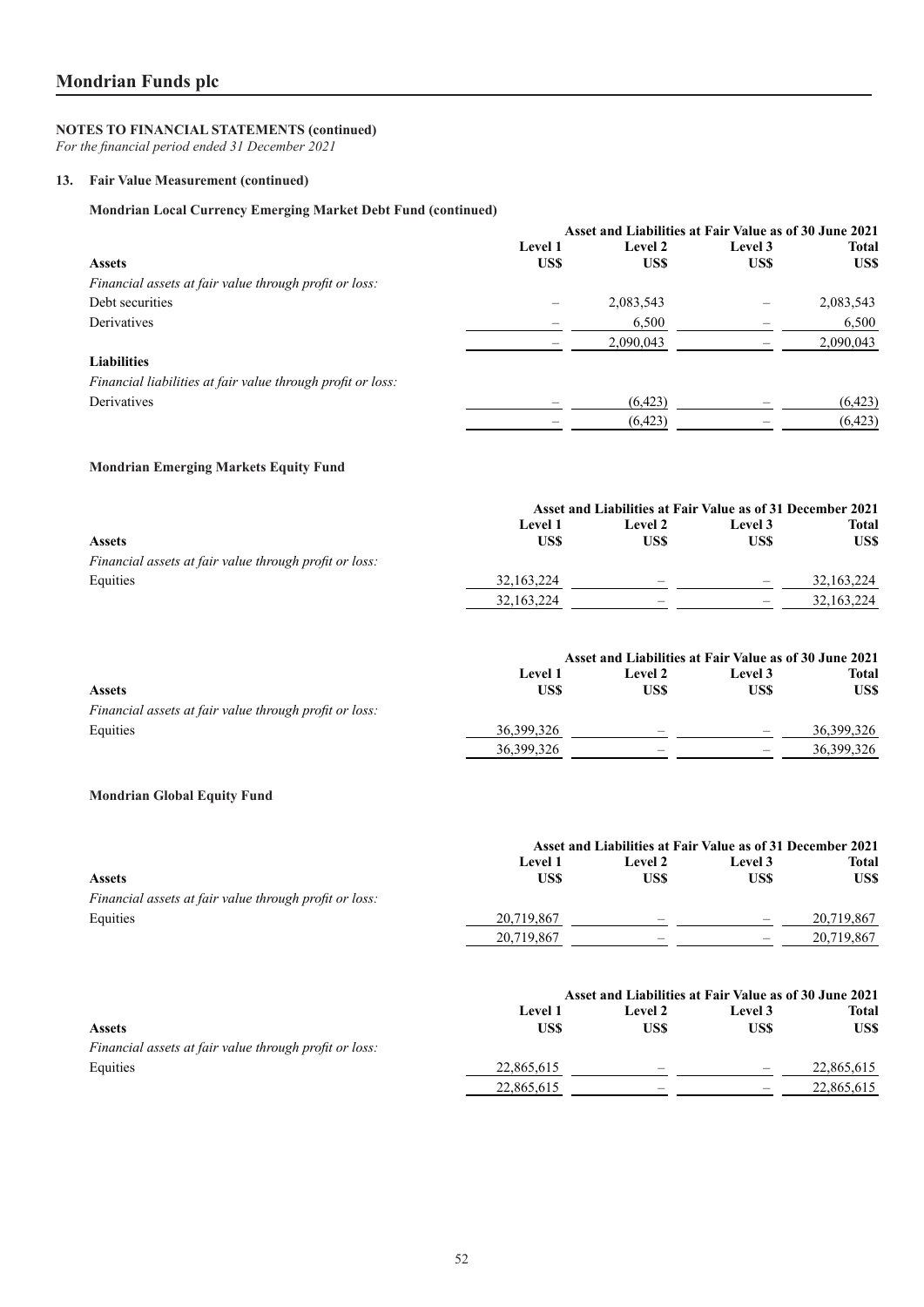## NOTES TO FINANCIAL STATEMENTS (continued)

*For the financial period ended 31 December 2021*

### 13. Fair Value Measurement (continued)

**Mondrian Local Currency Emerging Market Debt Fund (continued)**

| | Asset and Liabilities at Fair Value as of 30 June 2021 | | | |
|---|---|---|---|---|
| | **Level 1** | **Level 2** | **Level 3** | **Total** |
| **Assets** | **US$** | **US$** | **US$** | **US$** |
| *Financial assets at fair value through profit or loss:* | | | | |
| Debt securities | – | 2,083,543 | – | 2,083,543 |
| Derivatives | – | 6,500 | – | 6,500 |
| | – | 2,090,043 | – | 2,090,043 |
| **Liabilities** | | | | |
| *Financial liabilities at fair value through profit or loss:* | | | | |
| Derivatives | – | (6,423) | – | (6,423) |
| | – | (6,423) | – | (6,423) |

**Mondrian Emerging Markets Equity Fund**

| | Asset and Liabilities at Fair Value as of 31 December 2021 | | | |
|---|---|---|---|---|
| | **Level 1** | **Level 2** | **Level 3** | **Total** |
| **Assets** | **US$** | **US$** | **US$** | **US$** |
| *Financial assets at fair value through profit or loss:* | | | | |
| Equities | 32,163,224 | – | – | 32,163,224 |
| | 32,163,224 | – | – | 32,163,224 |

| | Asset and Liabilities at Fair Value as of 30 June 2021 | | | |
|---|---|---|---|---|
| | **Level 1** | **Level 2** | **Level 3** | **Total** |
| **Assets** | **US$** | **US$** | **US$** | **US$** |
| *Financial assets at fair value through profit or loss:* | | | | |
| Equities | 36,399,326 | – | – | 36,399,326 |
| | 36,399,326 | – | – | 36,399,326 |

**Mondrian Global Equity Fund**

| | Asset and Liabilities at Fair Value as of 31 December 2021 | | | |
|---|---|---|---|---|
| | **Level 1** | **Level 2** | **Level 3** | **Total** |
| **Assets** | **US$** | **US$** | **US$** | **US$** |
| *Financial assets at fair value through profit or loss:* | | | | |
| Equities | 20,719,867 | – | – | 20,719,867 |
| | 20,719,867 | – | – | 20,719,867 |

| | Asset and Liabilities at Fair Value as of 30 June 2021 | | | |
|---|---|---|---|---|
| | **Level 1** | **Level 2** | **Level 3** | **Total** |
| **Assets** | **US$** | **US$** | **US$** | **US$** |
| *Financial assets at fair value through profit or loss:* | | | | |
| Equities | 22,865,615 | – | – | 22,865,615 |
| | 22,865,615 | – | – | 22,865,615 |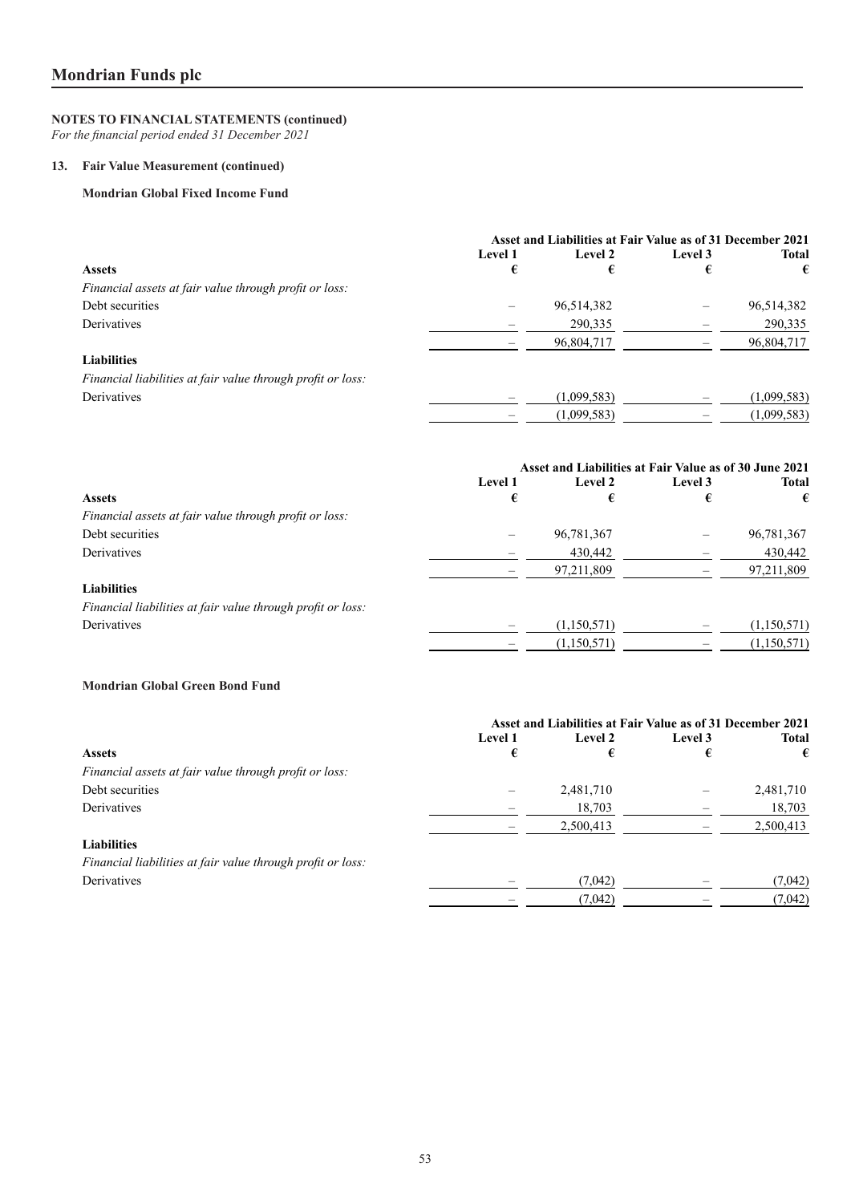# Mondrian Funds plc

**NOTES TO FINANCIAL STATEMENTS (continued)**
*For the financial period ended 31 December 2021*

**13. Fair Value Measurement (continued)**

**Mondrian Global Fixed Income Fund**

| | Asset and Liabilities at Fair Value as of 31 December 2021 | | | |
|---|---|---|---|---|
| | **Level 1** | **Level 2** | **Level 3** | **Total** |
| **Assets** | **€** | **€** | **€** | **€** |
| *Financial assets at fair value through profit or loss:* | | | | |
| Debt securities | – | 96,514,382 | – | 96,514,382 |
| Derivatives | – | 290,335 | – | 290,335 |
| | – | 96,804,717 | – | 96,804,717 |
| **Liabilities** | | | | |
| *Financial liabilities at fair value through profit or loss:* | | | | |
| Derivatives | – | (1,099,583) | – | (1,099,583) |
| | – | (1,099,583) | – | (1,099,583) |

| | Asset and Liabilities at Fair Value as of 30 June 2021 | | | |
|---|---|---|---|---|
| | **Level 1** | **Level 2** | **Level 3** | **Total** |
| **Assets** | **€** | **€** | **€** | **€** |
| *Financial assets at fair value through profit or loss:* | | | | |
| Debt securities | – | 96,781,367 | – | 96,781,367 |
| Derivatives | – | 430,442 | – | 430,442 |
| | – | 97,211,809 | – | 97,211,809 |
| **Liabilities** | | | | |
| *Financial liabilities at fair value through profit or loss:* | | | | |
| Derivatives | – | (1,150,571) | – | (1,150,571) |
| | – | (1,150,571) | – | (1,150,571) |

**Mondrian Global Green Bond Fund**

| | Asset and Liabilities at Fair Value as of 31 December 2021 | | | |
|---|---|---|---|---|
| | **Level 1** | **Level 2** | **Level 3** | **Total** |
| **Assets** | **€** | **€** | **€** | **€** |
| *Financial assets at fair value through profit or loss:* | | | | |
| Debt securities | – | 2,481,710 | – | 2,481,710 |
| Derivatives | – | 18,703 | – | 18,703 |
| | – | 2,500,413 | – | 2,500,413 |
| **Liabilities** | | | | |
| *Financial liabilities at fair value through profit or loss:* | | | | |
| Derivatives | – | (7,042) | – | (7,042) |
| | – | (7,042) | – | (7,042) |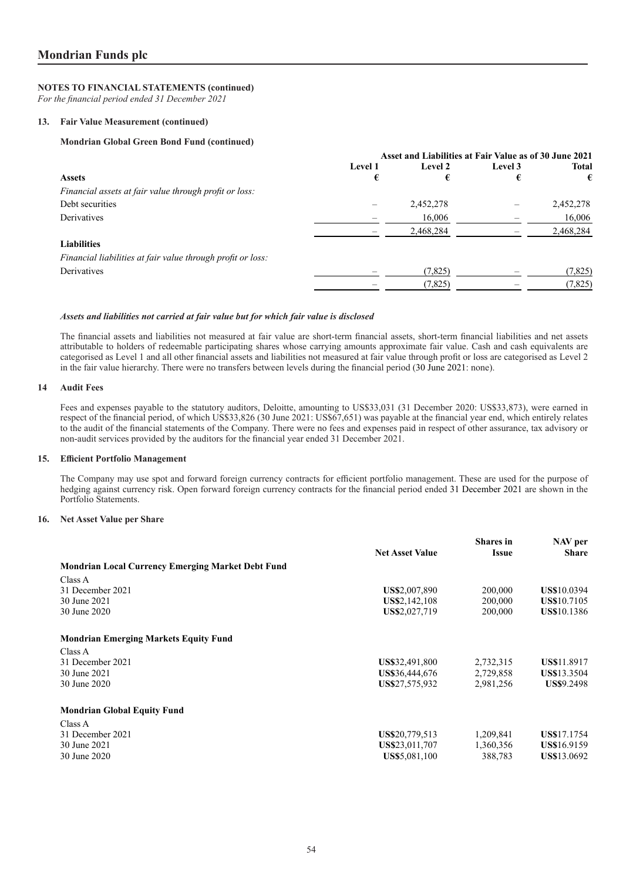## NOTES TO FINANCIAL STATEMENTS (continued)

*For the financial period ended 31 December 2021*

### 13. Fair Value Measurement (continued)

**Mondrian Global Green Bond Fund (continued)**

| | Asset and Liabilities at Fair Value as of 30 June 2021 | | | |
|---|---|---|---|---|
| | Level 1 | Level 2 | Level 3 | Total |
| **Assets** | € | € | € | € |
| *Financial assets at fair value through profit or loss:* | | | | |
| Debt securities | – | 2,452,278 | – | 2,452,278 |
| Derivatives | – | 16,006 | – | 16,006 |
| | – | 2,468,284 | – | 2,468,284 |
| **Liabilities** | | | | |
| *Financial liabilities at fair value through profit or loss:* | | | | |
| Derivatives | – | (7,825) | – | (7,825) |
| | – | (7,825) | – | (7,825) |

***Assets and liabilities not carried at fair value but for which fair value is disclosed***

The financial assets and liabilities not measured at fair value are short-term financial assets, short-term financial liabilities and net assets attributable to holders of redeemable participating shares whose carrying amounts approximate fair value. Cash and cash equivalents are categorised as Level 1 and all other financial assets and liabilities not measured at fair value through profit or loss are categorised as Level 2 in the fair value hierarchy. There were no transfers between levels during the financial period (30 June 2021: none).

### 14 Audit Fees

Fees and expenses payable to the statutory auditors, Deloitte, amounting to US$33,031 (31 December 2020: US$33,873), were earned in respect of the financial period, of which US$33,826 (30 June 2021: US$67,651) was payable at the financial year end, which entirely relates to the audit of the financial statements of the Company. There were no fees and expenses paid in respect of other assurance, tax advisory or non-audit services provided by the auditors for the financial year ended 31 December 2021.

### 15. Efficient Portfolio Management

The Company may use spot and forward foreign currency contracts for efficient portfolio management. These are used for the purpose of hedging against currency risk. Open forward foreign currency contracts for the financial period ended 31 December 2021 are shown in the Portfolio Statements.

### 16. Net Asset Value per Share

| | Net Asset Value | Shares in Issue | NAV per Share |
|---|---|---|---|
| **Mondrian Local Currency Emerging Market Debt Fund** | | | |
| Class A | | | |
| 31 December 2021 | US$2,007,890 | 200,000 | US$10.0394 |
| 30 June 2021 | US$2,142,108 | 200,000 | US$10.7105 |
| 30 June 2020 | US$2,027,719 | 200,000 | US$10.1386 |
| **Mondrian Emerging Markets Equity Fund** | | | |
| Class A | | | |
| 31 December 2021 | US$32,491,800 | 2,732,315 | US$11.8917 |
| 30 June 2021 | US$36,444,676 | 2,729,858 | US$13.3504 |
| 30 June 2020 | US$27,575,932 | 2,981,256 | US$9.2498 |
| **Mondrian Global Equity Fund** | | | |
| Class A | | | |
| 31 December 2021 | US$20,779,513 | 1,209,841 | US$17.1754 |
| 30 June 2021 | US$23,011,707 | 1,360,356 | US$16.9159 |
| 30 June 2020 | US$5,081,100 | 388,783 | US$13.0692 |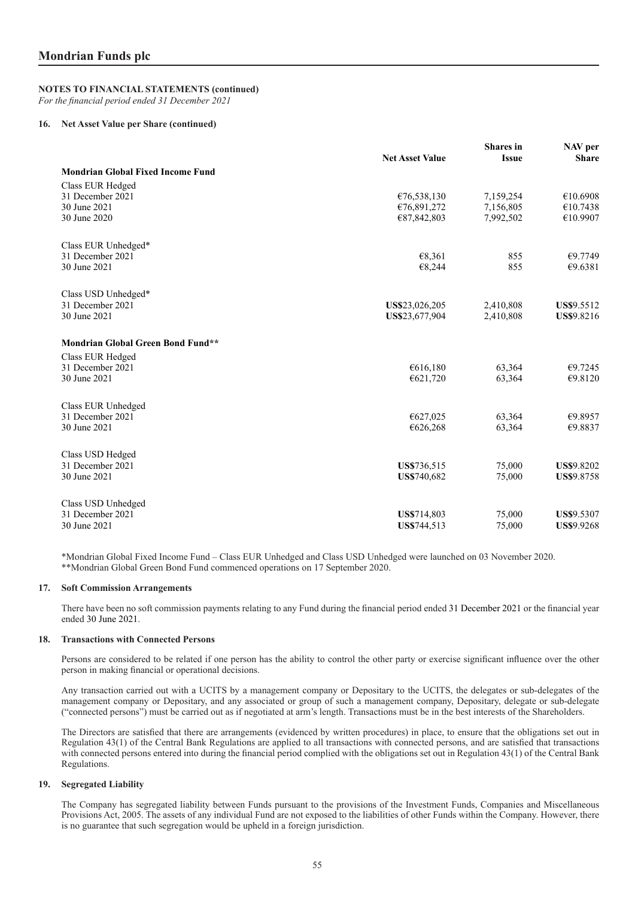## NOTES TO FINANCIAL STATEMENTS (continued)

*For the financial period ended 31 December 2021*

### 16. Net Asset Value per Share (continued)

| | Net Asset Value | Shares in Issue | NAV per Share |
|---|---|---|---|
| **Mondrian Global Fixed Income Fund** | | | |
| Class EUR Hedged | | | |
| 31 December 2021 | €76,538,130 | 7,159,254 | €10.6908 |
| 30 June 2021 | €76,891,272 | 7,156,805 | €10.7438 |
| 30 June 2020 | €87,842,803 | 7,992,502 | €10.9907 |
| Class EUR Unhedged* | | | |
| 31 December 2021 | €8,361 | 855 | €9.7749 |
| 30 June 2021 | €8,244 | 855 | €9.6381 |
| Class USD Unhedged* | | | |
| 31 December 2021 | **US$**23,026,205 | 2,410,808 | **US$**9.5512 |
| 30 June 2021 | **US$**23,677,904 | 2,410,808 | **US$**9.8216 |
| **Mondrian Global Green Bond Fund**** | | | |
| Class EUR Hedged | | | |
| 31 December 2021 | €616,180 | 63,364 | €9.7245 |
| 30 June 2021 | €621,720 | 63,364 | €9.8120 |
| Class EUR Unhedged | | | |
| 31 December 2021 | €627,025 | 63,364 | €9.8957 |
| 30 June 2021 | €626,268 | 63,364 | €9.8837 |
| Class USD Hedged | | | |
| 31 December 2021 | **US$**736,515 | 75,000 | **US$**9.8202 |
| 30 June 2021 | **US$**740,682 | 75,000 | **US$**9.8758 |
| Class USD Unhedged | | | |
| 31 December 2021 | **US$**714,803 | 75,000 | **US$**9.5307 |
| 30 June 2021 | **US$**744,513 | 75,000 | **US$**9.9268 |

*Mondrian Global Fixed Income Fund – Class EUR Unhedged and Class USD Unhedged were launched on 03 November 2020.
**Mondrian Global Green Bond Fund commenced operations on 17 September 2020.

### 17. Soft Commission Arrangements

There have been no soft commission payments relating to any Fund during the financial period ended 31 December 2021 or the financial year ended 30 June 2021.

### 18. Transactions with Connected Persons

Persons are considered to be related if one person has the ability to control the other party or exercise significant influence over the other person in making financial or operational decisions.

Any transaction carried out with a UCITS by a management company or Depositary to the UCITS, the delegates or sub-delegates of the management company or Depositary, and any associated or group of such a management company, Depositary, delegate or sub-delegate ("connected persons") must be carried out as if negotiated at arm's length. Transactions must be in the best interests of the Shareholders.

The Directors are satisfied that there are arrangements (evidenced by written procedures) in place, to ensure that the obligations set out in Regulation 43(1) of the Central Bank Regulations are applied to all transactions with connected persons, and are satisfied that transactions with connected persons entered into during the financial period complied with the obligations set out in Regulation 43(1) of the Central Bank Regulations.

### 19. Segregated Liability

The Company has segregated liability between Funds pursuant to the provisions of the Investment Funds, Companies and Miscellaneous Provisions Act, 2005. The assets of any individual Fund are not exposed to the liabilities of other Funds within the Company. However, there is no guarantee that such segregation would be upheld in a foreign jurisdiction.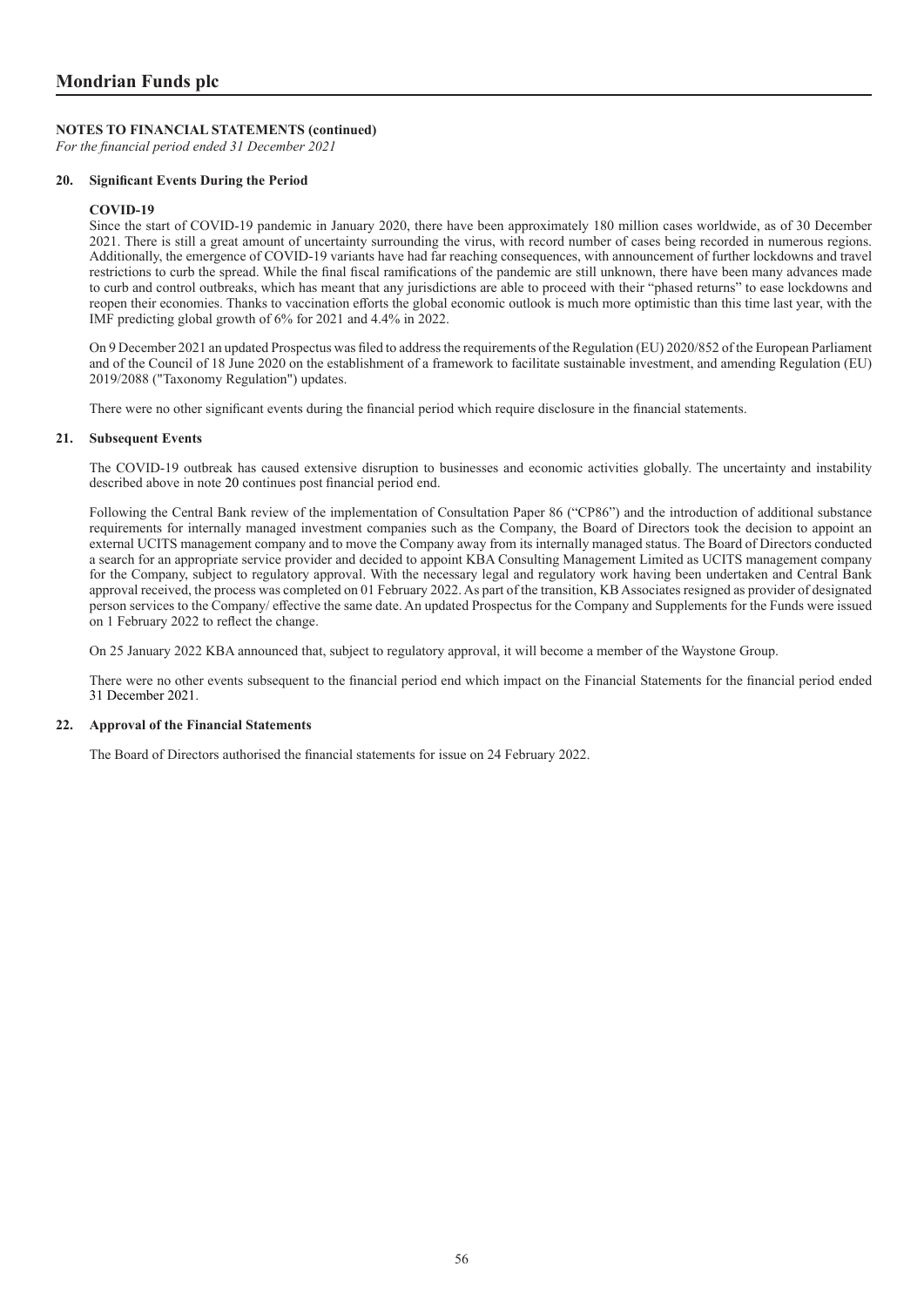# Mondrian Funds plc

**NOTES TO FINANCIAL STATEMENTS (continued)**

*For the financial period ended 31 December 2021*

## 20. Significant Events During the Period

**COVID-19**

Since the start of COVID-19 pandemic in January 2020, there have been approximately 180 million cases worldwide, as of 30 December 2021. There is still a great amount of uncertainty surrounding the virus, with record number of cases being recorded in numerous regions. Additionally, the emergence of COVID-19 variants have had far reaching consequences, with announcement of further lockdowns and travel restrictions to curb the spread. While the final fiscal ramifications of the pandemic are still unknown, there have been many advances made to curb and control outbreaks, which has meant that any jurisdictions are able to proceed with their "phased returns" to ease lockdowns and reopen their economies. Thanks to vaccination efforts the global economic outlook is much more optimistic than this time last year, with the IMF predicting global growth of 6% for 2021 and 4.4% in 2022.

On 9 December 2021 an updated Prospectus was filed to address the requirements of the Regulation (EU) 2020/852 of the European Parliament and of the Council of 18 June 2020 on the establishment of a framework to facilitate sustainable investment, and amending Regulation (EU) 2019/2088 ("Taxonomy Regulation") updates.

There were no other significant events during the financial period which require disclosure in the financial statements.

## 21. Subsequent Events

The COVID-19 outbreak has caused extensive disruption to businesses and economic activities globally. The uncertainty and instability described above in note 20 continues post financial period end.

Following the Central Bank review of the implementation of Consultation Paper 86 ("CP86") and the introduction of additional substance requirements for internally managed investment companies such as the Company, the Board of Directors took the decision to appoint an external UCITS management company and to move the Company away from its internally managed status. The Board of Directors conducted a search for an appropriate service provider and decided to appoint KBA Consulting Management Limited as UCITS management company for the Company, subject to regulatory approval. With the necessary legal and regulatory work having been undertaken and Central Bank approval received, the process was completed on 01 February 2022. As part of the transition, KB Associates resigned as provider of designated person services to the Company/ effective the same date. An updated Prospectus for the Company and Supplements for the Funds were issued on 1 February 2022 to reflect the change.

On 25 January 2022 KBA announced that, subject to regulatory approval, it will become a member of the Waystone Group.

There were no other events subsequent to the financial period end which impact on the Financial Statements for the financial period ended 31 December 2021.

## 22. Approval of the Financial Statements

The Board of Directors authorised the financial statements for issue on 24 February 2022.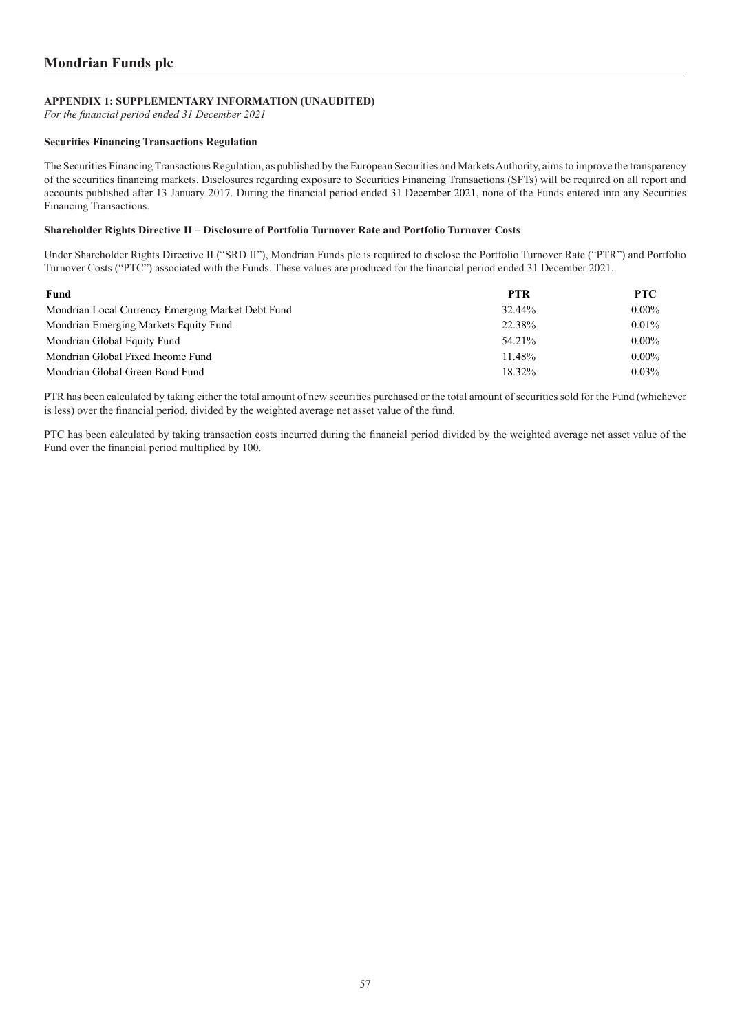## APPENDIX 1: SUPPLEMENTARY INFORMATION (UNAUDITED)

*For the financial period ended 31 December 2021*

### Securities Financing Transactions Regulation

The Securities Financing Transactions Regulation, as published by the European Securities and Markets Authority, aims to improve the transparency of the securities financing markets. Disclosures regarding exposure to Securities Financing Transactions (SFTs) will be required on all report and accounts published after 13 January 2017. During the financial period ended 31 December 2021, none of the Funds entered into any Securities Financing Transactions.

### Shareholder Rights Directive II – Disclosure of Portfolio Turnover Rate and Portfolio Turnover Costs

Under Shareholder Rights Directive II ("SRD II"), Mondrian Funds plc is required to disclose the Portfolio Turnover Rate ("PTR") and Portfolio Turnover Costs ("PTC") associated with the Funds. These values are produced for the financial period ended 31 December 2021.

| Fund | PTR | PTC |
|---|---|---|
| Mondrian Local Currency Emerging Market Debt Fund | 32.44% | 0.00% |
| Mondrian Emerging Markets Equity Fund | 22.38% | 0.01% |
| Mondrian Global Equity Fund | 54.21% | 0.00% |
| Mondrian Global Fixed Income Fund | 11.48% | 0.00% |
| Mondrian Global Green Bond Fund | 18.32% | 0.03% |

PTR has been calculated by taking either the total amount of new securities purchased or the total amount of securities sold for the Fund (whichever is less) over the financial period, divided by the weighted average net asset value of the fund.

PTC has been calculated by taking transaction costs incurred during the financial period divided by the weighted average net asset value of the Fund over the financial period multiplied by 100.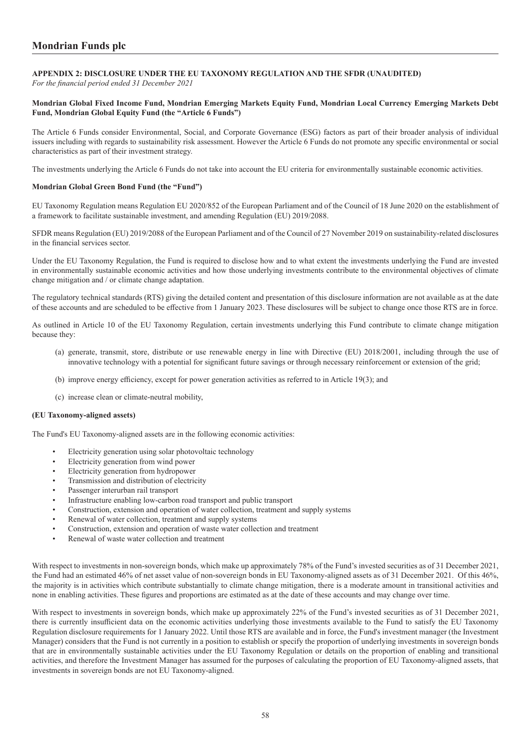**APPENDIX 2: DISCLOSURE UNDER THE EU TAXONOMY REGULATION AND THE SFDR (UNAUDITED)**

*For the financial period ended 31 December 2021*

**Mondrian Global Fixed Income Fund, Mondrian Emerging Markets Equity Fund, Mondrian Local Currency Emerging Markets Debt Fund, Mondrian Global Equity Fund (the "Article 6 Funds")**

The Article 6 Funds consider Environmental, Social, and Corporate Governance (ESG) factors as part of their broader analysis of individual issuers including with regards to sustainability risk assessment. However the Article 6 Funds do not promote any specific environmental or social characteristics as part of their investment strategy.

The investments underlying the Article 6 Funds do not take into account the EU criteria for environmentally sustainable economic activities.

**Mondrian Global Green Bond Fund (the "Fund")**

EU Taxonomy Regulation means Regulation EU 2020/852 of the European Parliament and of the Council of 18 June 2020 on the establishment of a framework to facilitate sustainable investment, and amending Regulation (EU) 2019/2088.

SFDR means Regulation (EU) 2019/2088 of the European Parliament and of the Council of 27 November 2019 on sustainability-related disclosures in the financial services sector.

Under the EU Taxonomy Regulation, the Fund is required to disclose how and to what extent the investments underlying the Fund are invested in environmentally sustainable economic activities and how those underlying investments contribute to the environmental objectives of climate change mitigation and / or climate change adaptation.

The regulatory technical standards (RTS) giving the detailed content and presentation of this disclosure information are not available as at the date of these accounts and are scheduled to be effective from 1 January 2023. These disclosures will be subject to change once those RTS are in force.

As outlined in Article 10 of the EU Taxonomy Regulation, certain investments underlying this Fund contribute to climate change mitigation because they:

(a) generate, transmit, store, distribute or use renewable energy in line with Directive (EU) 2018/2001, including through the use of innovative technology with a potential for significant future savings or through necessary reinforcement or extension of the grid;

(b) improve energy efficiency, except for power generation activities as referred to in Article 19(3); and

(c) increase clean or climate-neutral mobility,

**(EU Taxonomy-aligned assets)**

The Fund's EU Taxonomy-aligned assets are in the following economic activities:

- Electricity generation using solar photovoltaic technology
- Electricity generation from wind power
- Electricity generation from hydropower
- Transmission and distribution of electricity
- Passenger interurban rail transport
- Infrastructure enabling low-carbon road transport and public transport
- Construction, extension and operation of water collection, treatment and supply systems
- Renewal of water collection, treatment and supply systems
- Construction, extension and operation of waste water collection and treatment
- Renewal of waste water collection and treatment

With respect to investments in non-sovereign bonds, which make up approximately 78% of the Fund's invested securities as of 31 December 2021, the Fund had an estimated 46% of net asset value of non-sovereign bonds in EU Taxonomy-aligned assets as of 31 December 2021. Of this 46%, the majority is in activities which contribute substantially to climate change mitigation, there is a moderate amount in transitional activities and none in enabling activities. These figures and proportions are estimated as at the date of these accounts and may change over time.

With respect to investments in sovereign bonds, which make up approximately 22% of the Fund's invested securities as of 31 December 2021, there is currently insufficient data on the economic activities underlying those investments available to the Fund to satisfy the EU Taxonomy Regulation disclosure requirements for 1 January 2022. Until those RTS are available and in force, the Fund's investment manager (the Investment Manager) considers that the Fund is not currently in a position to establish or specify the proportion of underlying investments in sovereign bonds that are in environmentally sustainable activities under the EU Taxonomy Regulation or details on the proportion of enabling and transitional activities, and therefore the Investment Manager has assumed for the purposes of calculating the proportion of EU Taxonomy-aligned assets, that investments in sovereign bonds are not EU Taxonomy-aligned.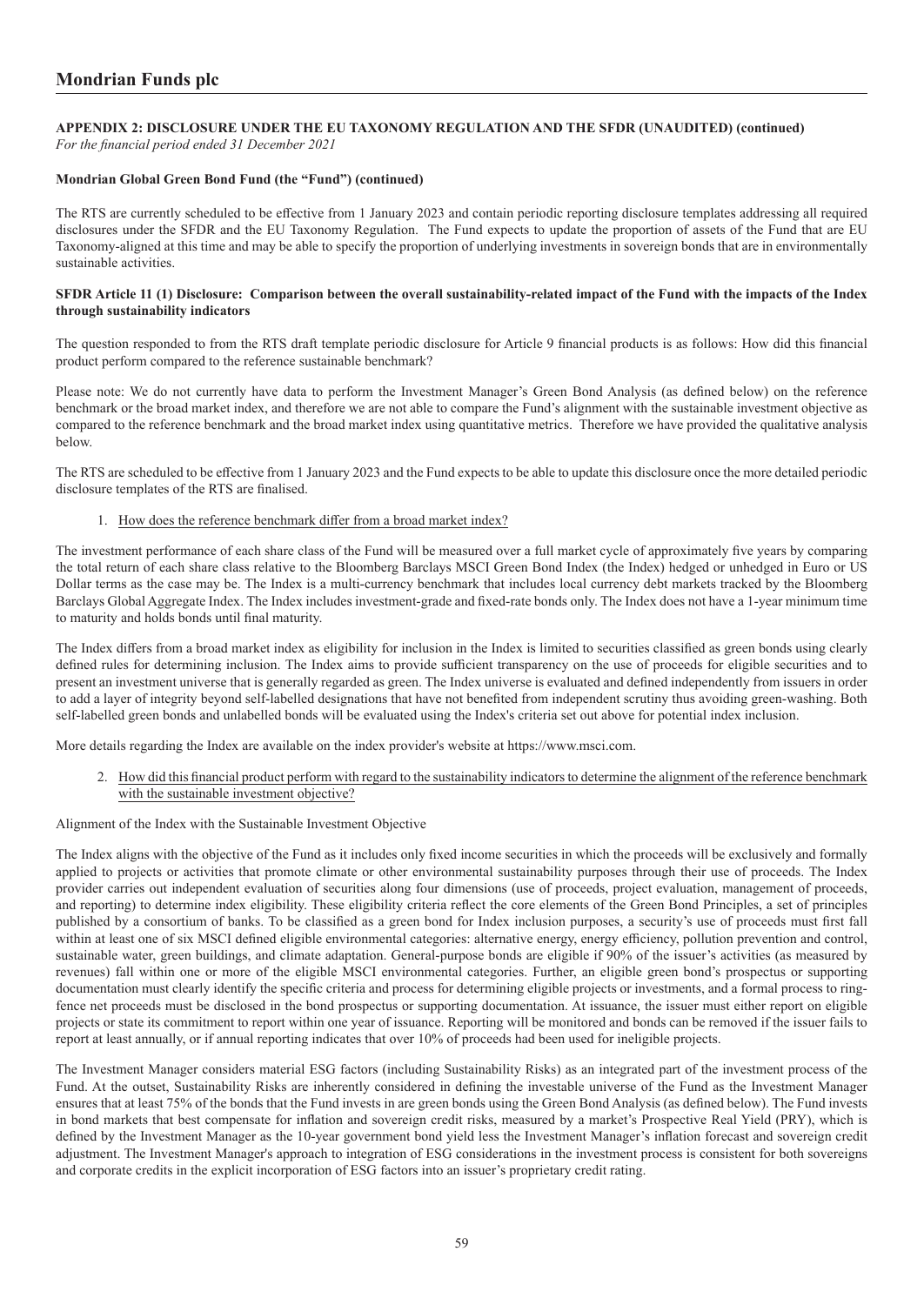**APPENDIX 2: DISCLOSURE UNDER THE EU TAXONOMY REGULATION AND THE SFDR (UNAUDITED) (continued)**
*For the financial period ended 31 December 2021*

**Mondrian Global Green Bond Fund (the "Fund") (continued)**

The RTS are currently scheduled to be effective from 1 January 2023 and contain periodic reporting disclosure templates addressing all required disclosures under the SFDR and the EU Taxonomy Regulation. The Fund expects to update the proportion of assets of the Fund that are EU Taxonomy-aligned at this time and may be able to specify the proportion of underlying investments in sovereign bonds that are in environmentally sustainable activities.

**SFDR Article 11 (1) Disclosure: Comparison between the overall sustainability-related impact of the Fund with the impacts of the Index through sustainability indicators**

The question responded to from the RTS draft template periodic disclosure for Article 9 financial products is as follows: How did this financial product perform compared to the reference sustainable benchmark?

Please note: We do not currently have data to perform the Investment Manager's Green Bond Analysis (as defined below) on the reference benchmark or the broad market index, and therefore we are not able to compare the Fund's alignment with the sustainable investment objective as compared to the reference benchmark and the broad market index using quantitative metrics. Therefore we have provided the qualitative analysis below.

The RTS are scheduled to be effective from 1 January 2023 and the Fund expects to be able to update this disclosure once the more detailed periodic disclosure templates of the RTS are finalised.

1. How does the reference benchmark differ from a broad market index?

The investment performance of each share class of the Fund will be measured over a full market cycle of approximately five years by comparing the total return of each share class relative to the Bloomberg Barclays MSCI Green Bond Index (the Index) hedged or unhedged in Euro or US Dollar terms as the case may be. The Index is a multi-currency benchmark that includes local currency debt markets tracked by the Bloomberg Barclays Global Aggregate Index. The Index includes investment-grade and fixed-rate bonds only. The Index does not have a 1-year minimum time to maturity and holds bonds until final maturity.

The Index differs from a broad market index as eligibility for inclusion in the Index is limited to securities classified as green bonds using clearly defined rules for determining inclusion. The Index aims to provide sufficient transparency on the use of proceeds for eligible securities and to present an investment universe that is generally regarded as green. The Index universe is evaluated and defined independently from issuers in order to add a layer of integrity beyond self-labelled designations that have not benefited from independent scrutiny thus avoiding green-washing. Both self-labelled green bonds and unlabelled bonds will be evaluated using the Index's criteria set out above for potential index inclusion.

More details regarding the Index are available on the index provider's website at https://www.msci.com.

2. How did this financial product perform with regard to the sustainability indicators to determine the alignment of the reference benchmark with the sustainable investment objective?

Alignment of the Index with the Sustainable Investment Objective

The Index aligns with the objective of the Fund as it includes only fixed income securities in which the proceeds will be exclusively and formally applied to projects or activities that promote climate or other environmental sustainability purposes through their use of proceeds. The Index provider carries out independent evaluation of securities along four dimensions (use of proceeds, project evaluation, management of proceeds, and reporting) to determine index eligibility. These eligibility criteria reflect the core elements of the Green Bond Principles, a set of principles published by a consortium of banks. To be classified as a green bond for Index inclusion purposes, a security's use of proceeds must first fall within at least one of six MSCI defined eligible environmental categories: alternative energy, energy efficiency, pollution prevention and control, sustainable water, green buildings, and climate adaptation. General-purpose bonds are eligible if 90% of the issuer's activities (as measured by revenues) fall within one or more of the eligible MSCI environmental categories. Further, an eligible green bond's prospectus or supporting documentation must clearly identify the specific criteria and process for determining eligible projects or investments, and a formal process to ring-fence net proceeds must be disclosed in the bond prospectus or supporting documentation. At issuance, the issuer must either report on eligible projects or state its commitment to report within one year of issuance. Reporting will be monitored and bonds can be removed if the issuer fails to report at least annually, or if annual reporting indicates that over 10% of proceeds had been used for ineligible projects.

The Investment Manager considers material ESG factors (including Sustainability Risks) as an integrated part of the investment process of the Fund. At the outset, Sustainability Risks are inherently considered in defining the investable universe of the Fund as the Investment Manager ensures that at least 75% of the bonds that the Fund invests in are green bonds using the Green Bond Analysis (as defined below). The Fund invests in bond markets that best compensate for inflation and sovereign credit risks, measured by a market's Prospective Real Yield (PRY), which is defined by the Investment Manager as the 10-year government bond yield less the Investment Manager's inflation forecast and sovereign credit adjustment. The Investment Manager's approach to integration of ESG considerations in the investment process is consistent for both sovereigns and corporate credits in the explicit incorporation of ESG factors into an issuer's proprietary credit rating.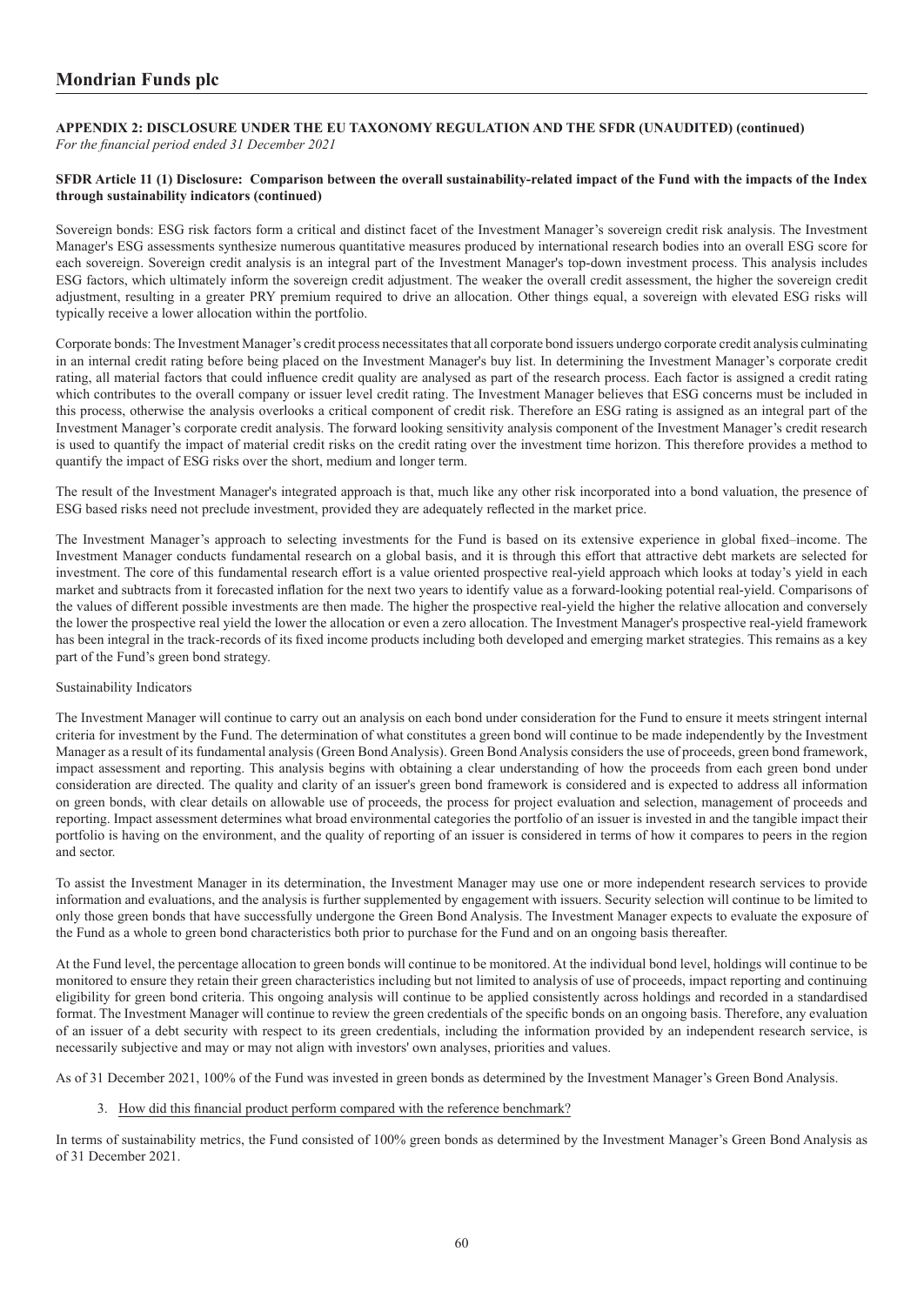**APPENDIX 2: DISCLOSURE UNDER THE EU TAXONOMY REGULATION AND THE SFDR (UNAUDITED) (continued)**
*For the financial period ended 31 December 2021*

**SFDR Article 11 (1) Disclosure: Comparison between the overall sustainability-related impact of the Fund with the impacts of the Index through sustainability indicators (continued)**

Sovereign bonds: ESG risk factors form a critical and distinct facet of the Investment Manager's sovereign credit risk analysis. The Investment Manager's ESG assessments synthesize numerous quantitative measures produced by international research bodies into an overall ESG score for each sovereign. Sovereign credit analysis is an integral part of the Investment Manager's top-down investment process. This analysis includes ESG factors, which ultimately inform the sovereign credit adjustment. The weaker the overall credit assessment, the higher the sovereign credit adjustment, resulting in a greater PRY premium required to drive an allocation. Other things equal, a sovereign with elevated ESG risks will typically receive a lower allocation within the portfolio.

Corporate bonds: The Investment Manager's credit process necessitates that all corporate bond issuers undergo corporate credit analysis culminating in an internal credit rating before being placed on the Investment Manager's buy list. In determining the Investment Manager's corporate credit rating, all material factors that could influence credit quality are analysed as part of the research process. Each factor is assigned a credit rating which contributes to the overall company or issuer level credit rating. The Investment Manager believes that ESG concerns must be included in this process, otherwise the analysis overlooks a critical component of credit risk. Therefore an ESG rating is assigned as an integral part of the Investment Manager's corporate credit analysis. The forward looking sensitivity analysis component of the Investment Manager's credit research is used to quantify the impact of material credit risks on the credit rating over the investment time horizon. This therefore provides a method to quantify the impact of ESG risks over the short, medium and longer term.

The result of the Investment Manager's integrated approach is that, much like any other risk incorporated into a bond valuation, the presence of ESG based risks need not preclude investment, provided they are adequately reflected in the market price.

The Investment Manager's approach to selecting investments for the Fund is based on its extensive experience in global fixed–income. The Investment Manager conducts fundamental research on a global basis, and it is through this effort that attractive debt markets are selected for investment. The core of this fundamental research effort is a value oriented prospective real-yield approach which looks at today's yield in each market and subtracts from it forecasted inflation for the next two years to identify value as a forward-looking potential real-yield. Comparisons of the values of different possible investments are then made. The higher the prospective real-yield the higher the relative allocation and conversely the lower the prospective real yield the lower the allocation or even a zero allocation. The Investment Manager's prospective real-yield framework has been integral in the track-records of its fixed income products including both developed and emerging market strategies. This remains as a key part of the Fund's green bond strategy.

Sustainability Indicators

The Investment Manager will continue to carry out an analysis on each bond under consideration for the Fund to ensure it meets stringent internal criteria for investment by the Fund. The determination of what constitutes a green bond will continue to be made independently by the Investment Manager as a result of its fundamental analysis (Green Bond Analysis). Green Bond Analysis considers the use of proceeds, green bond framework, impact assessment and reporting. This analysis begins with obtaining a clear understanding of how the proceeds from each green bond under consideration are directed. The quality and clarity of an issuer's green bond framework is considered and is expected to address all information on green bonds, with clear details on allowable use of proceeds, the process for project evaluation and selection, management of proceeds and reporting. Impact assessment determines what broad environmental categories the portfolio of an issuer is invested in and the tangible impact their portfolio is having on the environment, and the quality of reporting of an issuer is considered in terms of how it compares to peers in the region and sector.

To assist the Investment Manager in its determination, the Investment Manager may use one or more independent research services to provide information and evaluations, and the analysis is further supplemented by engagement with issuers. Security selection will continue to be limited to only those green bonds that have successfully undergone the Green Bond Analysis. The Investment Manager expects to evaluate the exposure of the Fund as a whole to green bond characteristics both prior to purchase for the Fund and on an ongoing basis thereafter.

At the Fund level, the percentage allocation to green bonds will continue to be monitored. At the individual bond level, holdings will continue to be monitored to ensure they retain their green characteristics including but not limited to analysis of use of proceeds, impact reporting and continuing eligibility for green bond criteria. This ongoing analysis will continue to be applied consistently across holdings and recorded in a standardised format. The Investment Manager will continue to review the green credentials of the specific bonds on an ongoing basis. Therefore, any evaluation of an issuer of a debt security with respect to its green credentials, including the information provided by an independent research service, is necessarily subjective and may or may not align with investors' own analyses, priorities and values.

As of 31 December 2021, 100% of the Fund was invested in green bonds as determined by the Investment Manager's Green Bond Analysis.

3. How did this financial product perform compared with the reference benchmark?

In terms of sustainability metrics, the Fund consisted of 100% green bonds as determined by the Investment Manager's Green Bond Analysis as of 31 December 2021.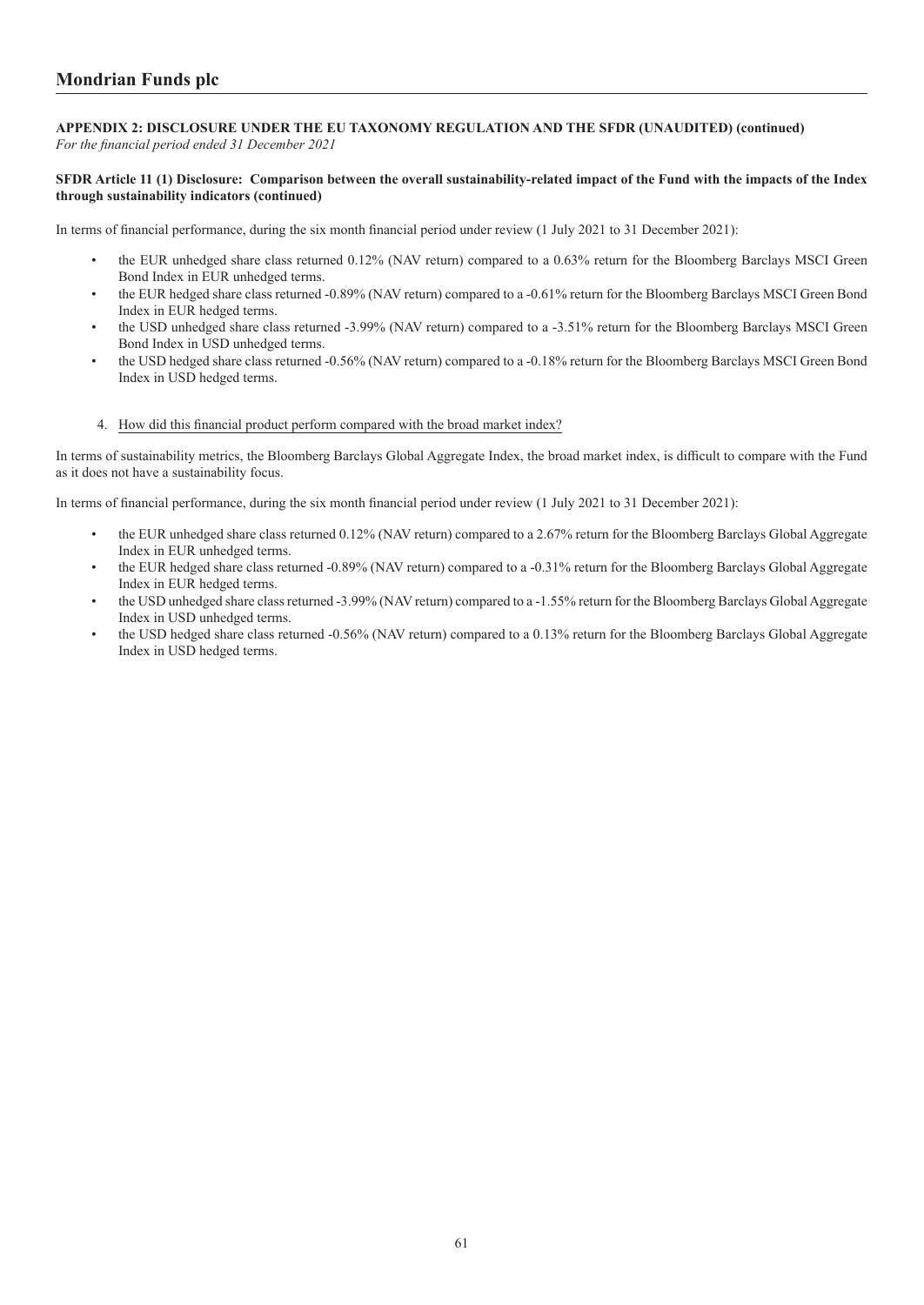**APPENDIX 2: DISCLOSURE UNDER THE EU TAXONOMY REGULATION AND THE SFDR (UNAUDITED) (continued)**
*For the financial period ended 31 December 2021*

**SFDR Article 11 (1) Disclosure: Comparison between the overall sustainability-related impact of the Fund with the impacts of the Index through sustainability indicators (continued)**

In terms of financial performance, during the six month financial period under review (1 July 2021 to 31 December 2021):

- the EUR unhedged share class returned 0.12% (NAV return) compared to a 0.63% return for the Bloomberg Barclays MSCI Green Bond Index in EUR unhedged terms.
- the EUR hedged share class returned -0.89% (NAV return) compared to a -0.61% return for the Bloomberg Barclays MSCI Green Bond Index in EUR hedged terms.
- the USD unhedged share class returned -3.99% (NAV return) compared to a -3.51% return for the Bloomberg Barclays MSCI Green Bond Index in USD unhedged terms.
- the USD hedged share class returned -0.56% (NAV return) compared to a -0.18% return for the Bloomberg Barclays MSCI Green Bond Index in USD hedged terms.

4. How did this financial product perform compared with the broad market index?

In terms of sustainability metrics, the Bloomberg Barclays Global Aggregate Index, the broad market index, is difficult to compare with the Fund as it does not have a sustainability focus.

In terms of financial performance, during the six month financial period under review (1 July 2021 to 31 December 2021):

- the EUR unhedged share class returned 0.12% (NAV return) compared to a 2.67% return for the Bloomberg Barclays Global Aggregate Index in EUR unhedged terms.
- the EUR hedged share class returned -0.89% (NAV return) compared to a -0.31% return for the Bloomberg Barclays Global Aggregate Index in EUR hedged terms.
- the USD unhedged share class returned -3.99% (NAV return) compared to a -1.55% return for the Bloomberg Barclays Global Aggregate Index in USD unhedged terms.
- the USD hedged share class returned -0.56% (NAV return) compared to a 0.13% return for the Bloomberg Barclays Global Aggregate Index in USD hedged terms.